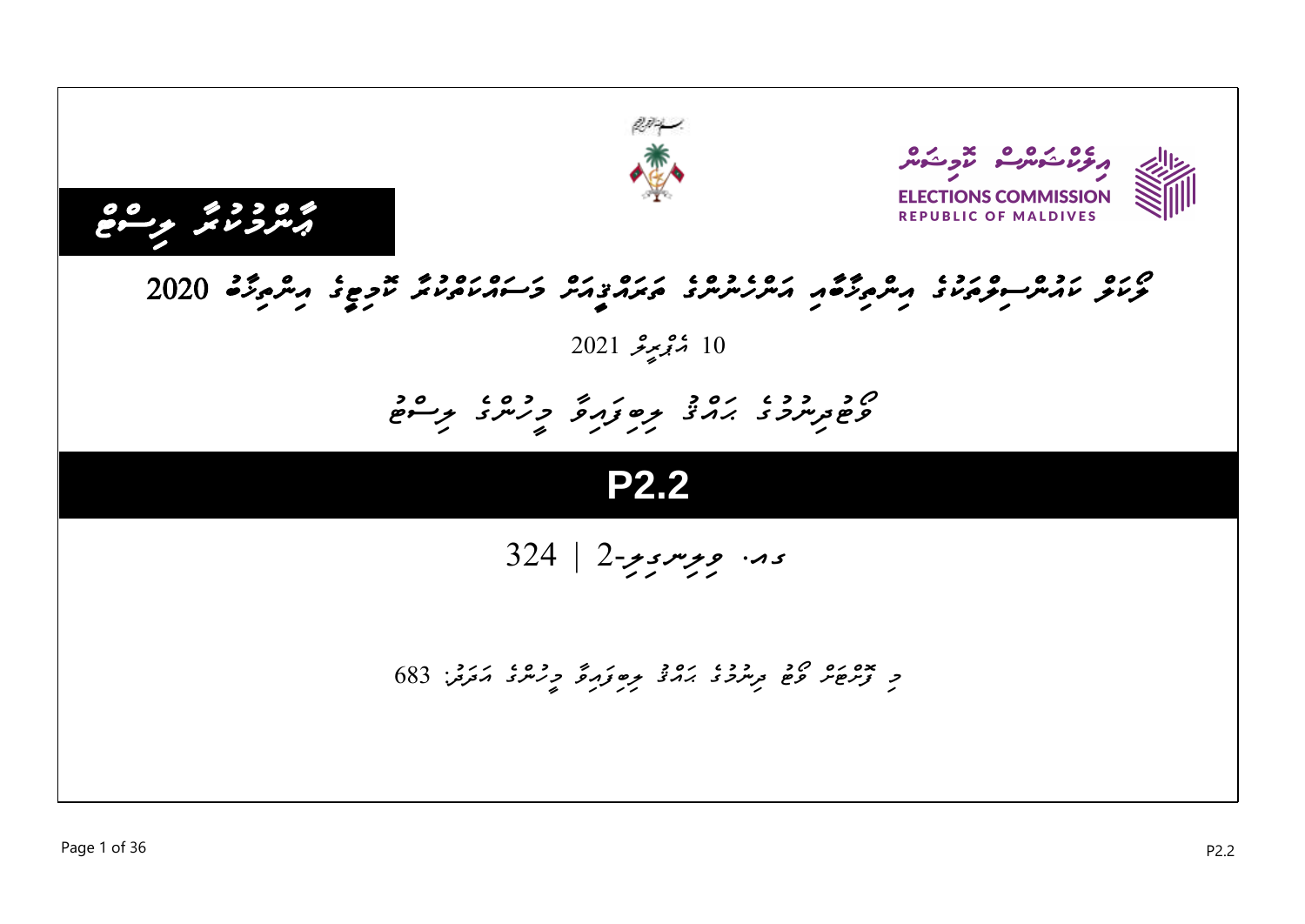ELECTIONS COMMISSION
REPUBLIC OF MALDIVES

އިލެކްޝަންސް ކޮމިޝަން

އަންފޫޝަލް ލިސްޓް

# ލޯކަލް ކައުންސިލްތަކުގެ އިންތިޚާބާއި އަންހެނުންގެ ތަރައްޤީއަށް މަސައްކަތްކުރާ ކޮމިޓީގެ އިންތިޚާބު 2020

10 އޭޕްރިލް 2021

ވޯޓުދިނުމުގެ ހައްޤު ލިބިފައިވާ މީހުންގެ ލިސްޓު

# P2.2

ގއ. ވިލިނގިލި-2 | 324

މި ފޮށްޓަށް ވޯޓު ދިނުމުގެ ހައްޤު ލިބިފައިވާ މީހުންގެ އަދަދު: 683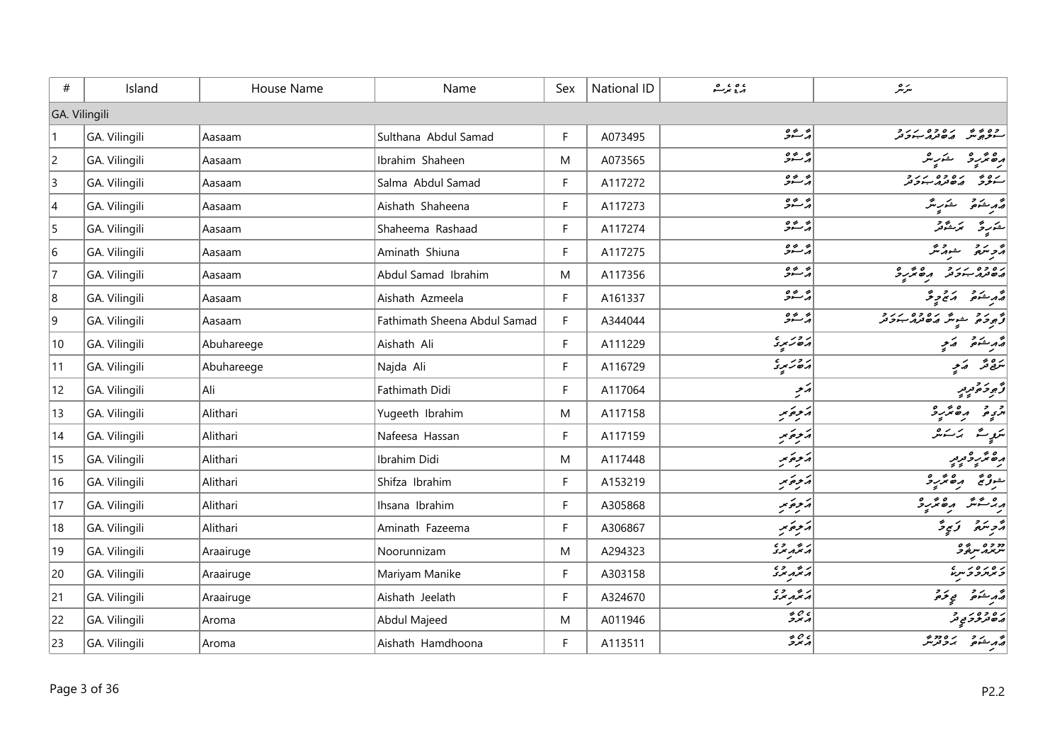| # | Island | House Name | Name | Sex | National ID | ގެއުގެ ނަން | ނަން |
|---|---|---|---|---|---|---|---|
| GA. Vilingili | | | | | | | |
| 1 | GA. Vilingili | Aasaam | Sulthana Abdul Samad | F | A073495 | އާސާމް | ސުލްޠާނާ ޢަބްދުއްސަމަދު |
| 2 | GA. Vilingili | Aasaam | Ibrahim Shaheen | M | A073565 | އާސާމް | އިބްރާހީމް ޝަހީން |
| 3 | GA. Vilingili | Aasaam | Salma Abdul Samad | F | A117272 | އާސާމް | ސަލްމާ ޢަބްދުއްސަމަދު |
| 4 | GA. Vilingili | Aasaam | Aishath Shaheena | F | A117273 | އާސާމް | ޢާއިޝަތު ޝަހީނާ |
| 5 | GA. Vilingili | Aasaam | Shaheema Rashaad | F | A117274 | އާސާމް | ޝަހީމާ ރަޝާދު |
| 6 | GA. Vilingili | Aasaam | Aminath Shiuna | F | A117275 | އާސާމް | އާމިނަތު ޝިއުނާ |
| 7 | GA. Vilingili | Aasaam | Abdul Samad Ibrahim | M | A117356 | އާސާމް | ޢަބްދުއްސަމަދު އިބްރާހީމް |
| 8 | GA. Vilingili | Aasaam | Aishath Azmeela | F | A161337 | އާސާމް | ޢާއިޝަތު އަޒްމީލާ |
| 9 | GA. Vilingili | Aasaam | Fathimath Sheena Abdul Samad | F | A344044 | އާސާމް | ފާތިމަތު ޝީނާ ޢަބްދުއްސަމަދު |
| 10 | GA. Vilingili | Abuhareege | Aishath Ali | F | A111229 | އަބުހަރީގެ | ޢާއިޝަތު ޢަލި |
| 11 | GA. Vilingili | Abuhareege | Najda Ali | F | A116729 | އަބުހަރީގެ | ނަޖްދާ ޢަލި |
| 12 | GA. Vilingili | Ali | Fathimath Didi | F | A117064 | އަލި | ފާތިމަތުދީދީ |
| 13 | GA. Vilingili | Alithari | Yugeeth Ibrahim | M | A117158 | އަލިތަރި | ޔޫގީތު އިބްރާހީމް |
| 14 | GA. Vilingili | Alithari | Nafeesa Hassan | F | A117159 | އަލިތަރި | ނަފީސާ ހަސަން |
| 15 | GA. Vilingili | Alithari | Ibrahim Didi | M | A117448 | އަލިތަރި | އިބްރާހީމްދީދީ |
| 16 | GA. Vilingili | Alithari | Shifza Ibrahim | F | A153219 | އަލިތަރި | ޝިފްޒާ އިބްރާހީމް |
| 17 | GA. Vilingili | Alithari | Ihsana Ibrahim | F | A305868 | އަލިތަރި | އިޙްސާނާ އިބްރާހީމް |
| 18 | GA. Vilingili | Alithari | Aminath Fazeema | F | A306867 | އަލިތަރި | އާމިނަތު ފަޒީމާ |
| 19 | GA. Vilingili | Araairuge | Noorunnizam | M | A294323 | އަރާއިރުގެ | ނޫރުއްނިޒާމް |
| 20 | GA. Vilingili | Araairuge | Mariyam Manike | F | A303158 | އަރާއިރުގެ | މަރިޔަމްމަނިކެ |
| 21 | GA. Vilingili | Araairuge | Aishath Jeelath | F | A324670 | އަރާއިރުގެ | ޢާއިޝަތު ޖީލަތު |
| 22 | GA. Vilingili | Aroma | Abdul Majeed | M | A011946 | އަރޯމާ | ޢަބްދުލްމަޖީދު |
| 23 | GA. Vilingili | Aroma | Aishath Hamdhoona | F | A113511 | އަރޯމާ | ޢާއިޝަތު ހަމްދޫނާ |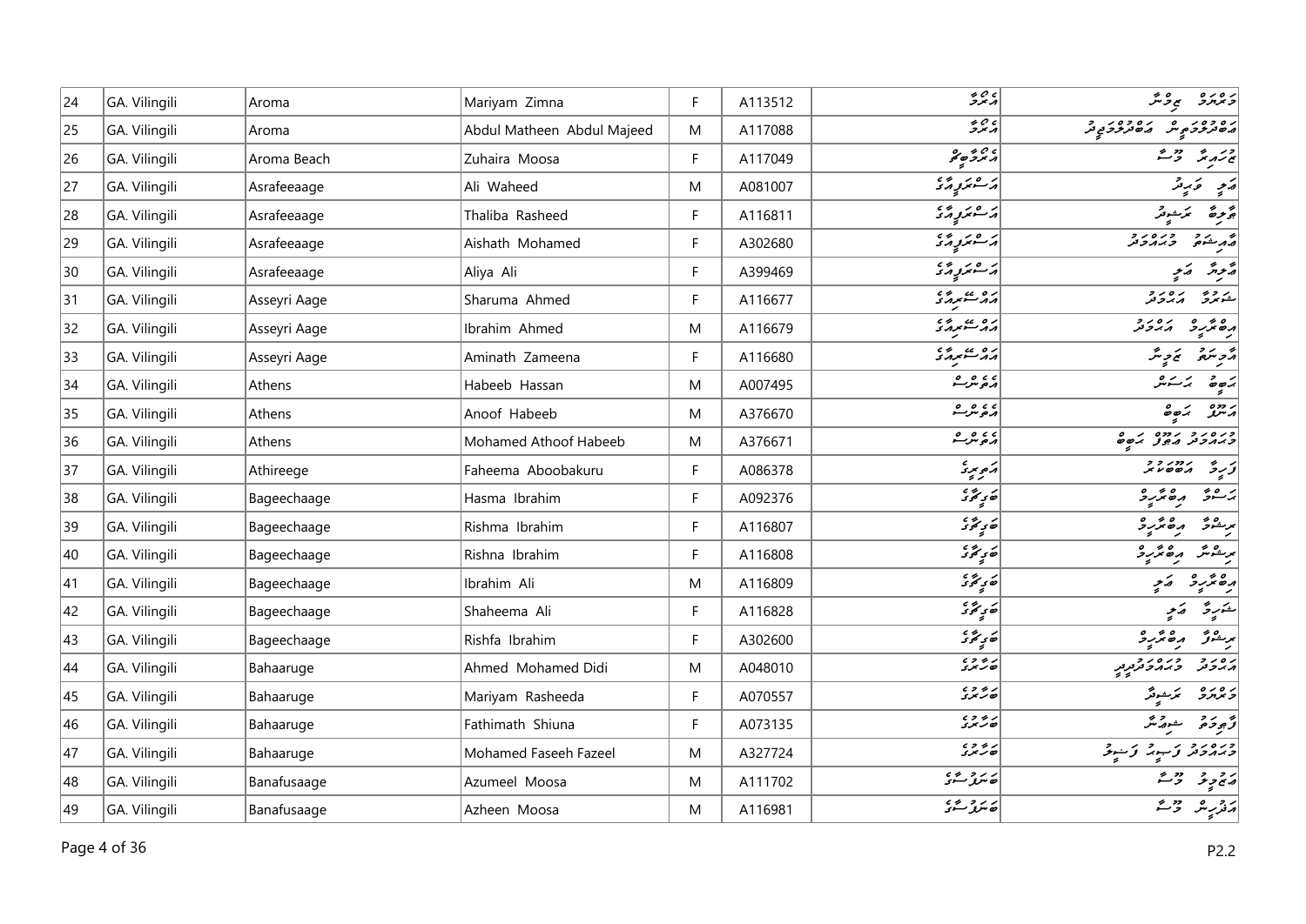| 24 | GA. Vilingili | Aroma | Mariyam Zimna | F | A113512 | އަރޯމާ | މަރިޔަމް ޒިމްނާ |
|---|---|---|---|---|---|---|---|
| 25 | GA. Vilingili | Aroma | Abdul Matheen Abdul Majeed | M | A117088 | އަރޯމާ | އަބްދުލްމަތީން އަބްދުލްމަޖީދު |
| 26 | GA. Vilingili | Aroma Beach | Zuhaira Moosa | F | A117049 | އަރޯމާބީޗް | ޒުހައިރާ މޫސާ |
| 27 | GA. Vilingili | Asrafeeaage | Ali Waheed | M | A081007 | އަސްރަފީއާގެ | އަލި ވަހީދު |
| 28 | GA. Vilingili | Asrafeeaage | Thaliba Rasheed | F | A116811 | އަސްރަފީއާގެ | ޘާލިބާ ރަޝީދު |
| 29 | GA. Vilingili | Asrafeeaage | Aishath Mohamed | F | A302680 | އަސްރަފީއާގެ | އާއިޝަތު މުޙައްމަދު |
| 30 | GA. Vilingili | Asrafeeaage | Aliya Ali | F | A399469 | އަސްރަފީއާގެ | އާލިޔާ އަލި |
| 31 | GA. Vilingili | Asseyri Aage | Sharuma Ahmed | F | A116677 | އައްސޭރިއާގެ | ޝަރުމާ އަޙްމަދު |
| 32 | GA. Vilingili | Asseyri Aage | Ibrahim Ahmed | M | A116679 | އައްސޭރިއާގެ | އިބްރާހިމް އަޙްމަދު |
| 33 | GA. Vilingili | Asseyri Aage | Aminath Zameena | F | A116680 | އައްސޭރިއާގެ | އާމިނަތު ޒަމީނާ |
| 34 | GA. Vilingili | Athens | Habeeb Hassan | M | A007495 | އެތެންސް | ހަބީބު ހަސަން |
| 35 | GA. Vilingili | Athens | Anoof Habeeb | M | A376670 | އެތެންސް | އަނޫފު ހަބީބު |
| 36 | GA. Vilingili | Athens | Mohamed Athoof Habeeb | M | A376671 | އެތެންސް | މުޙައްމަދު އަތޫފު ހަބީބު |
| 37 | GA. Vilingili | Athireege | Faheema Aboobakuru | F | A086378 | އަތިރީގެ | ފަހީމާ އަބޫބަކުރު |
| 38 | GA. Vilingili | Bageechaage | Hasma Ibrahim | F | A092376 | ބަގީޗާގެ | ހަސްމާ އިބްރާހިމް |
| 39 | GA. Vilingili | Bageechaage | Rishma Ibrahim | F | A116807 | ބަގީޗާގެ | ރިޝްމާ އިބްރާހިމް |
| 40 | GA. Vilingili | Bageechaage | Rishna Ibrahim | F | A116808 | ބަގީޗާގެ | ރިޝްނާ އިބްރާހިމް |
| 41 | GA. Vilingili | Bageechaage | Ibrahim Ali | M | A116809 | ބަގީޗާގެ | އިބްރާހިމް އަލި |
| 42 | GA. Vilingili | Bageechaage | Shaheema Ali | F | A116828 | ބަގީޗާގެ | ޝަހީމާ އަލި |
| 43 | GA. Vilingili | Bageechaage | Rishfa Ibrahim | F | A302600 | ބަގީޗާގެ | ރިޝްފާ އިބްރާހިމް |
| 44 | GA. Vilingili | Bahaaruge | Ahmed Mohamed Didi | M | A048010 | ބަހާރުގެ | އަޙްމަދު މުޙައްމަދުދީދީ |
| 45 | GA. Vilingili | Bahaaruge | Mariyam Rasheeda | F | A070557 | ބަހާރުގެ | މަރިޔަމް ރަޝީދާ |
| 46 | GA. Vilingili | Bahaaruge | Fathimath Shiuna | F | A073135 | ބަހާރުގެ | ފާތިމަތު ޝިއުނާ |
| 47 | GA. Vilingili | Bahaaruge | Mohamed Faseeh Fazeel | M | A327724 | ބަހާރުގެ | މުޙައްމަދު ފަސީޙު ފަޟީލު |
| 48 | GA. Vilingili | Banafusaage | Azumeel Moosa | M | A111702 | ބަނަފުސާގެ | އަޒުމީލް މޫސާ |
| 49 | GA. Vilingili | Banafusaage | Azheen Moosa | M | A116981 | ބަނަފުސާގެ | އަޒްހީން މޫސާ |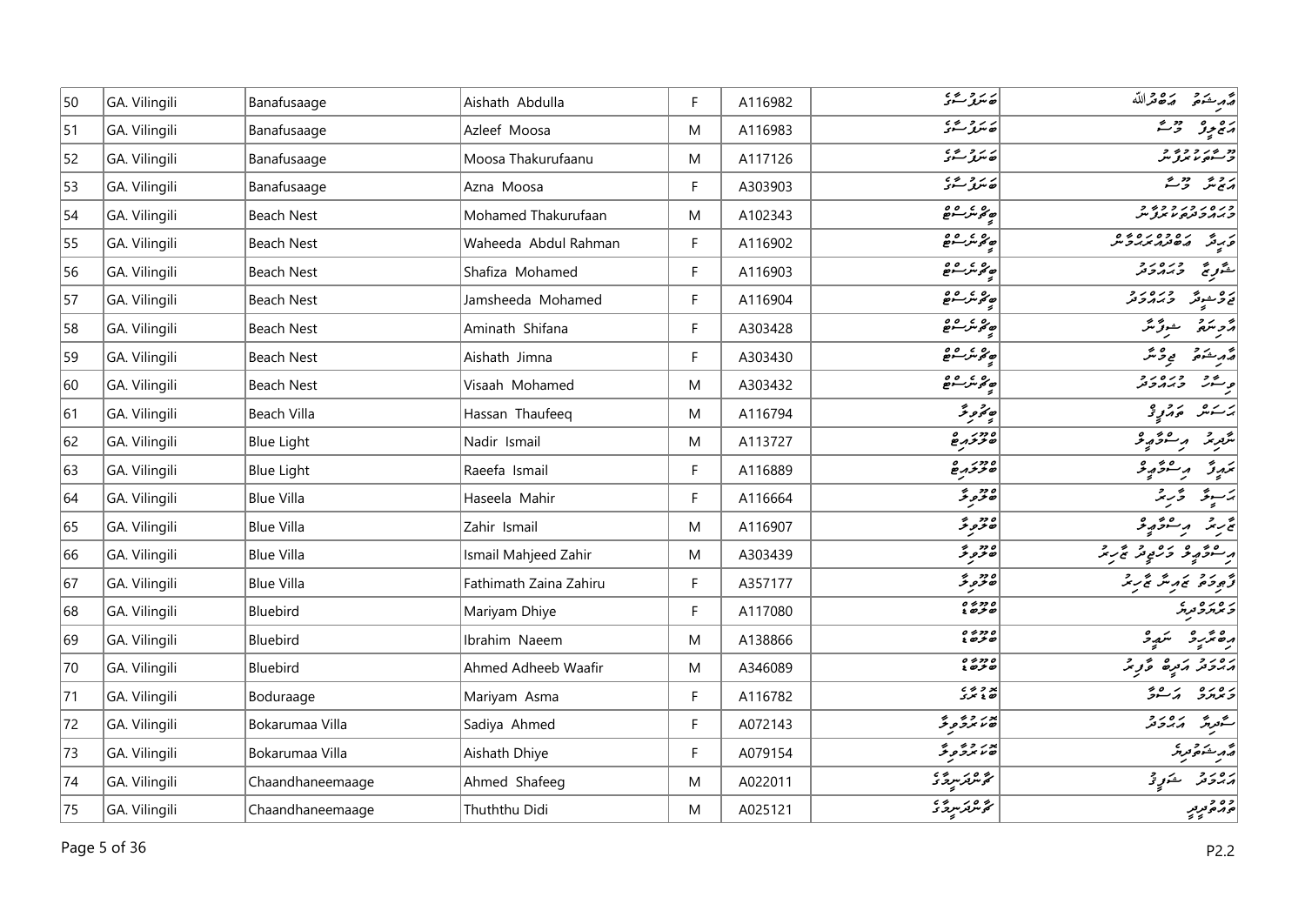| 50 | GA. Vilingili | Banafusaage | Aishath Abdulla | F | A116982 | ބަނަފުސާގެ | އާއިޝަތު އަބްދުﷲ |
|---|---|---|---|---|---|---|---|
| 51 | GA. Vilingili | Banafusaage | Azleef Moosa | M | A116983 | ބަނަފުސާގެ | އަޒްލީފު މޫސާ |
| 52 | GA. Vilingili | Banafusaage | Moosa Thakurufaanu | M | A117126 | ބަނަފުސާގެ | މޫސާތަކުރުފާނު |
| 53 | GA. Vilingili | Banafusaage | Azna Moosa | F | A303903 | ބަނަފުސާގެ | އަޒްނާ މޫސާ |
| 54 | GA. Vilingili | Beach Nest | Mohamed Thakurufaan | M | A102343 | ބީޗްނެސްޓް | މުހައްމަދުތަކުރުފާން |
| 55 | GA. Vilingili | Beach Nest | Waheeda Abdul Rahman | F | A116902 | ބީޗްނެސްޓް | ވަހީދާ އަބްދުއްރަޙްމާން |
| 56 | GA. Vilingili | Beach Nest | Shafiza Mohamed | F | A116903 | ބީޗްނެސްޓް | ޝާފިޒާ މުހައްމަދު |
| 57 | GA. Vilingili | Beach Nest | Jamsheeda Mohamed | F | A116904 | ބީޗްނެސްޓް | ޖަމްޝީދާ މުހައްމަދު |
| 58 | GA. Vilingili | Beach Nest | Aminath Shifana | F | A303428 | ބީޗްނެސްޓް | އާމިނަތު ޝިފާނާ |
| 59 | GA. Vilingili | Beach Nest | Aishath Jimna | F | A303430 | ބީޗްނެސްޓް | އާއިޝަތު ޖިމްނާ |
| 60 | GA. Vilingili | Beach Nest | Visaah Mohamed | M | A303432 | ބީޗްނެސްޓް | ވިސާހް މުހައްމަދު |
| 61 | GA. Vilingili | Beach Villa | Hassan Thaufeeq | M | A116794 | ބީޗްވިލާ | ހަސަން ތައުފީޤު |
| 62 | GA. Vilingili | Blue Light | Nadir Ismail | M | A113727 | ބްލޫލައިޓް | ނާދިރު އިސްމާއީލު |
| 63 | GA. Vilingili | Blue Light | Raeefa Ismail | F | A116889 | ބްލޫލައިޓް | ރައީފާ އިސްމާއީލު |
| 64 | GA. Vilingili | Blue Villa | Haseela Mahir | F | A116664 | ބްލޫވިލާ | ހަސީލާ މާހިރު |
| 65 | GA. Vilingili | Blue Villa | Zahir Ismail | M | A116907 | ބްލޫވިލާ | ޒާހިރު އިސްމާއީލު |
| 66 | GA. Vilingili | Blue Villa | Ismail Mahjeed Zahir | M | A303439 | ބްލޫވިލާ | އިސްމާއީލު މަހްޖީދު ޒާހިރު |
| 67 | GA. Vilingili | Blue Villa | Fathimath Zaina Zahiru | F | A357177 | ބްލޫވިލާ | ފާތިމަތު ޒައިނާ ޒާހިރު |
| 68 | GA. Vilingili | Bluebird | Mariyam Dhiye | F | A117080 | ބްލޫބާޑް | މަރިޔަމްދިއްޔެ |
| 69 | GA. Vilingili | Bluebird | Ibrahim Naeem | M | A138866 | ބްލޫބާޑް | އިބްރާހީމް ނައީމް |
| 70 | GA. Vilingili | Bluebird | Ahmed Adheeb Waafir | M | A346089 | ބްލޫބާޑް | އަހްމަދު އަދީބު ވާފިރު |
| 71 | GA. Vilingili | Boduraage | Mariyam Asma | F | A116782 | ބޮޑުރާގެ | މަރިޔަމް އަސްމާ |
| 72 | GA. Vilingili | Bokarumaa Villa | Sadiya Ahmed | F | A072143 | ބޮކަރުމާވިލާ | ސާދިޔާ އަހްމަދު |
| 73 | GA. Vilingili | Bokarumaa Villa | Aishath Dhiye | F | A079154 | ބޮކަރުމާވިލާ | އާއިޝަތުދިއްޔެ |
| 74 | GA. Vilingili | Chaandhaneemaage | Ahmed Shafeeg | M | A022011 | ޗާނދަނީމާގެ | އަހްމަދު ޝަފީގު |
| 75 | GA. Vilingili | Chaandhaneemaage | Thuththu Didi | M | A025121 | ޗާނދަނީމާގެ | ތުއްތުދީދީ |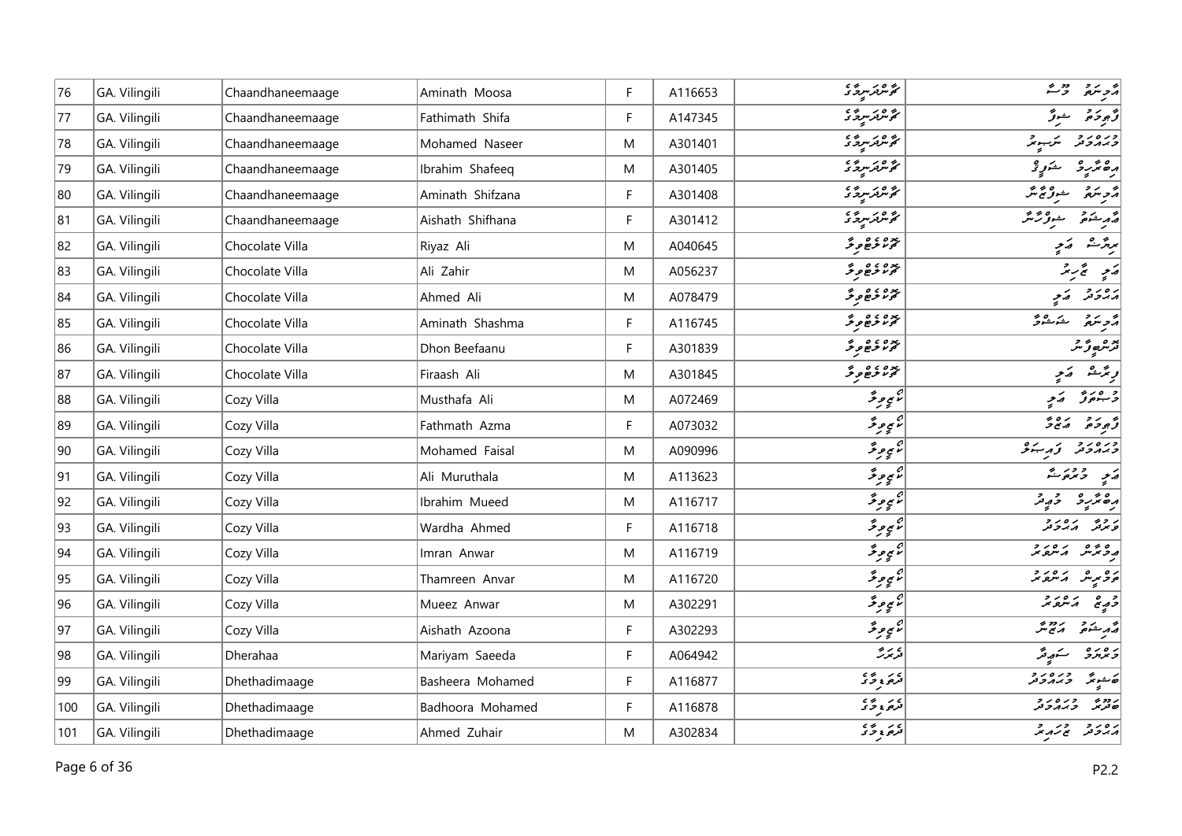| 76 | GA. Vilingili | Chaandhaneemaage | Aminath Moosa | F | A116653 | ޗާންދަނީމާގެ | އާމިނަތު މޫސާ |
|---|---|---|---|---|---|---|---|
| 77 | GA. Vilingili | Chaandhaneemaage | Fathimath Shifa | F | A147345 | ޗާންދަނީމާގެ | ފާތިމަތު ޝިފާ |
| 78 | GA. Vilingili | Chaandhaneemaage | Mohamed Naseer | M | A301401 | ޗާންދަނީމާގެ | މުހައްމަދު ނަސީރު |
| 79 | GA. Vilingili | Chaandhaneemaage | Ibrahim Shafeeq | M | A301405 | ޗާންދަނީމާގެ | އިބްރާހިމް ޝަފީޤު |
| 80 | GA. Vilingili | Chaandhaneemaage | Aminath Shifzana | F | A301408 | ޗާންދަނީމާގެ | އާމިނަތު ޝިފްޒާނާ |
| 81 | GA. Vilingili | Chaandhaneemaage | Aishath Shifhana | F | A301412 | ޗާންދަނީމާގެ | އާއިޝަތު ޝިފްހާނާ |
| 82 | GA. Vilingili | Chocolate Villa | Riyaz Ali | M | A040645 | ޗޮކްލެޓްވިލާ | ރިޔާޒް އަލި |
| 83 | GA. Vilingili | Chocolate Villa | Ali Zahir | M | A056237 | ޗޮކްލެޓްވިލާ | އަލި ޒާހިރު |
| 84 | GA. Vilingili | Chocolate Villa | Ahmed Ali | M | A078479 | ޗޮކްލެޓްވިލާ | އަހުމަދު އަލި |
| 85 | GA. Vilingili | Chocolate Villa | Aminath Shashma | F | A116745 | ޗޮކްލެޓްވިލާ | އާމިނަތު ޝަޝްމާ |
| 86 | GA. Vilingili | Chocolate Villa | Dhon Beefaanu | F | A301839 | ޗޮކްލެޓްވިލާ | ދޮންބީފާނު |
| 87 | GA. Vilingili | Chocolate Villa | Firaash Ali | M | A301845 | ޗޮކްލެޓްވިލާ | ފިރާޝް އަލި |
| 88 | GA. Vilingili | Cozy Villa | Musthafa Ali | M | A072469 | ކޯޒީވިލާ | މުސްތަފާ އަލި |
| 89 | GA. Vilingili | Cozy Villa | Fathmath Azma | F | A073032 | ކޯޒީވިލާ | ފާތިމަތު އަޒްމާ |
| 90 | GA. Vilingili | Cozy Villa | Mohamed Faisal | M | A090996 | ކޯޒީވިލާ | މުހައްމަދު ފައިސަލް |
| 91 | GA. Vilingili | Cozy Villa | Ali Muruthala | M | A113623 | ކޯޒީވިލާ | އަލި މުރުތަޟާ |
| 92 | GA. Vilingili | Cozy Villa | Ibrahim Mueed | M | A116717 | ކޯޒީވިލާ | އިބްރާހިމް މުޢީދު |
| 93 | GA. Vilingili | Cozy Villa | Wardha Ahmed | F | A116718 | ކޯޒީވިލާ | ވަރުދާ އަހުމަދު |
| 94 | GA. Vilingili | Cozy Villa | Imran Anwar | M | A116719 | ކޯޒީވިލާ | އިމްރާން އަންވަރު |
| 95 | GA. Vilingili | Cozy Villa | Thamreen Anvar | M | A116720 | ކޯޒީވިލާ | ތަމްރީން އަންވަރު |
| 96 | GA. Vilingili | Cozy Villa | Mueez Anwar | M | A302291 | ކޯޒީވިލާ | މުޢިއްޒު އަންވަރު |
| 97 | GA. Vilingili | Cozy Villa | Aishath Azoona | F | A302293 | ކޯޒީވިލާ | އާއިޝަތު އަޒޫނާ |
| 98 | GA. Vilingili | Dherahaa | Mariyam Saeeda | F | A064942 | ދެރަހާ | މަރިޔަމް ސައީދާ |
| 99 | GA. Vilingili | Dhethadimaage | Basheera Mohamed | F | A116877 | ދެތަޑިމާގެ | ބަޝީރާ މުހައްމަދު |
| 100 | GA. Vilingili | Dhethadimaage | Badhoora Mohamed | F | A116878 | ދެތަޑިމާގެ | ބަދޫރާ މުހައްމަދު |
| 101 | GA. Vilingili | Dhethadimaage | Ahmed Zuhair | M | A302834 | ދެތަޑިމާގެ | އަހުމަދު ޒުހައިރު |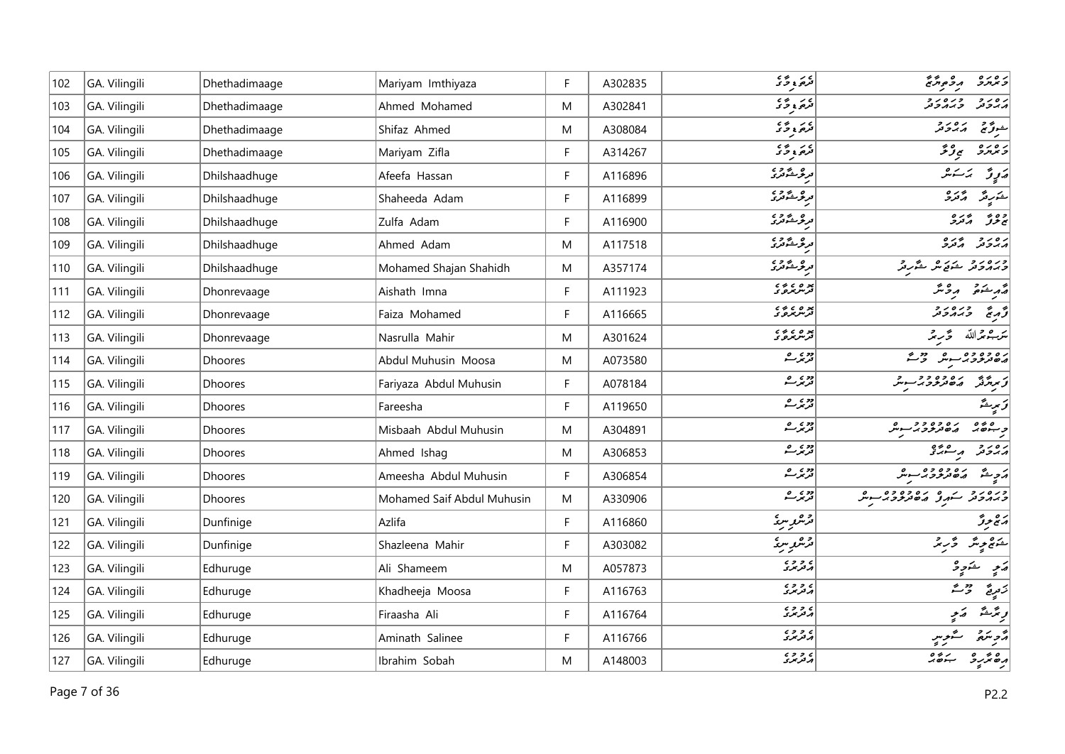| 102 | GA. Vilingili | Dhethadimaage | Mariyam Imthiyaza | F | A302835 | ދެތަޑިމާގެ | މަރިޔަމް އިމްތިޔާޒާ |
|---|---|---|---|---|---|---|---|
| 103 | GA. Vilingili | Dhethadimaage | Ahmed Mohamed | M | A302841 | ދެތަޑިމާގެ | އަހުމަދު މުހައްމަދު |
| 104 | GA. Vilingili | Dhethadimaage | Shifaz Ahmed | M | A308084 | ދެތަޑިމާގެ | ޝިފާޒު އަހުމަދު |
| 105 | GA. Vilingili | Dhethadimaage | Mariyam Zifla | F | A314267 | ދެތަޑިމާގެ | މަރިޔަމް ޒިފްލާ |
| 106 | GA. Vilingili | Dhilshaadhuge | Afeefa Hassan | F | A116896 | ދިލްޝާދުގެ | އަފީފާ ހަސަން |
| 107 | GA. Vilingili | Dhilshaadhuge | Shaheeda Adam | F | A116899 | ދިލްޝާދުގެ | ޝަހީދާ އާދަމް |
| 108 | GA. Vilingili | Dhilshaadhuge | Zulfa Adam | F | A116900 | ދިލްޝާދުގެ | ޒުލްފާ އާދަމް |
| 109 | GA. Vilingili | Dhilshaadhuge | Ahmed Adam | M | A117518 | ދިލްޝާދުގެ | އަހުމަދު އާދަމް |
| 110 | GA. Vilingili | Dhilshaadhuge | Mohamed Shajan Shahidh | M | A357174 | ދިލްޝާދުގެ | މުހައްމަދު ޝަޖަން ޝާހިދު |
| 111 | GA. Vilingili | Dhonrevaage | Aishath Imna | F | A111923 | ދޮންރެވާގެ | އާއިޝަތު އިމްނާ |
| 112 | GA. Vilingili | Dhonrevaage | Faiza Mohamed | F | A116665 | ދޮންރެވާގެ | ފާއިޒާ މުހައްމަދު |
| 113 | GA. Vilingili | Dhonrevaage | Nasrulla Mahir | M | A301624 | ދޮންރެވާގެ | ނަސްރުﷲ މާހިރު |
| 114 | GA. Vilingili | Dhoores | Abdul Muhusin Moosa | M | A073580 | ދޫރެސް | އަބްދުލްމުހުސިން މޫސާ |
| 115 | GA. Vilingili | Dhoores | Fariyaza Abdul Muhusin | F | A078184 | ދޫރެސް | ފަރިޔާޒާ އަބްދުލްމުހުސިން |
| 116 | GA. Vilingili | Dhoores | Fareesha | F | A119650 | ދޫރެސް | ފަރީޝާ |
| 117 | GA. Vilingili | Dhoores | Misbaah Abdul Muhusin | M | A304891 | ދޫރެސް | މިސްބާހު އަބްދުލްމުހުސިން |
| 118 | GA. Vilingili | Dhoores | Ahmed Ishag | M | A306853 | ދޫރެސް | އަހުމަދު އިސްހާގު |
| 119 | GA. Vilingili | Dhoores | Ameesha Abdul Muhusin | F | A306854 | ދޫރެސް | އަމީޝާ އަބްދުލްމުހުސިން |
| 120 | GA. Vilingili | Dhoores | Mohamed Saif Abdul Muhusin | M | A330906 | ދޫރެސް | މުހައްމަދު ސައިފު އަބްދުލްމުހުސިން |
| 121 | GA. Vilingili | Dunfinige | Azlifa | F | A116860 | ދުންފިނިގެ | އަޒްލީފާ |
| 122 | GA. Vilingili | Dunfinige | Shazleena Mahir | F | A303082 | ދުންފިނިގެ | ޝަޒްލީނާ މާހިރު |
| 123 | GA. Vilingili | Edhuruge | Ali Shameem | M | A057873 | އެދުރުގެ | އަލި ޝަމީމް |
| 124 | GA. Vilingili | Edhuruge | Khadheeja Moosa | F | A116763 | އެދުރުގެ | ޚަދީޖާ މޫސާ |
| 125 | GA. Vilingili | Edhuruge | Firaasha Ali | F | A116764 | އެދުރުގެ | ފިރާޝާ އަލި |
| 126 | GA. Vilingili | Edhuruge | Aminath Salinee | F | A116766 | އެދުރުގެ | އާމިނަތު ސާލިނީ |
| 127 | GA. Vilingili | Edhuruge | Ibrahim Sobah | M | A148003 | އެދުރުގެ | އިބްރާހީމް ސޮބާހް |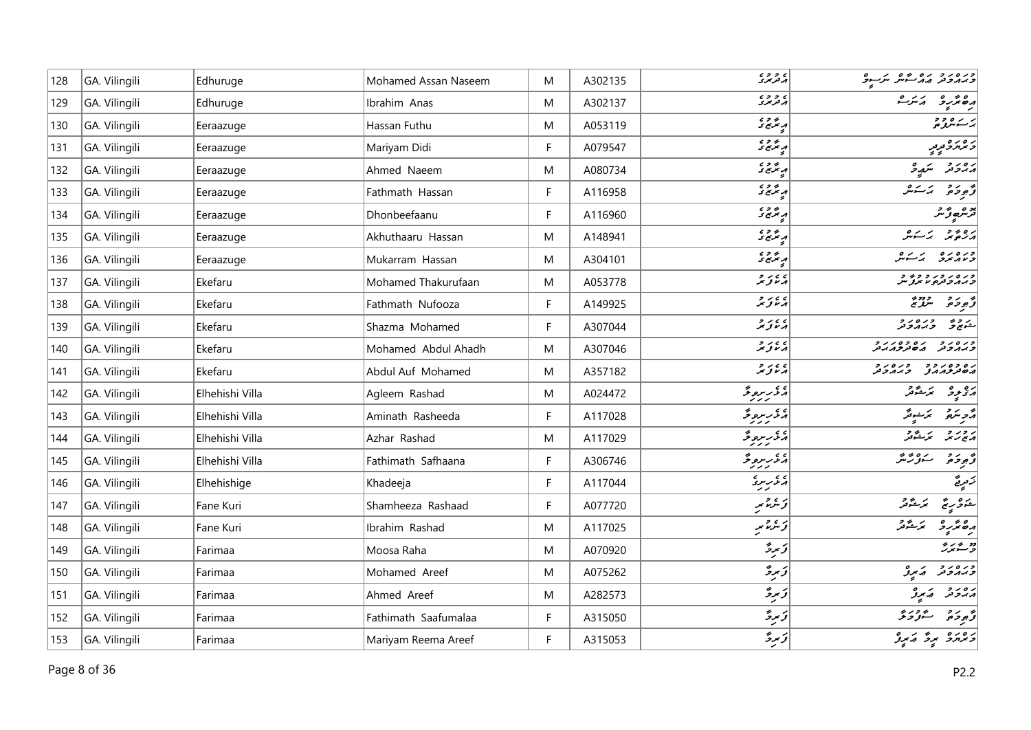| 128 | GA. Vilingili | Edhuruge | Mohamed Assan Naseem | M | A302135 | ، د د ، | ورەرو رەشكى ئرسو |
|---|---|---|---|---|---|---|---|
| 129 | GA. Vilingili | Edhuruge | Ibrahim Anas | M | A302137 | ، د د ، | ره ټرېږ د سرت |
| 130 | GA. Vilingili | Eeraazuge | Hassan Futhu | M | A053119 | رېږي | ټر شوو |
| 131 | GA. Vilingili | Eeraazuge | Mariyam Didi | F | A079547 | رېږي | د ټره تر ترتر |
| 132 | GA. Vilingili | Eeraazuge | Ahmed Naeem | M | A080734 | رېږي | د ر و سر د |
| 133 | GA. Vilingili | Eeraazuge | Fathmath Hassan | F | A116958 | رېږي | و ژو ژ ټرسکس |
| 134 | GA. Vilingili | Eeraazuge | Dhonbeefaanu | F | A116960 | رېږي | ترسره تر |
| 135 | GA. Vilingili | Eeraazuge | Akhuthaaru Hassan | M | A148941 | رېږي | ره ر ټرسکس |
| 136 | GA. Vilingili | Eeraazuge | Mukarram Hassan | M | A304101 | رېږي | ورړ ره ټرسکس |
| 137 | GA. Vilingili | Ekefaru | Mohamed Thakurufaan | M | A053778 | ، ، ر د | ورور درو دو دو |
| 138 | GA. Vilingili | Ekefaru | Fathmath Nufooza | F | A149925 | ، ، ر د | ژو ژ سر ده |
| 139 | GA. Vilingili | Ekefaru | Shazma Mohamed | F | A307044 | ، ، ر د | ځوځ وره رو |
| 140 | GA. Vilingili | Ekefaru | Mohamed Abdul Ahadh | M | A307046 | ، ، ر د | ورور ره ده ررو |
| 141 | GA. Vilingili | Ekefaru | Abdul Auf Mohamed | M | A357182 | ، ، ر د | ره ده دو وره رو |
| 142 | GA. Vilingili | Elhehishi Villa | Agleem Rashad | M | A024472 | ، ، ر سر و ځ | ره و ټر ځو |
| 143 | GA. Vilingili | Elhehishi Villa | Aminath Rasheeda | F | A117028 | ، ، ر سر و ځ | ژ ر سر ټر شو ټر |
| 144 | GA. Vilingili | Elhehishi Villa | Azhar Rashad | M | A117029 | ، ، ر سر و ځ | ر ړ ر ټر ځو |
| 145 | GA. Vilingili | Elhehishi Villa | Fathimath Safhaana | F | A306746 | ، ، ر سر و ځ | ژو ژ سکو ر تر |
| 146 | GA. Vilingili | Elhehishige | Khadeeja | F | A117044 | ، ، ر سر ، | ز ترق |
| 147 | GA. Vilingili | Fane Kuri | Shamheeza Rashaad | F | A077720 | ز ، ، ر | ځو رځ ټر ځو |
| 148 | GA. Vilingili | Fane Kuri | Ibrahim Rashad | M | A117025 | ز ، ، ر | ره ټرېږ ټر ځو |
| 149 | GA. Vilingili | Farimaa | Moosa Raha | M | A070920 | ز بر ځ | دو شور |
| 150 | GA. Vilingili | Farimaa | Mohamed Areef | M | A075262 | ز بر ځ | وره رو ر بر و |
| 151 | GA. Vilingili | Farimaa | Ahmed Areef | M | A282573 | ز بر ځ | ره رو ر بر و |
| 152 | GA. Vilingili | Farimaa | Fathimath Saafumalaa | F | A315050 | ز بر ځ | ژو ژ شو ر ځ |
| 153 | GA. Vilingili | Farimaa | Mariyam Reema Areef | F | A315053 | ز بر ځ | ر ره ر بر ځ ر بر و |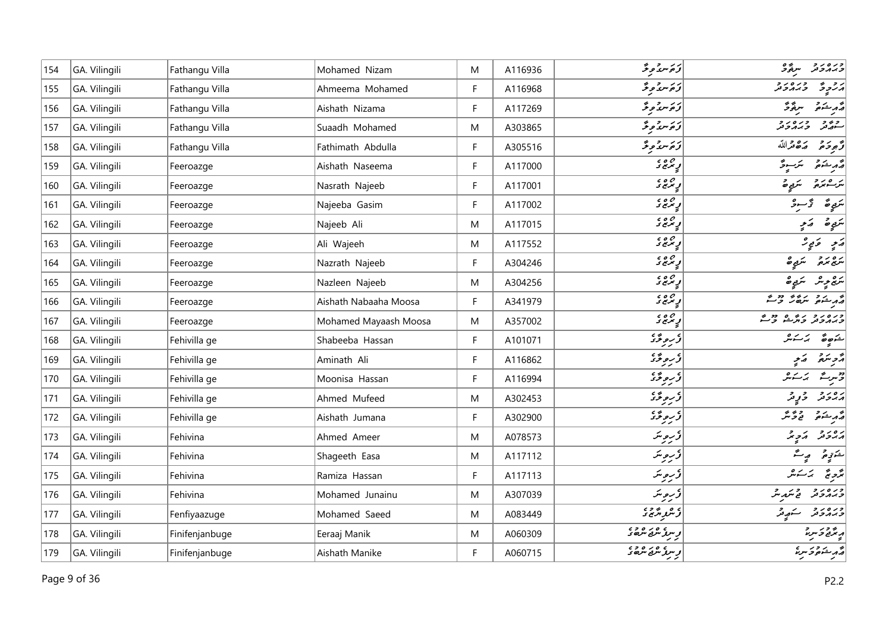| 154 | GA. Vilingili | Fathangu Villa | Mohamed Nizam | M | A116936 | ࡋ‌ަތަނގު ވިލާ | މުހައްމަދު ނިޒާމް |
|---|---|---|---|---|---|---|---|
| 155 | GA. Vilingili | Fathangu Villa | Ahmeema Mohamed | F | A116968 | ފަތަނގު ވިލާ | އަޙްމީމާ މުހައްމަދު |
| 156 | GA. Vilingili | Fathangu Villa | Aishath Nizama | F | A117269 | ފަތަނގު ވިލާ | އާއިޝަތު ނިޒާމާ |
| 157 | GA. Vilingili | Fathangu Villa | Suaadh Mohamed | M | A303865 | ފަތަނގު ވިލާ | ސުޢާދު މުހައްމަދު |
| 158 | GA. Vilingili | Fathangu Villa | Fathimath Abdulla | F | A305516 | ފަތަނގު ވިލާ | ފާތިމަތު އަބްދުالله |
| 159 | GA. Vilingili | Feeroazge | Aishath Naseema | F | A117000 | ފީރޯޒްގެ | އާއިޝަތު ނަސީމާ |
| 160 | GA. Vilingili | Feeroazge | Nasrath Najeeb | F | A117001 | ފީރޯޒްގެ | ނަސްރަތު ނަޖީބު |
| 161 | GA. Vilingili | Feeroazge | Najeeba Gasim | F | A117002 | ފީރޯޒްގެ | ނަޖީބާ ޤާސިމް |
| 162 | GA. Vilingili | Feeroazge | Najeeb Ali | M | A117015 | ފީރޯޒްގެ | ނަޖީބު ޢަލީ |
| 163 | GA. Vilingili | Feeroazge | Ali Wajeeh | M | A117552 | ފީރޯޒްގެ | ޢަލީ ވަޖީހު |
| 164 | GA. Vilingili | Feeroazge | Nazrath Najeeb | F | A304246 | ފީރޯޒްގެ | ނަޒްރަތު ނަޖީބު |
| 165 | GA. Vilingili | Feeroazge | Nazleen Najeeb | M | A304256 | ފީރޯޒްގެ | ނަޒްލީން ނަޖީބު |
| 166 | GA. Vilingili | Feeroazge | Aishath Nabaaha Moosa | F | A341979 | ފީރޯޒްގެ | އާއިޝަތު ނަބާހާ މޫސާ |
| 167 | GA. Vilingili | Feeroazge | Mohamed Mayaash Moosa | M | A357002 | ފީރޯޒްގެ | މުހައްމަދު މަޔާޝް މޫސާ |
| 168 | GA. Vilingili | Fehivilla ge | Shabeeba Hassan | F | A101071 | ފެހިވިލާގެ | ޝަބީބާ ޙަސަން |
| 169 | GA. Vilingili | Fehivilla ge | Aminath Ali | F | A116862 | ފެހިވިލާގެ | އާމިނަތު ޢަލީ |
| 170 | GA. Vilingili | Fehivilla ge | Moonisa Hassan | F | A116994 | ފެހިވިލާގެ | މޫނިސާ ޙަސަން |
| 171 | GA. Vilingili | Fehivilla ge | Ahmed Mufeed | M | A302453 | ފެހިވިލާގެ | އަޙްމަދު މުފީދު |
| 172 | GA. Vilingili | Fehivilla ge | Aishath Jumana | F | A302900 | ފެހިވިލާގެ | އާއިޝަތު ޖުމާނާ |
| 173 | GA. Vilingili | Fehivina | Ahmed Ameer | M | A078573 | ފެހިވިނަ | އަޙްމަދު އަމީރު |
| 174 | GA. Vilingili | Fehivina | Shageeth Easa | M | A117112 | ފެހިވިނަ | ޝަގީތު ޢީސާ |
| 175 | GA. Vilingili | Fehivina | Ramiza Hassan | F | A117113 | ފެހިވިނަ | ރާމިޒާ ޙަސަން |
| 176 | GA. Vilingili | Fehivina | Mohamed Junainu | M | A307039 | ފެހިވިނަ | މުހައްމަދު ޖުނައިނު |
| 177 | GA. Vilingili | Fenfiyaazuge | Mohamed Saeed | M | A083449 | ފެންފިޔާޒުގެ | މުހައްމަދު ސަޢީދު |
| 178 | GA. Vilingili | Finifenjanbuge | Eeraaj Manik | M | A060309 | ފިނިފެންޖަންބުގެ | އީރާޖު މަނިކު |
| 179 | GA. Vilingili | Finifenjanbuge | Aishath Manike | F | A060715 | ފިނިފެންޖަންބުގެ | އާއިޝަތު މަނިކެ |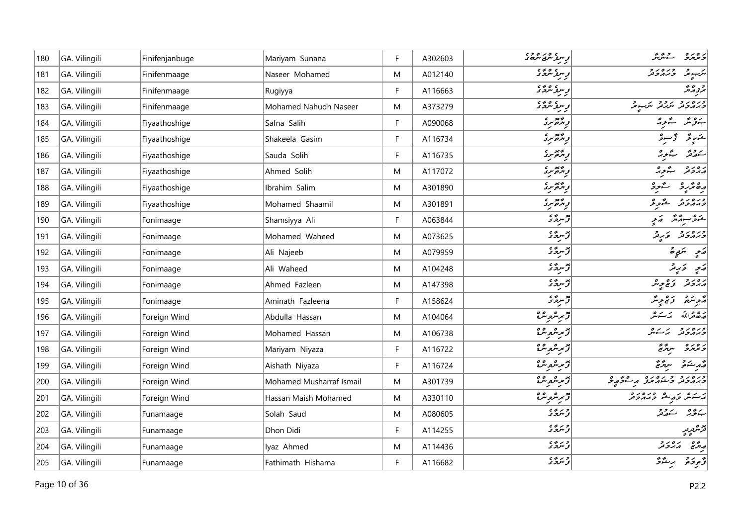| 180 | GA. Vilingili | Finifenjanbuge | Mariyam Sunana | F | A302603 | ވިނިފެންޖަންބުގެ | މަރިޔަމް ސުނާނާ |
|---|---|---|---|---|---|---|---|
| 181 | GA. Vilingili | Finifenmaage | Naseer Mohamed | M | A012140 | ފިނިފެންމާގެ | ނަސީރު މުހައްމަދު |
| 182 | GA. Vilingili | Finifenmaage | Rugiyya | F | A116663 | ފިނިފެންމާގެ | ރުޤިއްޔާ |
| 183 | GA. Vilingili | Finifenmaage | Mohamed Nahudh Naseer | M | A373279 | ފިނިފެންމާގެ | މުހައްމަދު ނަހުދު ނަސީރު |
| 184 | GA. Vilingili | Fiyaathoshige | Safna Salih | F | A090068 | ފިޔާތޮށިގެ | ސަފްނާ ސާލިހު |
| 185 | GA. Vilingili | Fiyaathoshige | Shakeela Gasim | F | A116734 | ފިޔާތޮށިގެ | ޝަކީލާ ޤާސިމު |
| 186 | GA. Vilingili | Fiyaathoshige | Sauda Solih | F | A116735 | ފިޔާތޮށިގެ | ސައުދާ ސާލިހު |
| 187 | GA. Vilingili | Fiyaathoshige | Ahmed Solih | M | A117072 | ފިޔާތޮށިގެ | އަހުމަދު ސާލިހު |
| 188 | GA. Vilingili | Fiyaathoshige | Ibrahim Salim | M | A301890 | ފިޔާތޮށިގެ | އިބްރާހީމް ސާލިމް |
| 189 | GA. Vilingili | Fiyaathoshige | Mohamed Shaamil | M | A301891 | ފިޔާތޮށިގެ | މުހައްމަދު ޝާމިލް |
| 190 | GA. Vilingili | Fonimaage | Shamsiyya Ali | F | A063844 | ފޮނިމާގެ | ޝަމްސިއްޔާ އަލި |
| 191 | GA. Vilingili | Fonimaage | Mohamed Waheed | M | A073625 | ފޮނިމާގެ | މުހައްމަދު ވަހީދު |
| 192 | GA. Vilingili | Fonimaage | Ali Najeeb | M | A079959 | ފޮނިމާގެ | އަލި ނަޖީބު |
| 193 | GA. Vilingili | Fonimaage | Ali Waheed | M | A104248 | ފޮނިމާގެ | އަލި ވަހީދު |
| 194 | GA. Vilingili | Fonimaage | Ahmed Fazleen | M | A147398 | ފޮނިމާގެ | އަހުމަދު ފަޟްލީން |
| 195 | GA. Vilingili | Fonimaage | Aminath Fazleena | F | A158624 | ފޮނިމާގެ | އާމިނަތު ފަޟްލީނާ |
| 196 | GA. Vilingili | Foreign Wind | Abdulla Hassan | M | A104064 | ފޮރިންވިންޑް | އަބްދުﷲ ހަސަން |
| 197 | GA. Vilingili | Foreign Wind | Mohamed Hassan | M | A106738 | ފޮރިންވިންޑް | މުހައްމަދު ހަސަން |
| 198 | GA. Vilingili | Foreign Wind | Mariyam Niyaza | F | A116722 | ފޮރިންވިންޑް | މަރިޔަމް ނިޔާޒާ |
| 199 | GA. Vilingili | Foreign Wind | Aishath Niyaza | F | A116724 | ފޮރިންވިންޑް | އައިޝަތު ނިޔާޒާ |
| 200 | GA. Vilingili | Foreign Wind | Mohamed Musharraf Ismail | M | A301739 | ފޮރިންވިންޑް | މުހައްމަދު މުޝައްރަފް އިސްމާއީލް |
| 201 | GA. Vilingili | Foreign Wind | Hassan Maish Mohamed | M | A330110 | ފޮރިންވިންޑް | ހަސަން މައިޝް މުހައްމަދު |
| 202 | GA. Vilingili | Funamaage | Solah Saud | M | A080605 | ފުނަމާގެ | ސަލާހު ސައުދު |
| 203 | GA. Vilingili | Funamaage | Dhon Didi | F | A114255 | ފުނަމާގެ | ދޮންދީދީ |
| 204 | GA. Vilingili | Funamaage | Iyaz Ahmed | M | A114436 | ފުނަމާގެ | އިޔާޒު އަހުމަދު |
| 205 | GA. Vilingili | Funamaage | Fathimath Hishama | F | A116682 | ފުނަމާގެ | ފާތިމަތު ހިޝާމާ |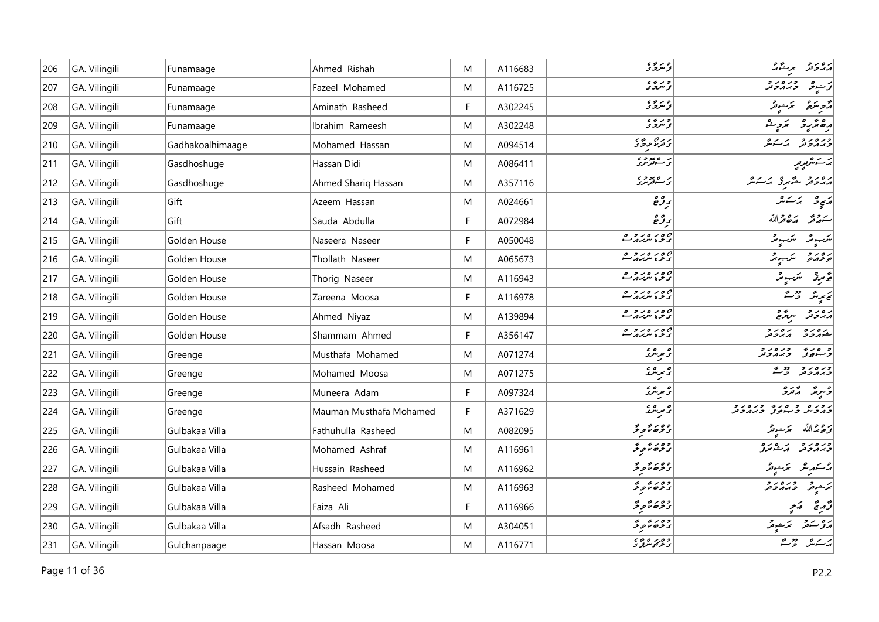| 206 | GA. Vilingili | Funamaage | Ahmed Rishah | M | A116683 | ފުނަމާގެ | އަހްމަދު ރިށާހު |
|---|---|---|---|---|---|---|---|
| 207 | GA. Vilingili | Funamaage | Fazeel Mohamed | M | A116725 | ފުނަމާގެ | ފަޒީލް މުހައްމަދު |
| 208 | GA. Vilingili | Funamaage | Aminath Rasheed | F | A302245 | ފުނަމާގެ | އާމިނަތު ރަޝީދު |
| 209 | GA. Vilingili | Funamaage | Ibrahim Rameesh | M | A302248 | ފުނަމާގެ | އިބްރާހިމް ރަމީޝް |
| 210 | GA. Vilingili | Gadhakoalhimaage | Mohamed Hassan | M | A094514 | ގަދަކޮޅިމާގެ | މުހައްމަދު ހަސަން |
| 211 | GA. Vilingili | Gasdhoshuge | Hassan Didi | M | A086411 | ގަސްދޮށުގެ | ހަސަންދީދީ |
| 212 | GA. Vilingili | Gasdhoshuge | Ahmed Shariq Hassan | M | A357116 | ގަސްދޮށުގެ | އަހްމަދު ޝާރިޤު ހަސަން |
| 213 | GA. Vilingili | Gift | Azeem Hassan | M | A024661 | ގިފްޓް | އަޒީމް ހަސަން |
| 214 | GA. Vilingili | Gift | Sauda Abdulla | F | A072984 | ގިފްޓް | ސައުދާ އަބްދުالله |
| 215 | GA. Vilingili | Golden House | Naseera Naseer | F | A050048 | ގޯލްޑެން ހައުސް | ނަސީރާ ނަސީރު |
| 216 | GA. Vilingili | Golden House | Thollath Naseer | M | A065673 | ގޯލްޑެން ހައުސް | ތޮއްލަތު ނަސީރު |
| 217 | GA. Vilingili | Golden House | Thorig Naseer | M | A116943 | ގޯލްޑެން ހައުސް | ތާރިޤު ނަސީރު |
| 218 | GA. Vilingili | Golden House | Zareena Moosa | F | A116978 | ގޯލްޑެން ހައުސް | ޒަރީނާ މޫސާ |
| 219 | GA. Vilingili | Golden House | Ahmed Niyaz | M | A139894 | ގޯލްޑެން ހައުސް | އަހްމަދު ނިޔާޒު |
| 220 | GA. Vilingili | Golden House | Shammam Ahmed | F | A356147 | ގޯލްޑެން ހައުސް | ޝައްމާމު އަހްމަދު |
| 221 | GA. Vilingili | Greenge | Musthafa Mohamed | M | A071274 | ގްރީންގެ | މުސްތަފާ މުހައްމަދު |
| 222 | GA. Vilingili | Greenge | Mohamed Moosa | M | A071275 | ގްރީންގެ | މުހައްމަދު މޫސާ |
| 223 | GA. Vilingili | Greenge | Muneera Adam | F | A097324 | ގްރީންގެ | މުނީރާ އާދަމް |
| 224 | GA. Vilingili | Greenge | Mauman Musthafa Mohamed | F | A371629 | ގްރީންގެ | މައުމަން މުސްތަފާ މުހައްމަދު |
| 225 | GA. Vilingili | Gulbakaa Villa | Fathuhulla Rasheed | M | A082095 | ގުލްބަކާވިލާ | ފަތުހުالله ރަޝީދު |
| 226 | GA. Vilingili | Gulbakaa Villa | Mohamed Ashraf | M | A116961 | ގުލްބަކާވިލާ | މުހައްމަދު އަޝްރަފް |
| 227 | GA. Vilingili | Gulbakaa Villa | Hussain Rasheed | M | A116962 | ގުލްބަކާވިލާ | ހުސައިން ރަޝީދު |
| 228 | GA. Vilingili | Gulbakaa Villa | Rasheed Mohamed | M | A116963 | ގުލްބަކާވިލާ | ރަޝީދު މުހައްމަދު |
| 229 | GA. Vilingili | Gulbakaa Villa | Faiza Ali | F | A116966 | ގުލްބަކާވިލާ | ފާއިޒާ ޢަލީ |
| 230 | GA. Vilingili | Gulbakaa Villa | Afsadh Rasheed | M | A304051 | ގުލްބަކާވިލާ | އަފްސަދު ރަޝީދު |
| 231 | GA. Vilingili | Gulchanpaage | Hassan Moosa | M | A116771 | ގުލްޗަންޕާގެ | ހަސަން މޫސާ |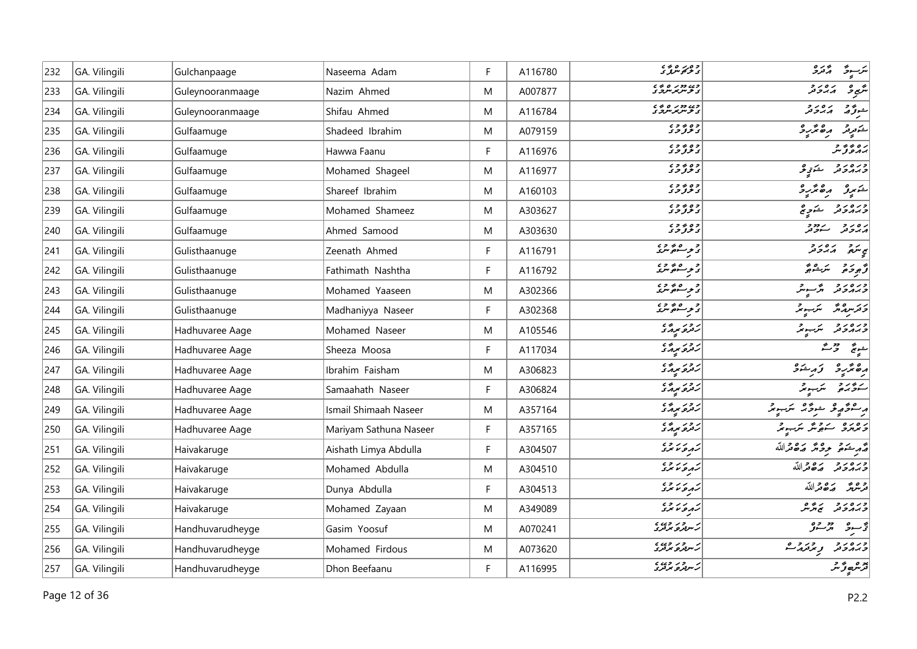| 232 | GA. Vilingili | Gulchanpaage | Naseema Adam | F | A116780 | މ ވ ކ ލ ނ | ނަސީމާ އާދަމް |
|---|---|---|---|---|---|---|---|
| 233 | GA. Vilingili | Guleynooranmaage | Nazim Ahmed | M | A007877 | ގުލޭނޫރަންމާގެ | ނާޒިމް އަހުމަދު |
| 234 | GA. Vilingili | Guleynooranmaage | Shifau Ahmed | M | A116784 | ގުލޭނޫރަންމާގެ | ޝިފާއު އަހުމަދު |
| 235 | GA. Vilingili | Gulfaamuge | Shadeed Ibrahim | M | A079159 | ގުލްފާމުގެ | ޝަދީދު އިބްރާހިމް |
| 236 | GA. Vilingili | Gulfaamuge | Hawwa Faanu | F | A116976 | ގުލްފާމުގެ | ހައްވާފާނު |
| 237 | GA. Vilingili | Gulfaamuge | Mohamed Shageel | M | A116977 | ގުލްފާމުގެ | މުހައްމަދު ޝަގީލް |
| 238 | GA. Vilingili | Gulfaamuge | Shareef Ibrahim | M | A160103 | ގުލްފާމުގެ | ޝަރީފް އިބްރާހިމް |
| 239 | GA. Vilingili | Gulfaamuge | Mohamed Shameez | M | A303627 | ގުލްފާމުގެ | މުހައްމަދު ޝަމީޒް |
| 240 | GA. Vilingili | Gulfaamuge | Ahmed Samood | M | A303630 | ގުލްފާމުގެ | އަހުމަދު ސަމޫދު |
| 241 | GA. Vilingili | Gulisthaanuge | Zeenath Ahmed | F | A116791 | ގުލިސްތާނުގެ | ޒީނަތް އަހުމަދު |
| 242 | GA. Vilingili | Gulisthaanuge | Fathimath Nashtha | F | A116792 | ގުލިސްތާނުގެ | ފާތިމަތު ނަޝްތާ |
| 243 | GA. Vilingili | Gulisthaanuge | Mohamed Yaaseen | M | A302366 | ގުލިސްތާނުގެ | މުހައްމަދު ޔާސީން |
| 244 | GA. Vilingili | Gulisthaanuge | Madhaniyya Naseer | F | A302368 | ގުލިސްތާނުގެ | މަދަނިއްޔާ ނަސީރު |
| 245 | GA. Vilingili | Hadhuvaree Aage | Mohamed Naseer | M | A105546 | ހަދުވަރީއާގެ | މުހައްމަދު ނަސީރު |
| 246 | GA. Vilingili | Hadhuvaree Aage | Sheeza Moosa | F | A117034 | ހަދުވަރީއާގެ | ޝީޒާ މޫސާ |
| 247 | GA. Vilingili | Hadhuvaree Aage | Ibrahim Faisham | M | A306823 | ހަދުވަރީއާގެ | އިބްރާހިމް ފައިޝަމް |
| 248 | GA. Vilingili | Hadhuvaree Aage | Samaahath Naseer | F | A306824 | ހަދުވަރީއާގެ | ސަމާހަތު ނަސީރު |
| 249 | GA. Vilingili | Hadhuvaree Aage | Ismail Shimaah Naseer | M | A357164 | ހަދުވަރީއާގެ | އިސްމާއިލް ޝިމާހް ނަސީރު |
| 250 | GA. Vilingili | Hadhuvaree Aage | Mariyam Sathuna Naseer | F | A357165 | ހަދުވަރީއާގެ | މަރިޔަމް ސަތުނާ ނަސީރު |
| 251 | GA. Vilingili | Haivakaruge | Aishath Limya Abdulla | F | A304507 | ހައިވަކަރުގެ | އާއިޝަތު ލިމްޔާ އަބްދުﷲ |
| 252 | GA. Vilingili | Haivakaruge | Mohamed Abdulla | M | A304510 | ހައިވަކަރުގެ | މުހައްމަދު އަބްދުﷲ |
| 253 | GA. Vilingili | Haivakaruge | Dunya Abdulla | F | A304513 | ހައިވަކަރުގެ | ދުންޔާ އަބްދުﷲ |
| 254 | GA. Vilingili | Haivakaruge | Mohamed Zayaan | M | A349089 | ހައިވަކަރުގެ | މުހައްމަދު ޒަޔާން |
| 255 | GA. Vilingili | Handhuvarudheyge | Gasim Yoosuf | M | A070241 | ހަންދުވަރުދޭގެ | ޤާސިމް ޔޫސުފް |
| 256 | GA. Vilingili | Handhuvarudheyge | Mohamed Firdous | M | A073620 | ހަންދުވަރުދޭގެ | މުހައްމަދު ފިރުދައުސް |
| 257 | GA. Vilingili | Handhuvarudheyge | Dhon Beefaanu | F | A116995 | ހަންދުވަރުދޭގެ | ދޮންބީފާނު |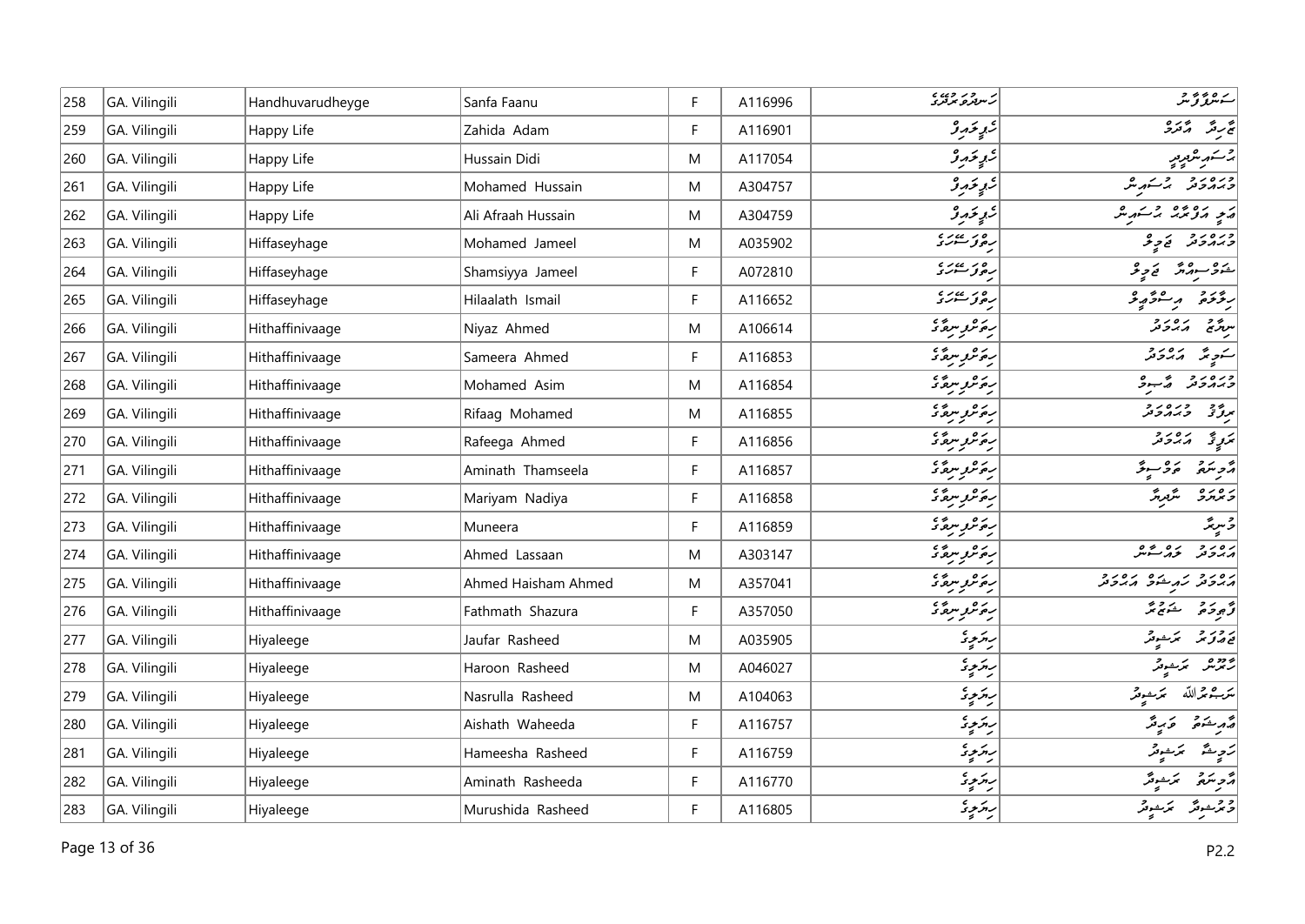| 258 | GA. Vilingili | Handhuvarudheyge | Sanfa Faanu | F | A116996 | ހަނދުވަރުދެއްގެ | ސަންފާ ފާނު |
|---|---|---|---|---|---|---|---|
| 259 | GA. Vilingili | Happy Life | Zahida Adam | F | A116901 | ހެޕީލައިފް | ޒާހިދާ އާދަމް |
| 260 | GA. Vilingili | Happy Life | Hussain Didi | M | A117054 | ހެޕީލައިފް | ހުސައިންދީދީ |
| 261 | GA. Vilingili | Happy Life | Mohamed Hussain | M | A304757 | ހެޕީލައިފް | މުޙައްމަދު ހުސައިން |
| 262 | GA. Vilingili | Happy Life | Ali Afraah Hussain | M | A304759 | ހެޕީލައިފް | އަލި އަފްރާހް ހުސައިން |
| 263 | GA. Vilingili | Hiffaseyhage | Mohamed Jameel | M | A035902 | ހިއްފަސޭހަގެ | މުޙައްމަދު ޖަމީލް |
| 264 | GA. Vilingili | Hiffaseyhage | Shamsiyya Jameel | F | A072810 | ހިއްފަސޭހަގެ | ޝަމްސިއްޔާ ޖަމީލް |
| 265 | GA. Vilingili | Hiffaseyhage | Hilaalath Ismail | F | A116652 | ހިއްފަސޭހަގެ | ހިލާލަތު އިސްމާޢީލް |
| 266 | GA. Vilingili | Hithaffinivaage | Niyaz Ahmed | M | A106614 | ހިތަފިނިވާގެ | ނިޔާޒް އަޙްމަދު |
| 267 | GA. Vilingili | Hithaffinivaage | Sameera Ahmed | F | A116853 | ހިތަފިނިވާގެ | ސަމީރާ އަޙްމަދު |
| 268 | GA. Vilingili | Hithaffinivaage | Mohamed Asim | M | A116854 | ހިތަފިނިވާގެ | މުޙައްމަދު އާސިމް |
| 269 | GA. Vilingili | Hithaffinivaage | Rifaag Mohamed | M | A116855 | ހިތަފިނިވާގެ | ރިފާގު މުޙައްމަދު |
| 270 | GA. Vilingili | Hithaffinivaage | Rafeega Ahmed | F | A116856 | ހިތަފިނިވާގެ | ރަފީގާ އަޙްމަދު |
| 271 | GA. Vilingili | Hithaffinivaage | Aminath Thamseela | F | A116857 | ހިތަފިނިވާގެ | އާމިނަތު ތަމްސީލާ |
| 272 | GA. Vilingili | Hithaffinivaage | Mariyam Nadiya | F | A116858 | ހިތަފިނިވާގެ | މަރިޔަމް ނާދިޔާ |
| 273 | GA. Vilingili | Hithaffinivaage | Muneera | F | A116859 | ހިތަފިނިވާގެ | މުނީރާ |
| 274 | GA. Vilingili | Hithaffinivaage | Ahmed Lassaan | M | A303147 | ހިތަފިނިވާގެ | އަޙްމަދު ލައްސާން |
| 275 | GA. Vilingili | Hithaffinivaage | Ahmed Haisham Ahmed | M | A357041 | ހިތަފިނިވާގެ | އަޙްމަދު ހައިޝަމް އަޙްމަދު |
| 276 | GA. Vilingili | Hithaffinivaage | Fathmath Shazura | F | A357050 | ހިތަފިނިވާގެ | ފާތިމަތު ޝަޒުރާ |
| 277 | GA. Vilingili | Hiyaleege | Jaufar Rasheed | M | A035905 | ހިޔަލީގެ | ޖައުފަރު ރަޝީދު |
| 278 | GA. Vilingili | Hiyaleege | Haroon Rasheed | M | A046027 | ހިޔަލީގެ | ހާރޫން ރަޝީދު |
| 279 | GA. Vilingili | Hiyaleege | Nasrulla Rasheed | M | A104063 | ހިޔަލީގެ | ނަސްރުﷲ ރަޝީދު |
| 280 | GA. Vilingili | Hiyaleege | Aishath Waheeda | F | A116757 | ހިޔަލީގެ | އާއިޝަތު ވަޙީދާ |
| 281 | GA. Vilingili | Hiyaleege | Hameesha Rasheed | F | A116759 | ހިޔަލީގެ | ހަމީޝާ ރަޝީދު |
| 282 | GA. Vilingili | Hiyaleege | Aminath Rasheeda | F | A116770 | ހިޔަލީގެ | އާމިނަތު ރަޝީދާ |
| 283 | GA. Vilingili | Hiyaleege | Murushida Rasheed | F | A116805 | ހިޔަލީގެ | މުރުޝިދާ ރަޝީދު |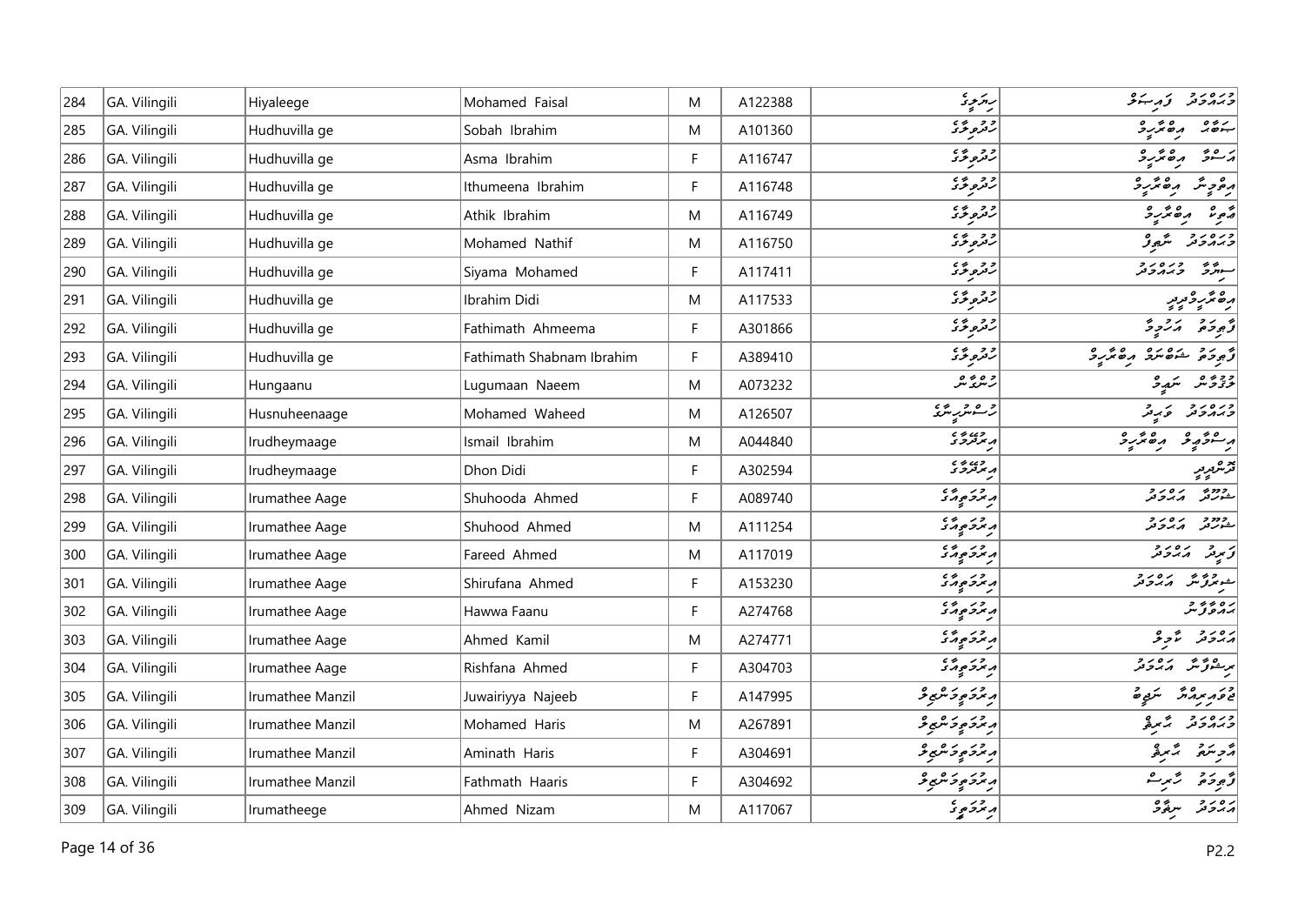| 284 | GA. Vilingili | Hiyaleege | Mohamed Faisal | M | A122388 | ހިޔަލީގެ | މުހައްމަދު ފައިސަލް |
|---|---|---|---|---|---|---|---|
| 285 | GA. Vilingili | Hudhuvilla ge | Sobah Ibrahim | M | A101360 | ހުދުވިއްލާގެ | ސަބާހް އިބްރާހީމް |
| 286 | GA. Vilingili | Hudhuvilla ge | Asma Ibrahim | F | A116747 | ހުދުވިއްލާގެ | އަސްމާ އިބްރާހީމް |
| 287 | GA. Vilingili | Hudhuvilla ge | Ithumeena Ibrahim | F | A116748 | ހުދުވިއްލާގެ | އިތުމީނާ އިބްރާހީމް |
| 288 | GA. Vilingili | Hudhuvilla ge | Athik Ibrahim | M | A116749 | ހުދުވިއްލާގެ | އާތިކް އިބްރާހީމް |
| 289 | GA. Vilingili | Hudhuvilla ge | Mohamed Nathif | M | A116750 | ހުދުވިއްލާގެ | މުހައްމަދު ނާތިފް |
| 290 | GA. Vilingili | Hudhuvilla ge | Siyama Mohamed | F | A117411 | ހުދުވިއްލާގެ | ސިޔާމާ މުހައްމަދު |
| 291 | GA. Vilingili | Hudhuvilla ge | Ibrahim Didi | M | A117533 | ހުދުވިއްލާގެ | އިބްރާހީމްދީދީ |
| 292 | GA. Vilingili | Hudhuvilla ge | Fathimath Ahmeema | F | A301866 | ހުދުވިއްލާގެ | ފާތިމަތު އަހްމީމާ |
| 293 | GA. Vilingili | Hudhuvilla ge | Fathimath Shabnam Ibrahim | F | A389410 | ހުދުވިއްލާގެ | ފާތިމަތު ޝަބްނަމް އިބްރާހީމް |
| 294 | GA. Vilingili | Hungaanu | Lugumaan Naeem | M | A073232 | ހުންގާނު | ލުގުމާން ނައީމް |
| 295 | GA. Vilingili | Husnuheenaage | Mohamed Waheed | M | A126507 | ހުސްނުހީނާގެ | މުހައްމަދު ވަހީދު |
| 296 | GA. Vilingili | Irudheymaage | Ismail Ibrahim | M | A044840 | އިރުދޭމާގެ | އިސްމާޢީލް އިބްރާހީމް |
| 297 | GA. Vilingili | Irudheymaage | Dhon Didi | F | A302594 | އިރުދޭމާގެ | ދޮންދީދީ |
| 298 | GA. Vilingili | Irumathee Aage | Shuhooda Ahmed | F | A089740 | އިރުމަތީއާގެ | ޝުހޫދާ އަހްމަދު |
| 299 | GA. Vilingili | Irumathee Aage | Shuhood Ahmed | M | A111254 | އިރުމަތީއާގެ | ޝުހޫދު އަހްމަދު |
| 300 | GA. Vilingili | Irumathee Aage | Fareed Ahmed | M | A117019 | އިރުމަތީއާގެ | ފަރީދު އަހްމަދު |
| 301 | GA. Vilingili | Irumathee Aage | Shirufana Ahmed | F | A153230 | އިރުމަތީއާގެ | ޝިރުފާނާ އަހްމަދު |
| 302 | GA. Vilingili | Irumathee Aage | Hawwa Faanu | F | A274768 | އިރުމަތީއާގެ | ހައްވާފާނު |
| 303 | GA. Vilingili | Irumathee Aage | Ahmed Kamil | M | A274771 | އިރުމަތީއާގެ | އަހްމަދު ކާމިލް |
| 304 | GA. Vilingili | Irumathee Aage | Rishfana Ahmed | F | A304703 | އިރުމަތީއާގެ | ރިޝްފާނާ އަހްމަދު |
| 305 | GA. Vilingili | Irumathee Manzil | Juwairiyya Najeeb | F | A147995 | އިރުމަތީމަންޒިލް | ޖުވައިރިއްޔާ ނަޖީބު |
| 306 | GA. Vilingili | Irumathee Manzil | Mohamed Haris | M | A267891 | އިރުމަތީމަންޒިލް | މުހައްމަދު ހާރިސް |
| 307 | GA. Vilingili | Irumathee Manzil | Aminath Haris | F | A304691 | އިރުމަތީމަންޒިލް | އާމިނަތު ހާރިސް |
| 308 | GA. Vilingili | Irumathee Manzil | Fathmath Haaris | F | A304692 | އިރުމަތީމަންޒިލް | ފާތިމަތު ހާރިސް |
| 309 | GA. Vilingili | Irumatheege | Ahmed Nizam | M | A117067 | އިރުމަތީގެ | އަހްމަދު ނިޒާމް |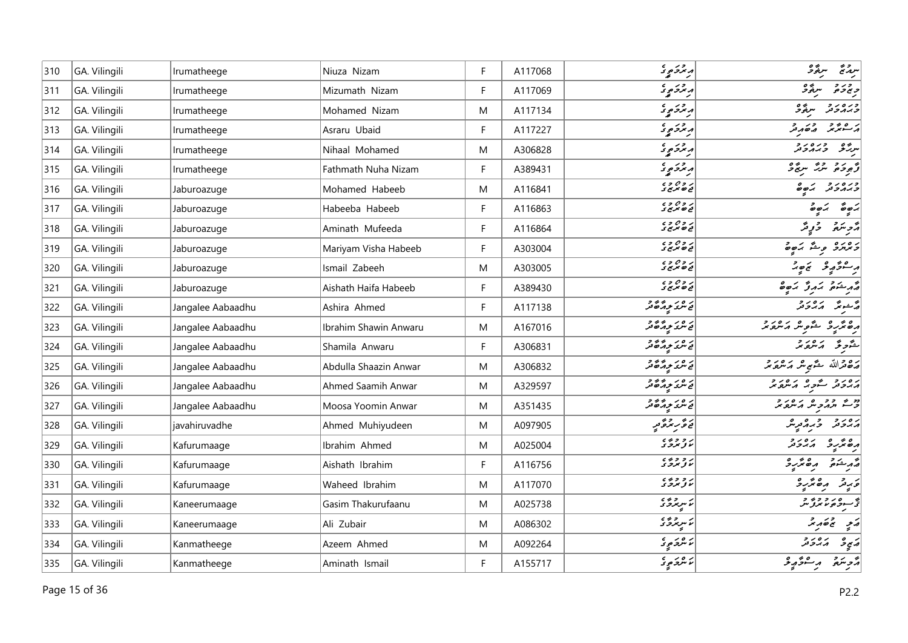| 310 | GA. Vilingili | Irumatheege | Niuza Nizam | F | A117068 | ދިރުމަތީގެ | ނިޔުޒާ ނިޒާމް |
|---|---|---|---|---|---|---|---|
| 311 | GA. Vilingili | Irumatheege | Mizumath Nizam | F | A117069 | ދިރުމަތީގެ | މިޒުމަތު ނިޒާމް |
| 312 | GA. Vilingili | Irumatheege | Mohamed Nizam | M | A117134 | ދިރުމަތީގެ | މުހައްމަދު ނިޒާމް |
| 313 | GA. Vilingili | Irumatheege | Asraru Ubaid | F | A117227 | ދިރުމަތީގެ | އަސްރާރު އުބައިދު |
| 314 | GA. Vilingili | Irumatheege | Nihaal Mohamed | M | A306828 | ދިރުމަތީގެ | ނިހާލް މުހައްމަދު |
| 315 | GA. Vilingili | Irumatheege | Fathmath Nuha Nizam | F | A389431 | ދިރުމަތީގެ | ފާތިމަތު ނުހާ ނިޒާމް |
| 316 | GA. Vilingili | Jaburoazuge | Mohamed Habeeb | M | A116841 | ޖަބުރޯޒުގެ | މުހައްމަދު ހަބީބު |
| 317 | GA. Vilingili | Jaburoazuge | Habeeba Habeeb | F | A116863 | ޖަބުރޯޒުގެ | ހަބީބާ ހަބީބު |
| 318 | GA. Vilingili | Jaburoazuge | Aminath Mufeeda | F | A116864 | ޖަބުރޯޒުގެ | އާމިނަތު މުފީދާ |
| 319 | GA. Vilingili | Jaburoazuge | Mariyam Visha Habeeb | F | A303004 | ޖަބުރޯޒުގެ | މަރިޔަމް ވިޝާ ހަބީބު |
| 320 | GA. Vilingili | Jaburoazuge | Ismail Zabeeh | M | A303005 | ޖަބުރޯޒުގެ | އިސްމާއީލް ޒަބީހު |
| 321 | GA. Vilingili | Jaburoazuge | Aishath Haifa Habeeb | F | A389430 | ޖަބުރޯޒުގެ | އާއިޝަތު ހައިފާ ހަބީބު |
| 322 | GA. Vilingili | Jangalee Aabaadhu | Ashira Ahmed | F | A117138 | ޖަންގަލީއާބާދު | އާޝިރާ އަހުމަދު |
| 323 | GA. Vilingili | Jangalee Aabaadhu | Ibrahim Shawin Anwaru | M | A167016 | ޖަންގަލީއާބާދު | އިބްރާހީމް ޝާވިން އަންވަރު |
| 324 | GA. Vilingili | Jangalee Aabaadhu | Shamila Anwaru | F | A306831 | ޖަންގަލީއާބާދު | ޝާމިލާ އަންވަރު |
| 325 | GA. Vilingili | Jangalee Aabaadhu | Abdulla Shaazin Anwar | M | A306832 | ޖަންގަލީއާބާދު | އަބްދުﷲ ޝާޒިން އަންވަރު |
| 326 | GA. Vilingili | Jangalee Aabaadhu | Ahmed Saamih Anwar | M | A329597 | ޖަންގަލީއާބާދު | އަހުމަދު ސާމިހް އަންވަރު |
| 327 | GA. Vilingili | Jangalee Aabaadhu | Moosa Yoomin Anwar | M | A351435 | ޖަންގަލީއާބާދު | މޫސާ ޔޫމިން އަންވަރު |
| 328 | GA. Vilingili | javahiruvadhe | Ahmed Muhiyudeen | M | A097905 | ޖަވާހިރުވަދެ | އަހުމަދު މުހިޔުއްދީން |
| 329 | GA. Vilingili | Kafurumaage | Ibrahim Ahmed | M | A025004 | ކަފުރުމާގެ | އިބްރާހީމް އަހުމަދު |
| 330 | GA. Vilingili | Kafurumaage | Aishath Ibrahim | F | A116756 | ކަފުރުމާގެ | އާއިޝަތު އިބްރާހީމް |
| 331 | GA. Vilingili | Kafurumaage | Waheed Ibrahim | M | A117070 | ކަފުރުމާގެ | ވަހީދު އިބްރާހީމް |
| 332 | GA. Vilingili | Kaneerumaage | Gasim Thakurufaanu | M | A025738 | ކަނީރުމާގެ | ޤާސިމް ތަކުރުފާނު |
| 333 | GA. Vilingili | Kaneerumaage | Ali Zubair | M | A086302 | ކަނީރުމާގެ | އަލި ޒުބައިރު |
| 334 | GA. Vilingili | Kanmatheege | Azeem Ahmed | M | A092264 | ކަންމަތީގެ | އަޒީމް އަހުމަދު |
| 335 | GA. Vilingili | Kanmatheege | Aminath Ismail | F | A155717 | ކަންމަތީގެ | އާމިނަތު އިސްމާއީލް |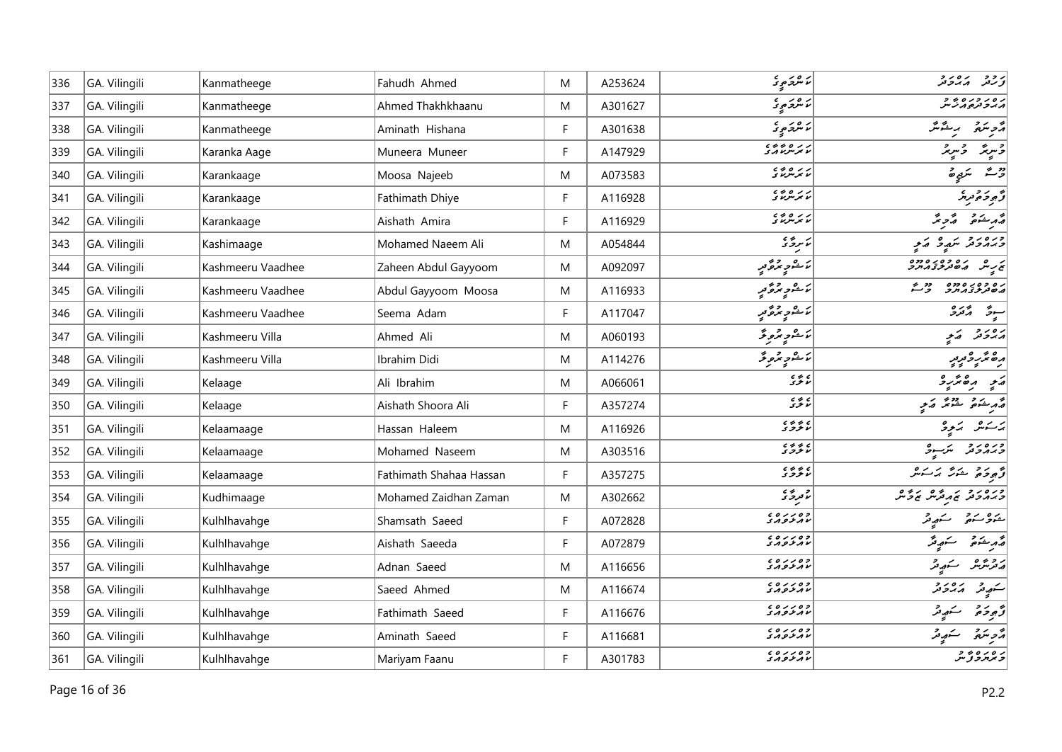| 336 | GA. Vilingili | Kanmatheege | Fahudh Ahmed | M | A253624 | ކަންމަތީގެ | ފަހުދު އަހުމަދު |
|---|---|---|---|---|---|---|---|
| 337 | GA. Vilingili | Kanmatheege | Ahmed Thakhkhaanu | M | A301627 | ކަންމަތީގެ | އަހުމަދު ތައްޚާނު |
| 338 | GA. Vilingili | Kanmatheege | Aminath Hishana | F | A301638 | ކަންމަތީގެ | އާމިނަތު హިޝާނާ |
| 339 | GA. Vilingili | Karanka Aage | Muneera Muneer | F | A147929 | ކަރަންކާއާގެ | މުނީރާ މުނީރު |
| 340 | GA. Vilingili | Karankaage | Moosa Najeeb | M | A073583 | ކަރަންކާގެ | މޫސާ ނަޖީބު |
| 341 | GA. Vilingili | Karankaage | Fathimath Dhiye | F | A116928 | ކަރަންކާގެ | ފާތިމަތުދިޔެ |
| 342 | GA. Vilingili | Karankaage | Aishath Amira | F | A116929 | ކަރަންކާގެ | އާއިޝަތު އާމިރާ |
| 343 | GA. Vilingili | Kashimaage | Mohamed Naeem Ali | M | A054844 | ކަށިމާގެ | މުހައްމަދު ނައީމް އަލި |
| 344 | GA. Vilingili | Kashmeeru Vaadhee | Zaheen Abdul Gayyoom | M | A092097 | ކަޝްމީރުވާދީ | ޒަހީން އަބްދުލްގައްޔޫމް |
| 345 | GA. Vilingili | Kashmeeru Vaadhee | Abdul Gayyoom Moosa | M | A116933 | ކަޝްމީރުވާދީ | އަބްދުލްގައްޔޫމް މޫސާ |
| 346 | GA. Vilingili | Kashmeeru Vaadhee | Seema Adam | F | A117047 | ކަޝްމީރުވާދީ | ސީމާ އާދަމް |
| 347 | GA. Vilingili | Kashmeeru Villa | Ahmed Ali | M | A060193 | ކަޝްމީރުވިލާ | އަހުމަދު އަލި |
| 348 | GA. Vilingili | Kashmeeru Villa | Ibrahim Didi | M | A114276 | ކަޝްމީރުވިލާ | އިބްރާހިމްދީދީ |
| 349 | GA. Vilingili | Kelaage | Ali Ibrahim | M | A066061 | ކެލާގެ | އަލި އިބްރާހިމް |
| 350 | GA. Vilingili | Kelaage | Aishath Shoora Ali | F | A357274 | ކެލާގެ | އާއިޝަތު ޝޫރާ އަލި |
| 351 | GA. Vilingili | Kelaamaage | Hassan Haleem | M | A116926 | ކެލާމާގެ | ހަސަން ހަލީމް |
| 352 | GA. Vilingili | Kelaamaage | Mohamed Naseem | M | A303516 | ކެލާމާގެ | މުހައްމަދު ނަސީމް |
| 353 | GA. Vilingili | Kelaamaage | Fathimath Shahaa Hassan | F | A357275 | ކެލާމާގެ | ފާތިމަތު ޝަހާ ހަސަން |
| 354 | GA. Vilingili | Kudhimaage | Mohamed Zaidhan Zaman | M | A302662 | ކުދިމާގެ | މުހައްމަދު ޒައިދާން ޒަމާން |
| 355 | GA. Vilingili | Kulhlhavahge | Shamsath Saeed | F | A072828 | ކުޅްޅަވައްގެ | ޝަމްސަތު ސައީދު |
| 356 | GA. Vilingili | Kulhlhavahge | Aishath Saeeda | F | A072879 | ކުޅްޅަވައްގެ | އާއިޝަތު ސައީދާ |
| 357 | GA. Vilingili | Kulhlhavahge | Adnan Saeed | M | A116656 | ކުޅްޅަވައްގެ | އަދުނާން ސައީދު |
| 358 | GA. Vilingili | Kulhlhavahge | Saeed Ahmed | M | A116674 | ކުޅްޅަވައްގެ | ސައީދު އަހުމަދު |
| 359 | GA. Vilingili | Kulhlhavahge | Fathimath Saeed | F | A116676 | ކުޅްޅަވައްގެ | ފާތިމަތު ސައީދު |
| 360 | GA. Vilingili | Kulhlhavahge | Aminath Saeed | F | A116681 | ކުޅްޅަވައްގެ | އާމިނަތު ސައީދު |
| 361 | GA. Vilingili | Kulhlhavahge | Mariyam Faanu | F | A301783 | ކުޅްޅަވައްގެ | މަރިޔަމްފާނު |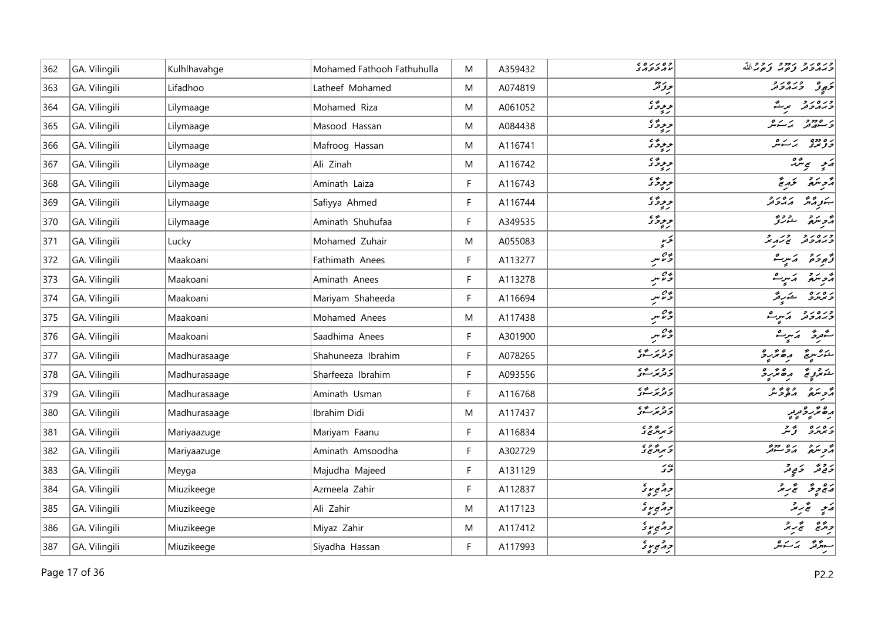| 362 | GA. Vilingili | Kulhlhavahge | Mohamed Fathooh Fathuhulla | M | A359432 | ޅުއްޅަވަހުގެ | މުހައްމަދު ފަތޫޙް ފަތުހުﷲ |
|---|---|---|---|---|---|---|---|
| 363 | GA. Vilingili | Lifadhoo | Latheef Mohamed | M | A074819 | ލިފަދޫ | ލަތީފް މުހައްމަދު |
| 364 | GA. Vilingili | Lilymaage | Mohamed Riza | M | A061052 | ލިލީމާގެ | މުހައްމަދު ރިޟާ |
| 365 | GA. Vilingili | Lilymaage | Masood Hassan | M | A084438 | ލިލީމާގެ | މަސްޢޫދު ހަސަން |
| 366 | GA. Vilingili | Lilymaage | Mafroog Hassan | M | A116741 | ލިލީމާގެ | މަފްރޫގް ހަސަން |
| 367 | GA. Vilingili | Lilymaage | Ali Zinah | M | A116742 | ލިލީމާގެ | އަލި ޒިނާހް |
| 368 | GA. Vilingili | Lilymaage | Aminath Laiza | F | A116743 | ލިލީމާގެ | އާމިނަތު ލައިޒާ |
| 369 | GA. Vilingili | Lilymaage | Safiyya Ahmed | F | A116744 | ލިލީމާގެ | ސަފިއްޔާ އަހްމަދު |
| 370 | GA. Vilingili | Lilymaage | Aminath Shuhufaa | F | A349535 | ލިލީމާގެ | އާމިނަތު ޝުހުފާ |
| 371 | GA. Vilingili | Lucky | Mohamed Zuhair | M | A055083 | ލަކީ | މުހައްމަދު ޒުހައިރު |
| 372 | GA. Vilingili | Maakoani | Fathimath Anees | F | A113277 | މާކޯނި | ފާތިމަތު އަނީސް |
| 373 | GA. Vilingili | Maakoani | Aminath Anees | F | A113278 | މާކޯނި | އާމިނަތު އަނީސް |
| 374 | GA. Vilingili | Maakoani | Mariyam Shaheeda | F | A116694 | މާކޯނި | މަރިޔަމް ޝަހީދާ |
| 375 | GA. Vilingili | Maakoani | Mohamed Anees | M | A117438 | މާކޯނި | މުހައްމަދު އަނީސް |
| 376 | GA. Vilingili | Maakoani | Saadhima Anees | F | A301900 | މާކޯނި | ސާދިމާ އަނީސް |
| 377 | GA. Vilingili | Madhurasaage | Shahuneeza Ibrahim | F | A078265 | މަދުރަސާގެ | ޝަހުނީޒާ އިބްރާހީމް |
| 378 | GA. Vilingili | Madhurasaage | Sharfeeza Ibrahim | F | A093556 | މަދުރަސާގެ | ޝަރފީޒާ އިބްރާހީމް |
| 379 | GA. Vilingili | Madhurasaage | Aminath Usman | F | A116768 | މަދުރަސާގެ | އާމިނަތު އުސްމާން |
| 380 | GA. Vilingili | Madhurasaage | Ibrahim Didi | M | A117437 | މަދުރަސާގެ | އިބްރާހީމްދީދީ |
| 381 | GA. Vilingili | Mariyaazuge | Mariyam Faanu | F | A116834 | މަރިޔާޒުގެ | މަރިޔަމް ފާނު |
| 382 | GA. Vilingili | Mariyaazuge | Aminath Amsoodha | F | A302729 | މަރިޔާޒުގެ | އާމިނަތު އަމްސޫދާ |
| 383 | GA. Vilingili | Meyga | Majudha Majeed | F | A131129 | މޭގަ | މަޖުދާ މަޖީދު |
| 384 | GA. Vilingili | Miuzikeege | Azmeela Zahir | F | A112837 | މިއުޒިކީގެ | އަޒްމީލާ ޒާހިރު |
| 385 | GA. Vilingili | Miuzikeege | Ali Zahir | M | A117123 | މިއުޒިކީގެ | އަލި ޒާހިރު |
| 386 | GA. Vilingili | Miuzikeege | Miyaz Zahir | M | A117412 | މިއުޒިކީގެ | މިޔާޒް ޒާހިރު |
| 387 | GA. Vilingili | Miuzikeege | Siyadha Hassan | F | A117993 | މިއުޒިކީގެ | ސިޔާދާ ހަސަން |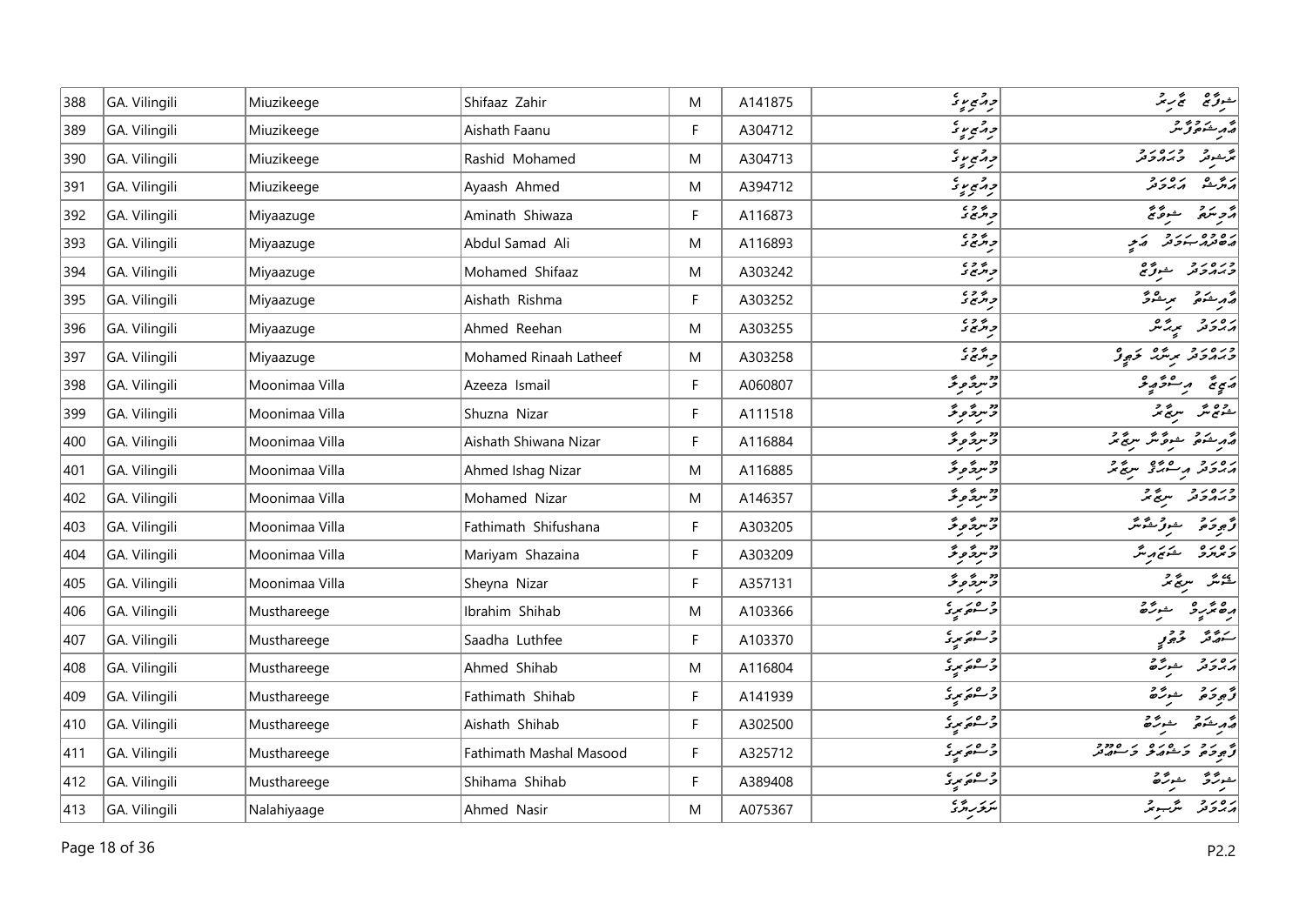| 388 | GA. Vilingili | Miuzikeege | Shifaaz Zahir | M | A141875 | ދިއުޒިކީގެ | ޝިފާޒު ޒާހިރު |
|---|---|---|---|---|---|---|---|
| 389 | GA. Vilingili | Miuzikeege | Aishath Faanu | F | A304712 | ދިއުޒިކީގެ | އައިޝަތުފާނު |
| 390 | GA. Vilingili | Miuzikeege | Rashid Mohamed | M | A304713 | ދިއުޒިކީގެ | ރާޝިދު މުހައްމަދު |
| 391 | GA. Vilingili | Miuzikeege | Ayaash Ahmed | M | A394712 | ދިއުޒިކީގެ | އަޔާޝް އަހުމަދު |
| 392 | GA. Vilingili | Miyaazuge | Aminath Shiwaza | F | A116873 | މިޔާޒުގެ | އާމިނަތު ޝިވަޒާ |
| 393 | GA. Vilingili | Miyaazuge | Abdul Samad Ali | M | A116893 | މިޔާޒުގެ | އަބްދުއްސަމަދު ޢަލީ |
| 394 | GA. Vilingili | Miyaazuge | Mohamed Shifaaz | M | A303242 | މިޔާޒުގެ | މުހައްމަދު ޝިފާޒު |
| 395 | GA. Vilingili | Miyaazuge | Aishath Rishma | F | A303252 | މިޔާޒުގެ | އައިޝަތު ރިޝްމާ |
| 396 | GA. Vilingili | Miyaazuge | Ahmed Reehan | M | A303255 | މިޔާޒުގެ | އަހުމަދު ރީހާން |
| 397 | GA. Vilingili | Miyaazuge | Mohamed Rinaah Latheef | M | A303258 | މިޔާޒުގެ | މުހައްމަދު ރިނާހް ލަތީފް |
| 398 | GA. Vilingili | Moonimaa Villa | Azeeza Ismail | F | A060807 | މޫނިމާވިލާ | އަޒީޒާ އިސްމާޢީލް |
| 399 | GA. Vilingili | Moonimaa Villa | Shuzna Nizar | F | A111518 | މޫނިމާވިލާ | ޝުޒްނާ ނިޒާރު |
| 400 | GA. Vilingili | Moonimaa Villa | Aishath Shiwana Nizar | F | A116884 | މޫނިމާވިލާ | އައިޝަތު ޝިވާނާ ނިޒާރު |
| 401 | GA. Vilingili | Moonimaa Villa | Ahmed Ishag Nizar | M | A116885 | މޫނިމާވިލާ | އަހުމަދު އިސްޙާޤު ނިޒާރު |
| 402 | GA. Vilingili | Moonimaa Villa | Mohamed Nizar | M | A146357 | މޫނިމާވިލާ | މުހައްމަދު ނިޒާރު |
| 403 | GA. Vilingili | Moonimaa Villa | Fathimath Shifushana | F | A303205 | މޫނިމާވިލާ | ފާތިމަތު ޝިފުޝާނާ |
| 404 | GA. Vilingili | Moonimaa Villa | Mariyam Shazaina | F | A303209 | މޫނިމާވިލާ | މަރިޔަމް ޝަޒައިނާ |
| 405 | GA. Vilingili | Moonimaa Villa | Sheyna Nizar | F | A357131 | މޫނިމާވިލާ | ޝޭނާ ނިޒާރު |
| 406 | GA. Vilingili | Musthareege | Ibrahim Shihab | M | A103366 | މުސްތަރީގެ | އިބްރާހިމް ޝިހާބު |
| 407 | GA. Vilingili | Musthareege | Saadha Luthfee | F | A103370 | މުސްތަރީގެ | ސަޢުދާ ލުތުފީ |
| 408 | GA. Vilingili | Musthareege | Ahmed Shihab | M | A116804 | މުސްތަރީގެ | އަހުމަދު ޝިހާބު |
| 409 | GA. Vilingili | Musthareege | Fathimath Shihab | F | A141939 | މުސްތަރީގެ | ފާތިމަތު ޝިހާބު |
| 410 | GA. Vilingili | Musthareege | Aishath Shihab | F | A302500 | މުސްތަރީގެ | އައިޝަތު ޝިހާބު |
| 411 | GA. Vilingili | Musthareege | Fathimath Mashal Masood | F | A325712 | މުސްތަރީގެ | ފާތިމަތު މަޝްޢަލް މަސްޢޫދު |
| 412 | GA. Vilingili | Musthareege | Shihama Shihab | F | A389408 | މުސްތަރީގެ | ޝިހާމާ ޝިހާބު |
| 413 | GA. Vilingili | Nalahiyaage | Ahmed Nasir | M | A075367 | ނަލަހިޔާގެ | އަހުމަދު ނާސިރު |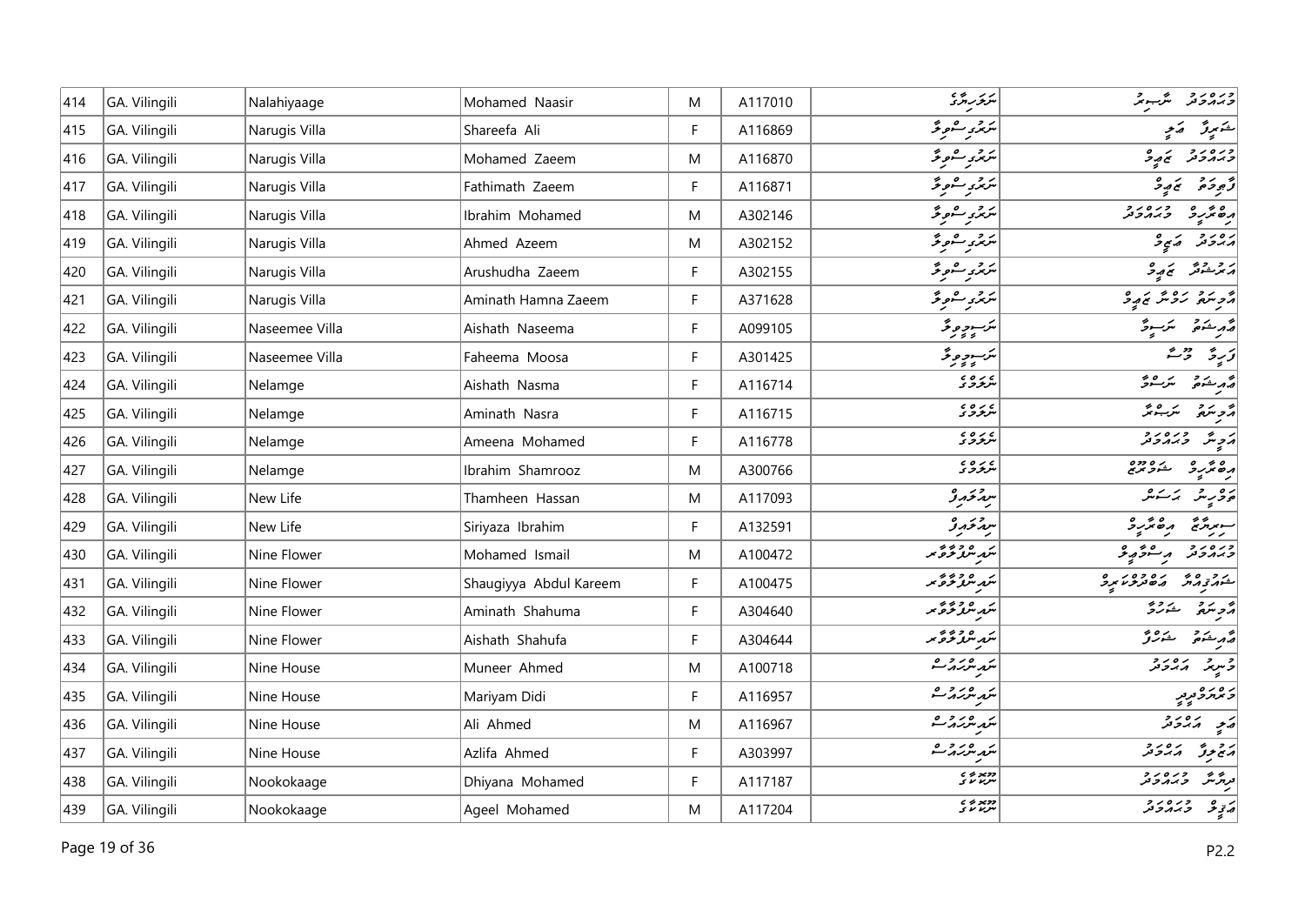| 414 | GA. Vilingili | Nalahiyaage | Mohamed Naasir | M | A117010 | ނަލަހިޔާގެ | މުހައްމަދު ނާސިރު |
|---|---|---|---|---|---|---|---|
| 415 | GA. Vilingili | Narugis Villa | Shareefa Ali | F | A116869 | ނަރުގިސްވިލާ | ޝަރީފާ އަލި |
| 416 | GA. Vilingili | Narugis Villa | Mohamed Zaeem | M | A116870 | ނަރުގިސްވިލާ | މުހައްމަދު ޒަޢީމް |
| 417 | GA. Vilingili | Narugis Villa | Fathimath Zaeem | F | A116871 | ނަރުގިސްވިލާ | ފާތިމަތު ޒަޢީމް |
| 418 | GA. Vilingili | Narugis Villa | Ibrahim Mohamed | M | A302146 | ނަރުގިސްވިލާ | އިބްރާހީމް މުހައްމަދު |
| 419 | GA. Vilingili | Narugis Villa | Ahmed Azeem | M | A302152 | ނަރުގިސްވިލާ | އަހްމަދު އަޒީމް |
| 420 | GA. Vilingili | Narugis Villa | Arushudha Zaeem | F | A302155 | ނަރުގިސްވިލާ | އަރުޝުދާ ޒަޢީމް |
| 421 | GA. Vilingili | Narugis Villa | Aminath Hamna Zaeem | F | A371628 | ނަރުގިސްވިލާ | އާމިނަތު ހަމްނާ ޒަޢީމް |
| 422 | GA. Vilingili | Naseemee Villa | Aishath Naseema | F | A099105 | ނަސީމީވިލާ | އާއިޝަތު ނަސީމާ |
| 423 | GA. Vilingili | Naseemee Villa | Faheema Moosa | F | A301425 | ނަސީމީވިލާ | ފަހީމާ މޫސާ |
| 424 | GA. Vilingili | Nelamge | Aishath Nasma | F | A116714 | ނެލަމްގެ | އާއިޝަތު ނަސްމާ |
| 425 | GA. Vilingili | Nelamge | Aminath Nasra | F | A116715 | ނެލަމްގެ | އާމިނަތު ނަސްރާ |
| 426 | GA. Vilingili | Nelamge | Ameena Mohamed | F | A116778 | ނެލަމްގެ | އަމީނާ މުހައްމަދު |
| 427 | GA. Vilingili | Nelamge | Ibrahim Shamrooz | M | A300766 | ނެލަމްގެ | އިބްރާހީމް ޝަމްރޫޒް |
| 428 | GA. Vilingili | New Life | Thamheen Hassan | M | A117093 | ނިއުލައިފް | ތަމްހީން ހަސަން |
| 429 | GA. Vilingili | New Life | Siriyaza Ibrahim | F | A132591 | ނިއުލައިފް | ސިރިޔާޒާ އިބްރާހީމް |
| 430 | GA. Vilingili | Nine Flower | Mohamed Ismail | M | A100472 | ނައިންފްލަވަރ | މުހައްމަދު އިސްމާއީލް |
| 431 | GA. Vilingili | Nine Flower | Shaugiyya Abdul Kareem | F | A100475 | ނައިންފްލަވަރ | ޝައުޤިއްޔާ އަބްދުލްކަރީމް |
| 432 | GA. Vilingili | Nine Flower | Aminath Shahuma | F | A304640 | ނައިންފްލަވަރ | އާމިނަތު ޝަހުމާ |
| 433 | GA. Vilingili | Nine Flower | Aishath Shahufa | F | A304644 | ނައިންފްލަވަރ | އާއިޝަތު ޝަހުފާ |
| 434 | GA. Vilingili | Nine House | Muneer Ahmed | M | A100718 | ނައިންހައުސް | މުނީރު އަހްމަދު |
| 435 | GA. Vilingili | Nine House | Mariyam Didi | F | A116957 | ނައިންހައުސް | މަރިޔަމްދީދީ |
| 436 | GA. Vilingili | Nine House | Ali Ahmed | M | A116967 | ނައިންހައުސް | އަލި އަހްމަދު |
| 437 | GA. Vilingili | Nine House | Azlifa Ahmed | F | A303997 | ނައިންހައުސް | އަޒްލިފާ އަހްމަދު |
| 438 | GA. Vilingili | Nookokaage | Dhiyana Mohamed | F | A117187 | ނޫކޮކާގެ | ދިޔާނާ މުހައްމަދު |
| 439 | GA. Vilingili | Nookokaage | Ageel Mohamed | M | A117204 | ނޫކޮކާގެ | އަޤީލް މުހައްމަދު |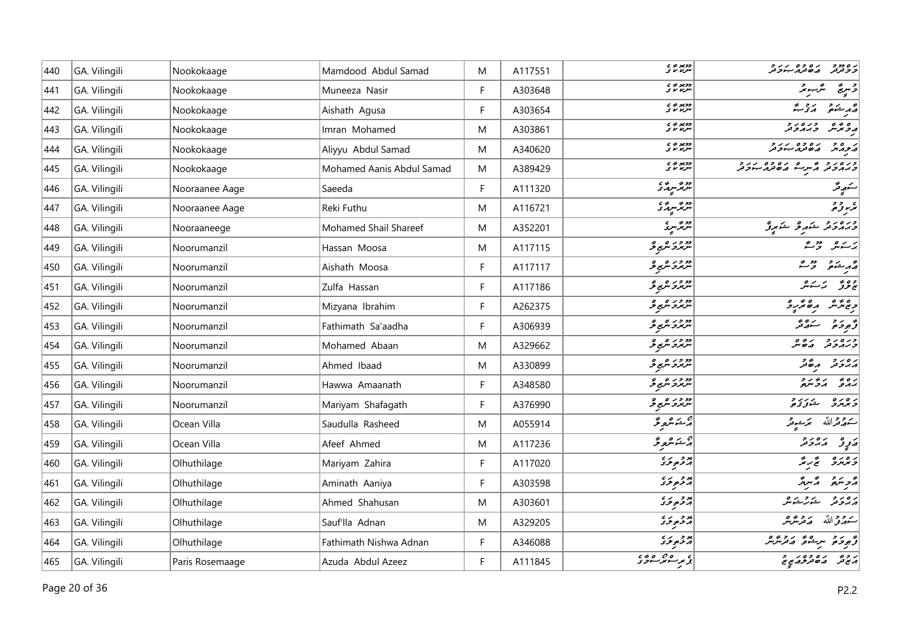| 440 | GA. Vilingili | Nookokaage | Mamdood Abdul Samad | M | A117551 | ނޫކޮކާގެ | މަމްދޫދު އަބްދުލް ސަމަދު |
|---|---|---|---|---|---|---|---|
| 441 | GA. Vilingili | Nookokaage | Muneeza Nasir | F | A303648 | ނޫކޮކާގެ | މުނީޒާ ނާސިރު |
| 442 | GA. Vilingili | Nookokaage | Aishath Agusa | F | A303654 | ނޫކޮކާގެ | އާއިޝަތު އަގުސާ |
| 443 | GA. Vilingili | Nookokaage | Imran Mohamed | M | A303861 | ނޫކޮކާގެ | އިމްރާން މުހައްމަދު |
| 444 | GA. Vilingili | Nookokaage | Aliyyu Abdul Samad | M | A340620 | ނޫކޮކާގެ | އަލިއްޔު އަބްދުލް ސަމަދު |
| 445 | GA. Vilingili | Nookokaage | Mohamed Aanis Abdul Samad | M | A389429 | ނޫކޮކާގެ | މުހައްމަދު އާނިސް އަބްދުލް ސަމަދު |
| 446 | GA. Vilingili | Nooraanee Aage | Saeeda | F | A111320 | ނޫރާނީއާގެ | ސައީދާ |
| 447 | GA. Vilingili | Nooraanee Aage | Reki Futhu | M | A116721 | ނޫރާނީއާގެ | ރެކިފުތު |
| 448 | GA. Vilingili | Nooraaneege | Mohamed Shail Shareef | M | A352201 | ނޫރާނީގެ | މުހައްމަދު ޝައިލް ޝަރީފް |
| 449 | GA. Vilingili | Noorumanzil | Hassan Moosa | M | A117115 | ނޫރުމަންޒިލް | ހަސަން މޫސާ |
| 450 | GA. Vilingili | Noorumanzil | Aishath Moosa | F | A117117 | ނޫރުމަންޒިލް | އާއިޝަތު މޫސާ |
| 451 | GA. Vilingili | Noorumanzil | Zulfa Hassan | F | A117186 | ނޫރުމަންޒިލް | ޒުލްފާ ހަސަން |
| 452 | GA. Vilingili | Noorumanzil | Mizyana Ibrahim | F | A262375 | ނޫރުމަންޒިލް | މިޒްޔާނާ އިބްރާހީމް |
| 453 | GA. Vilingili | Noorumanzil | Fathimath Sa'aadha | F | A306939 | ނޫރުމަންޒިލް | ފާތިމަތު ސައާދާ |
| 454 | GA. Vilingili | Noorumanzil | Mohamed Abaan | M | A329662 | ނޫރުމަންޒިލް | މުހައްމަދު އަބާން |
| 455 | GA. Vilingili | Noorumanzil | Ahmed Ibaad | M | A330899 | ނޫރުމަންޒިލް | އަހްމަދު އިބާދު |
| 456 | GA. Vilingili | Noorumanzil | Hawwa Amaanath | F | A348580 | ނޫރުމަންޒިލް | ހައްވާ އަމާނަތް |
| 457 | GA. Vilingili | Noorumanzil | Mariyam Shafagath | F | A376990 | ނޫރުމަންޒިލް | މަރިޔަމް ޝަފަގަތު |
| 458 | GA. Vilingili | Ocean Villa | Saudulla Rasheed | M | A055914 | އޯޝަންވިލާ | ސައުދުﷲ ރަޝީދު |
| 459 | GA. Vilingili | Ocean Villa | Afeef Ahmed | M | A117236 | އޯޝަންވިލާ | އަފީފު އަހްމަދު |
| 460 | GA. Vilingili | Olhuthilage | Mariyam Zahira | F | A117020 | އޮޅުތިލަގެ | މަރިޔަމް ޒާހިރާ |
| 461 | GA. Vilingili | Olhuthilage | Aminath Aaniya | F | A303598 | އޮޅުތިލަގެ | އާމިނަތު އާނިޔާ |
| 462 | GA. Vilingili | Olhuthilage | Ahmed Shahusan | M | A303601 | އޮޅުތިލަގެ | އަހްމަދު ޝަހުސަން |
| 463 | GA. Vilingili | Olhuthilage | Sauf'lla Adnan | M | A329205 | އޮޅުތިލަގެ | ސައުފުﷲ އަދުނާން |
| 464 | GA. Vilingili | Olhuthilage | Fathimath Nishwa Adnan | F | A346088 | އޮޅުތިލަގެ | ފާތިމަތު ނިޝްވާ އަދުނާން |
| 465 | GA. Vilingili | Paris Rosemaage | Azuda Abdul Azeez | F | A111845 | ޕެރިސްރޯޒްމާގެ | އަޒުދާ އަބްދުލް އަޒީޒު |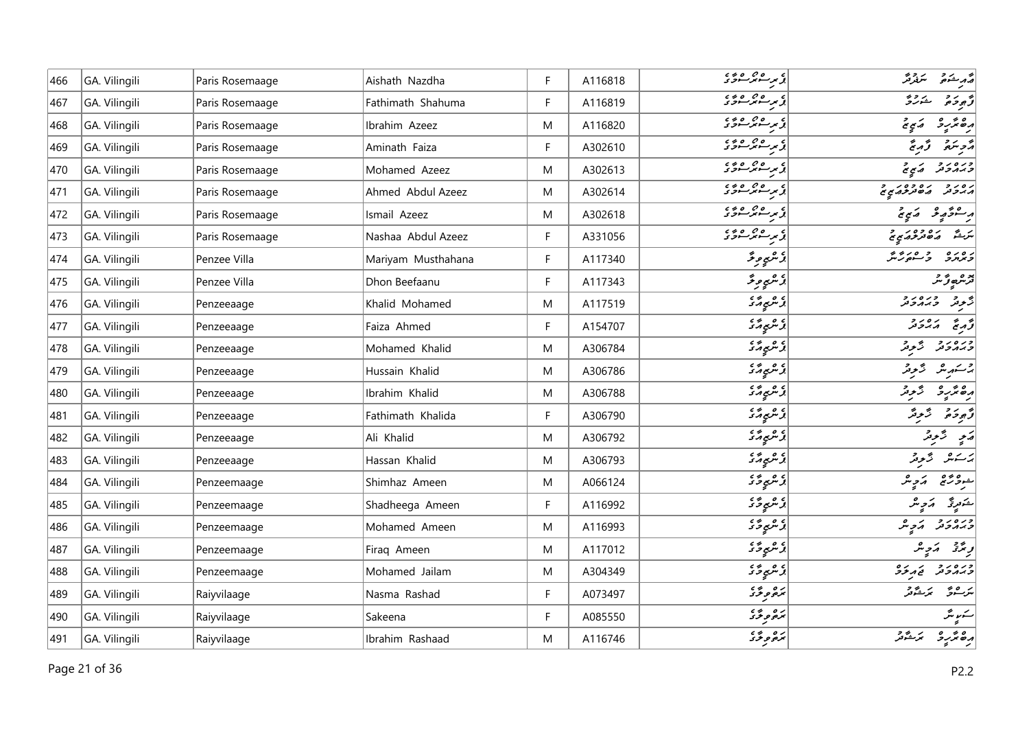| 466 | GA. Vilingili | Paris Rosemaage | Aishath Nazdha | F | A116818 | پُرِسْ رُوزْمާގެ | ޢާއިޝަތު ނަޒްދާ |
|---|---|---|---|---|---|---|---|
| 467 | GA. Vilingili | Paris Rosemaage | Fathimath Shahuma | F | A116819 | پُرِسْ رُوزْމާގެ | ފާތިމަތު ޝަހުމާ |
| 468 | GA. Vilingili | Paris Rosemaage | Ibrahim Azeez | M | A116820 | پُرِسْ رُوزْމާގެ | އިބްރާހީމް އަޒީޒް |
| 469 | GA. Vilingili | Paris Rosemaage | Aminath Faiza | F | A302610 | پُرِسْ رُوزْމާގެ | އާމިނަތު ފާއިޒާ |
| 470 | GA. Vilingili | Paris Rosemaage | Mohamed Azeez | M | A302613 | پُرِسْ رُوزْމާގެ | މުޙައްމަދު އަޒީޒް |
| 471 | GA. Vilingili | Paris Rosemaage | Ahmed Abdul Azeez | M | A302614 | پُرِسْ رُوزْމާގެ | އަޙްމަދު އަބްދުލްއަޒީޒް |
| 472 | GA. Vilingili | Paris Rosemaage | Ismail Azeez | M | A302618 | پُرِسْ رُوزْމާގެ | އިސްމާއިލް އަޒީޒް |
| 473 | GA. Vilingili | Paris Rosemaage | Nashaa Abdul Azeez | F | A331056 | پُرِسْ رُوزْމާގެ | ނަޝާ އަބްދުލްއަޒީޒް |
| 474 | GA. Vilingili | Penzee Villa | Mariyam Musthahana | F | A117340 | ޕެންޒީވިލާ | މަރިޔަމް މުސްތަހަނާ |
| 475 | GA. Vilingili | Penzee Villa | Dhon Beefaanu | F | A117343 | ޕެންޒީވިލާ | ދޮންބީފާނު |
| 476 | GA. Vilingili | Penzeeaage | Khalid Mohamed | M | A117519 | ޕެންޒީއާގެ | ޚާލިދު މުޙައްމަދު |
| 477 | GA. Vilingili | Penzeeaage | Faiza Ahmed | F | A154707 | ޕެންޒީއާގެ | ފާއިޒާ އަޙްމަދު |
| 478 | GA. Vilingili | Penzeeaage | Mohamed Khalid | M | A306784 | ޕެންޒީއާގެ | މުޙައްމަދު ޚާލިދު |
| 479 | GA. Vilingili | Penzeeaage | Hussain Khalid | M | A306786 | ޕެންޒީއާގެ | ޙުސައިން ޚާލިދު |
| 480 | GA. Vilingili | Penzeeaage | Ibrahim Khalid | M | A306788 | ޕެންޒީއާގެ | އިބްރާހީމް ޚާލިދު |
| 481 | GA. Vilingili | Penzeeaage | Fathimath Khalida | F | A306790 | ޕެންޒީއާގެ | ފާތިމަތު ޚާލިދާ |
| 482 | GA. Vilingili | Penzeeaage | Ali Khalid | M | A306792 | ޕެންޒީއާގެ | އަލީ ޚާލިދު |
| 483 | GA. Vilingili | Penzeeaage | Hassan Khalid | M | A306793 | ޕެންޒީއާގެ | ޙަސަން ޚާލިދު |
| 484 | GA. Vilingili | Penzeemaage | Shimhaz Ameen | M | A066124 | ޕެންޒީމާގެ | ޝިމްހާޒް އަމީން |
| 485 | GA. Vilingili | Penzeemaage | Shadheega Ameen | F | A116992 | ޕެންޒީމާގެ | ޝަދީގާ އަމީން |
| 486 | GA. Vilingili | Penzeemaage | Mohamed Ameen | M | A116993 | ޕެންޒީމާގެ | މުޙައްމަދު އަމީން |
| 487 | GA. Vilingili | Penzeemaage | Firaq Ameen | M | A117012 | ޕެންޒީމާގެ | ފިރާޤު އަމީން |
| 488 | GA. Vilingili | Penzeemaage | Mohamed Jailam | M | A304349 | ޕެންޒީމާގެ | މުޙައްމަދު ޖައިލަމް |
| 489 | GA. Vilingili | Raiyvilaage | Nasma Rashad | F | A073497 | ރައްވިލާގެ | ނަސްމާ ރަޝާދު |
| 490 | GA. Vilingili | Raiyvilaage | Sakeena | F | A085550 | ރައްވިލާގެ | ސަކީނާ |
| 491 | GA. Vilingili | Raiyvilaage | Ibrahim Rashaad | M | A116746 | ރައްވިލާގެ | އިބްރާހީމް ރަޝާދު |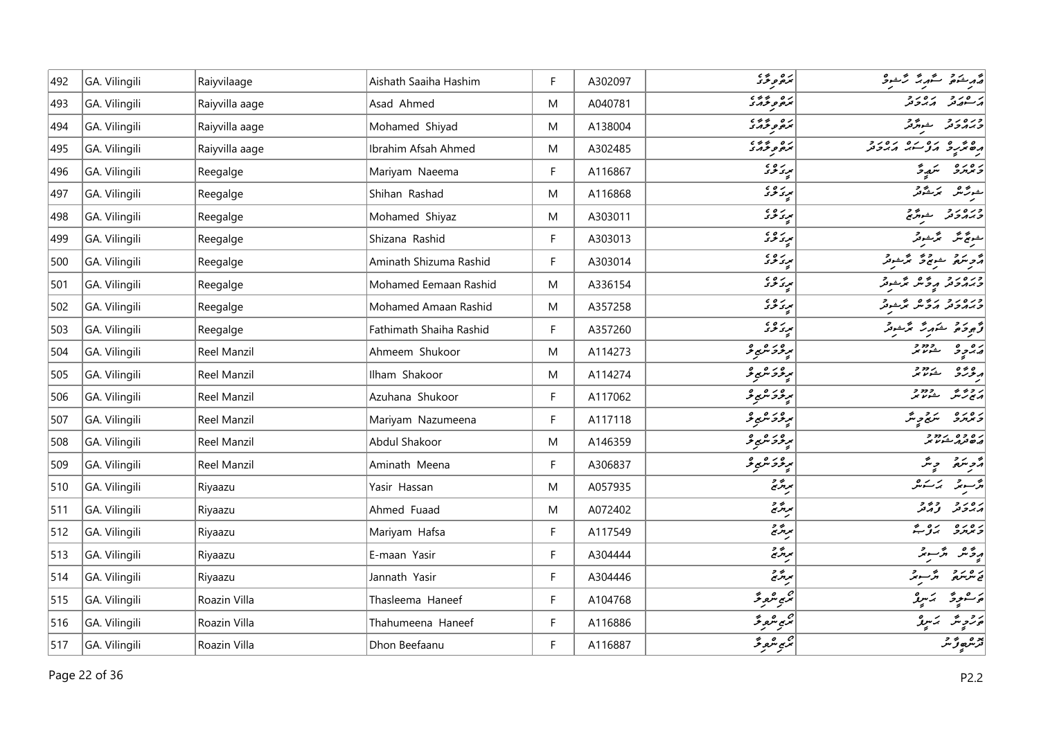| 492 | GA. Vilingili | Raiyvilaage | Aishath Saaiha Hashim | F | A302097 | ރައްވިލާގެ | އައިޝަތު ސާއިހާ ހާޝިމް |
|---|---|---|---|---|---|---|---|
| 493 | GA. Vilingili | Raiyvilla aage | Asad Ahmed | M | A040781 | ރައްވިލާއާގެ | އަސްޢަދު އަޙްމަދު |
| 494 | GA. Vilingili | Raiyvilla aage | Mohamed Shiyad | M | A138004 | ރައްވިލާއާގެ | މުޙައްމަދު ޝިޔާދު |
| 495 | GA. Vilingili | Raiyvilla aage | Ibrahim Afsah Ahmed | M | A302485 | ރައްވިލާއާގެ | އިބްރާހީމް އަފްސަޙް އަޙްމަދު |
| 496 | GA. Vilingili | Reegalge | Mariyam Naeema | F | A116867 | ރީގަލްގެ | މަރިޔަމް ނައީމާ |
| 497 | GA. Vilingili | Reegalge | Shihan Rashad | M | A116868 | ރީގަލްގެ | ޝިހާން ރަޝާދު |
| 498 | GA. Vilingili | Reegalge | Mohamed Shiyaz | M | A303011 | ރީގަލްގެ | މުޙައްމަދު ޝިޔާޒު |
| 499 | GA. Vilingili | Reegalge | Shizana Rashid | F | A303013 | ރީގަލްގެ | ޝިޒާނާ ރާޝިދު |
| 500 | GA. Vilingili | Reegalge | Aminath Shizuma Rashid | F | A303014 | ރީގަލްގެ | އާމިނަތު ޝިޒުމާ ރާޝިދު |
| 501 | GA. Vilingili | Reegalge | Mohamed Eemaan Rashid | M | A336154 | ރީގަލްގެ | މުޙައްމަދު އީމާން ރާޝިދު |
| 502 | GA. Vilingili | Reegalge | Mohamed Amaan Rashid | M | A357258 | ރީގަލްގެ | މުޙައްމަދު އަމާން ރާޝިދު |
| 503 | GA. Vilingili | Reegalge | Fathimath Shaiha Rashid | F | A357260 | ރީގަލްގެ | ފާތިމަތު ޝައިހާ ރާޝިދު |
| 504 | GA. Vilingili | Reel Manzil | Ahmeem Shukoor | M | A114273 | ރީލްމަންޒިލް | އަޙްމީމް ޝުކޫރު |
| 505 | GA. Vilingili | Reel Manzil | Ilham Shakoor | M | A114274 | ރީލްމަންޒިލް | އިލްހާމް ޝަކޫރު |
| 506 | GA. Vilingili | Reel Manzil | Azuhana Shukoor | F | A117062 | ރީލްމަންޒިލް | އަޒުހާނާ ޝުކޫރު |
| 507 | GA. Vilingili | Reel Manzil | Mariyam Nazumeena | F | A117118 | ރީލްމަންޒިލް | މަރިޔަމް ނަޒުމީނާ |
| 508 | GA. Vilingili | Reel Manzil | Abdul Shakoor | M | A146359 | ރީލްމަންޒިލް | އަބްދުލްޝަކޫރު |
| 509 | GA. Vilingili | Reel Manzil | Aminath Meena | F | A306837 | ރީލްމަންޒިލް | އާމިނަތު މީނާ |
| 510 | GA. Vilingili | Riyaazu | Yasir Hassan | M | A057935 | ރިޔާޒު | ޔާސިރު ހަސަން |
| 511 | GA. Vilingili | Riyaazu | Ahmed Fuaad | M | A072402 | ރިޔާޒު | އަޙްމަދު ފުއާދު |
| 512 | GA. Vilingili | Riyaazu | Mariyam Hafsa | F | A117549 | ރިޔާޒު | މަރިޔަމް ހަފްސާ |
| 513 | GA. Vilingili | Riyaazu | E-maan Yasir | F | A304444 | ރިޔާޒު | އީމާން ޔާސިރު |
| 514 | GA. Vilingili | Riyaazu | Jannath Yasir | F | A304446 | ރިޔާޒު | ޖަންނަތު ޔާސިރު |
| 515 | GA. Vilingili | Roazin Villa | Thasleema Haneef | F | A104768 | ރޯޒިންވިލާ | ތަސްލީމާ ހަނީފް |
| 516 | GA. Vilingili | Roazin Villa | Thahumeena Haneef | F | A116886 | ރޯޒިންވިލާ | ތަހުމީނާ ހަނީފް |
| 517 | GA. Vilingili | Roazin Villa | Dhon Beefaanu | F | A116887 | ރޯޒިންވިލާ | ދޮންބީފާނު |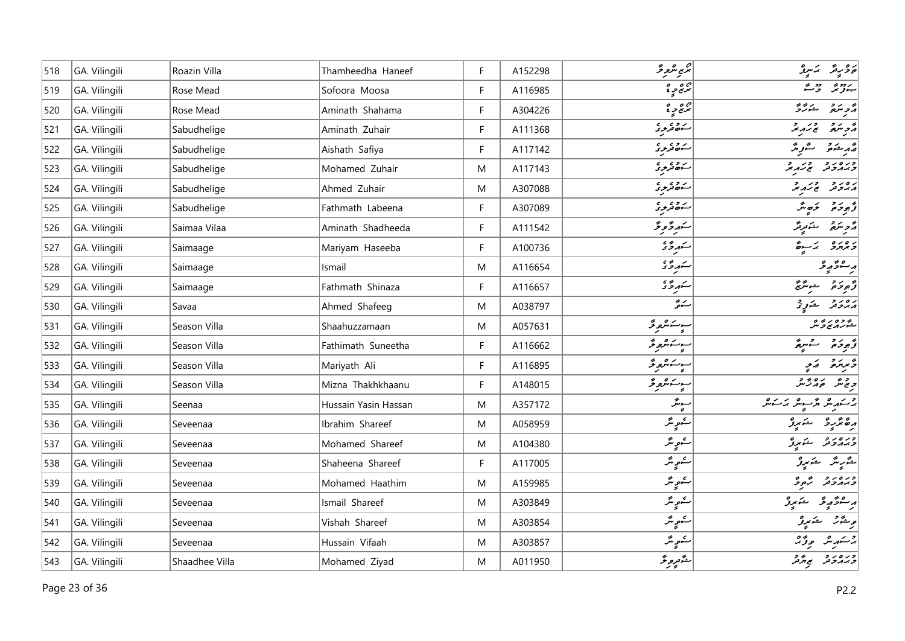| 518 | GA. Vilingili | Roazin Villa | Thamheedha Haneef | F | A152298 | ރޯޒިންވިލާ | ތަމްހީދާ ހަނީފް |
|---|---|---|---|---|---|---|---|
| 519 | GA. Vilingili | Rose Mead | Sofoora Moosa | F | A116985 | ރޯޒްމީޑް | ސޫފޫރާ މޫސާ |
| 520 | GA. Vilingili | Rose Mead | Aminath Shahama | F | A304226 | ރޯޒްމީޑް | އާމިނަތު ޝަހާމާ |
| 521 | GA. Vilingili | Sabudhelige | Aminath Zuhair | F | A111368 | ސަބުދެލިގެ | އާމިނަތު ޒުހައިރު |
| 522 | GA. Vilingili | Sabudhelige | Aishath Safiya | F | A117142 | ސަބުދެލިގެ | އައިޝަތު ސާފިޔާ |
| 523 | GA. Vilingili | Sabudhelige | Mohamed Zuhair | M | A117143 | ސަބުދެލިގެ | މުހައްމަދު ޒުހައިރު |
| 524 | GA. Vilingili | Sabudhelige | Ahmed Zuhair | M | A307088 | ސަބުދެލިގެ | އަޙްމަދު ޒުހައިރު |
| 525 | GA. Vilingili | Sabudhelige | Fathmath Labeena | F | A307089 | ސަބުދެލިގެ | ފާތިމަތު ލަބީނާ |
| 526 | GA. Vilingili | Saimaa Vilaa | Aminath Shadheeda | F | A111542 | ސައިމާވިލާ | އާމިނަތު ޝަދީދާ |
| 527 | GA. Vilingili | Saimaage | Mariyam Haseeba | F | A100736 | ސައިމާގެ | މަރިޔަމް ހަސީބާ |
| 528 | GA. Vilingili | Saimaage | Ismail | M | A116654 | ސައިމާގެ | އިސްމާއީލް |
| 529 | GA. Vilingili | Saimaage | Fathmath Shinaza | F | A116657 | ސައިމާގެ | ފާތިމަތު ޝިނާޒާ |
| 530 | GA. Vilingili | Savaa | Ahmed Shafeeg | M | A038797 | ސަވާ | އަޙްމަދު ޝަފީގު |
| 531 | GA. Vilingili | Season Villa | Shaahuzzamaan | M | A057631 | ސީޒަންވިލާ | ޝާހުއްޒަމާން |
| 532 | GA. Vilingili | Season Villa | Fathimath Suneetha | F | A116662 | ސީޒަންވިލާ | ފާތިމަތު ސުނީތާ |
| 533 | GA. Vilingili | Season Villa | Mariyath Ali | F | A116895 | ސީޒަންވިލާ | މާރިޔަތު އަލި |
| 534 | GA. Vilingili | Season Villa | Mizna Thakhkhaanu | F | A148015 | ސީޒަންވިލާ | މިޒްނާ ތައްޚާނު |
| 535 | GA. Vilingili | Seenaa | Hussain Yasin Hassan | M | A357172 | ސީނާ | ހުސައިން ޔާސީން ހަސަން |
| 536 | GA. Vilingili | Seveenaa | Ibrahim Shareef | M | A058959 | ސެވީނާ | އިބްރާހީމް ޝަރީފް |
| 537 | GA. Vilingili | Seveenaa | Mohamed Shareef | M | A104380 | ސެވީނާ | މުހައްމަދު ޝަރީފް |
| 538 | GA. Vilingili | Seveenaa | Shaheena Shareef | F | A117005 | ސެވީނާ | ޝާހީނާ ޝަރީފް |
| 539 | GA. Vilingili | Seveenaa | Mohamed Haathim | M | A159985 | ސެވީނާ | މުހައްމަދު ހާތިމް |
| 540 | GA. Vilingili | Seveenaa | Ismail Shareef | M | A303849 | ސެވީނާ | އިސްމާއީލް ޝަރީފް |
| 541 | GA. Vilingili | Seveenaa | Vishah Shareef | M | A303854 | ސެވީނާ | ވިޝާހު ޝަރީފް |
| 542 | GA. Vilingili | Seveenaa | Hussain Vifaah | M | A303857 | ސެވީނާ | ހުސައިން ވިފާހު |
| 543 | GA. Vilingili | Shaadhee Villa | Mohamed Ziyad | M | A011950 | ޝާދީވިލާ | މުހައްމަދު ޒިޔާދު |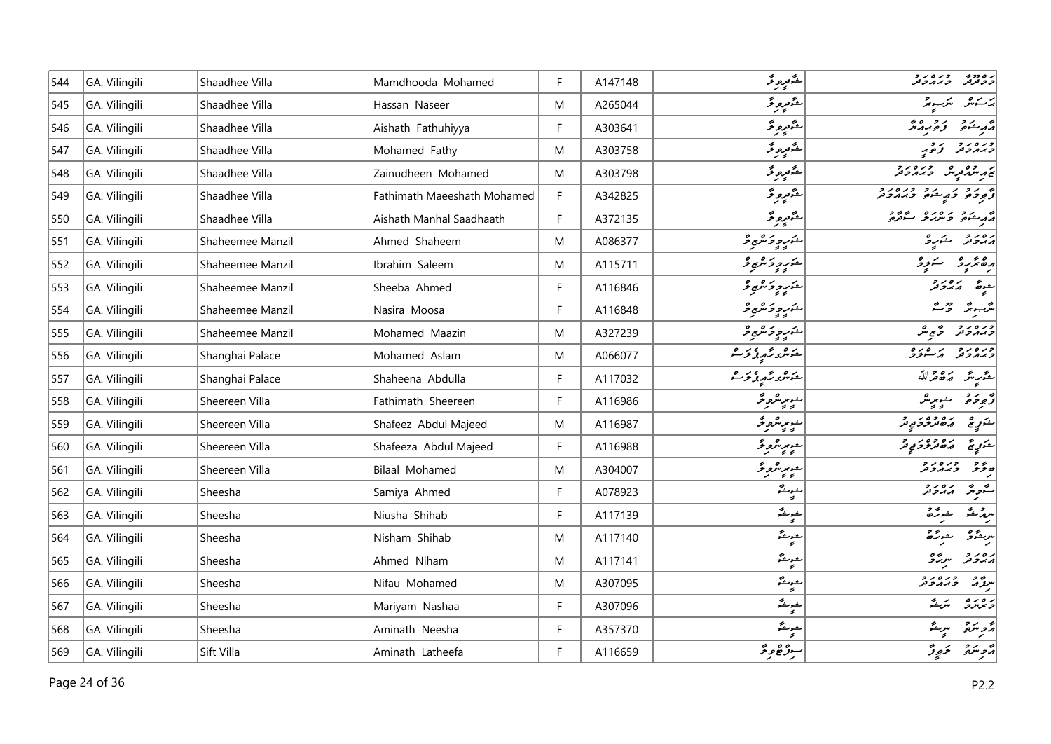| 544 | GA. Vilingili | Shaadhee Villa | Mamdhooda Mohamed | F | A147148 | ޝާދީވިލާ | މަމްދޫދާ މުހައްމަދު |
|---|---|---|---|---|---|---|---|
| 545 | GA. Vilingili | Shaadhee Villa | Hassan Naseer | M | A265044 | ޝާދީވިލާ | ހަސަން ނަސީރު |
| 546 | GA. Vilingili | Shaadhee Villa | Aishath Fathuhiyya | F | A303641 | ޝާދީވިލާ | އައިޝަތު ފަތުހިއްޔާ |
| 547 | GA. Vilingili | Shaadhee Villa | Mohamed Fathy | M | A303758 | ޝާދީވިލާ | މުހައްމަދު ފަތުހީ |
| 548 | GA. Vilingili | Shaadhee Villa | Zainudheen Mohamed | M | A303798 | ޝާދީވިލާ | ޒައިނުއްދީން މުހައްމަދު |
| 549 | GA. Vilingili | Shaadhee Villa | Fathimath Maeeshath Mohamed | F | A342825 | ޝާދީވިލާ | ފާތިމަތު މައީޝަތު މުހައްމަދު |
| 550 | GA. Vilingili | Shaadhee Villa | Aishath Manhal Saadhaath | F | A372135 | ޝާދީވިލާ | އައިޝަތު މަންހަލް ސާދާތު |
| 551 | GA. Vilingili | Shaheemee Manzil | Ahmed Shaheem | M | A086377 | ޝަހީމީމަންޒިލް | އަހުމަދު ޝަހީމް |
| 552 | GA. Vilingili | Shaheemee Manzil | Ibrahim Saleem | M | A115711 | ޝަހީމީމަންޒިލް | އިބްރާހީމް ސަލީމް |
| 553 | GA. Vilingili | Shaheemee Manzil | Sheeba Ahmed | F | A116846 | ޝަހީމީމަންޒިލް | ޝީބާ އަހުމަދު |
| 554 | GA. Vilingili | Shaheemee Manzil | Nasira Moosa | F | A116848 | ޝަހީމީމަންޒިލް | ނާސިރާ މޫސާ |
| 555 | GA. Vilingili | Shaheemee Manzil | Mohamed Maazin | M | A327239 | ޝަހީމީމަންޒިލް | މުހައްމަދު މާޒިން |
| 556 | GA. Vilingili | Shanghai Palace | Mohamed Aslam | M | A066077 | ޝަންހާއީޕެލަސް | މުހައްމަދު އަސްލަމް |
| 557 | GA. Vilingili | Shanghai Palace | Shaheena Abdulla | F | A117032 | ޝަންހާއީޕެލަސް | ޝަހީނާ އަބްދުﷲ |
| 558 | GA. Vilingili | Sheereen Villa | Fathimath Sheereen | F | A116986 | ޝީރީންވިލާ | ފާތިމަތު ޝީރީން |
| 559 | GA. Vilingili | Sheereen Villa | Shafeez Abdul Majeed | M | A116987 | ޝީރީންވިލާ | ޝަފީޒު އަބްދުލްމަޖީދު |
| 560 | GA. Vilingili | Sheereen Villa | Shafeeza Abdul Majeed | F | A116988 | ޝީރީންވިލާ | ޝަފީޒާ އަބްދުލްމަޖީދު |
| 561 | GA. Vilingili | Sheereen Villa | Bilaal Mohamed | M | A304007 | ޝީރީންވިލާ | ބިލާލް މުހައްމަދު |
| 562 | GA. Vilingili | Sheesha | Samiya Ahmed | F | A078923 | ޝީޝާ | ސާމިޔާ އަހުމަދު |
| 563 | GA. Vilingili | Sheesha | Niusha Shihab | F | A117139 | ޝީޝާ | ނިއުޝާ ޝިހާބު |
| 564 | GA. Vilingili | Sheesha | Nisham Shihab | M | A117140 | ޝީޝާ | ނިޝާމް ޝިހާބު |
| 565 | GA. Vilingili | Sheesha | Ahmed Niham | M | A117141 | ޝީޝާ | އަހުމަދު ނިހާމް |
| 566 | GA. Vilingili | Sheesha | Nifau Mohamed | M | A307095 | ޝީޝާ | ނިފާއު މުހައްމަދު |
| 567 | GA. Vilingili | Sheesha | Mariyam Nashaa | F | A307096 | ޝީޝާ | މަރިޔަމް ނަޝާ |
| 568 | GA. Vilingili | Sheesha | Aminath Neesha | F | A357370 | ޝީޝާ | އާމިނަތު ނީޝާ |
| 569 | GA. Vilingili | Sift Villa | Aminath Latheefa | F | A116659 | ސިފްޓްވިލާ | އާމިނަތު ލަތީފާ |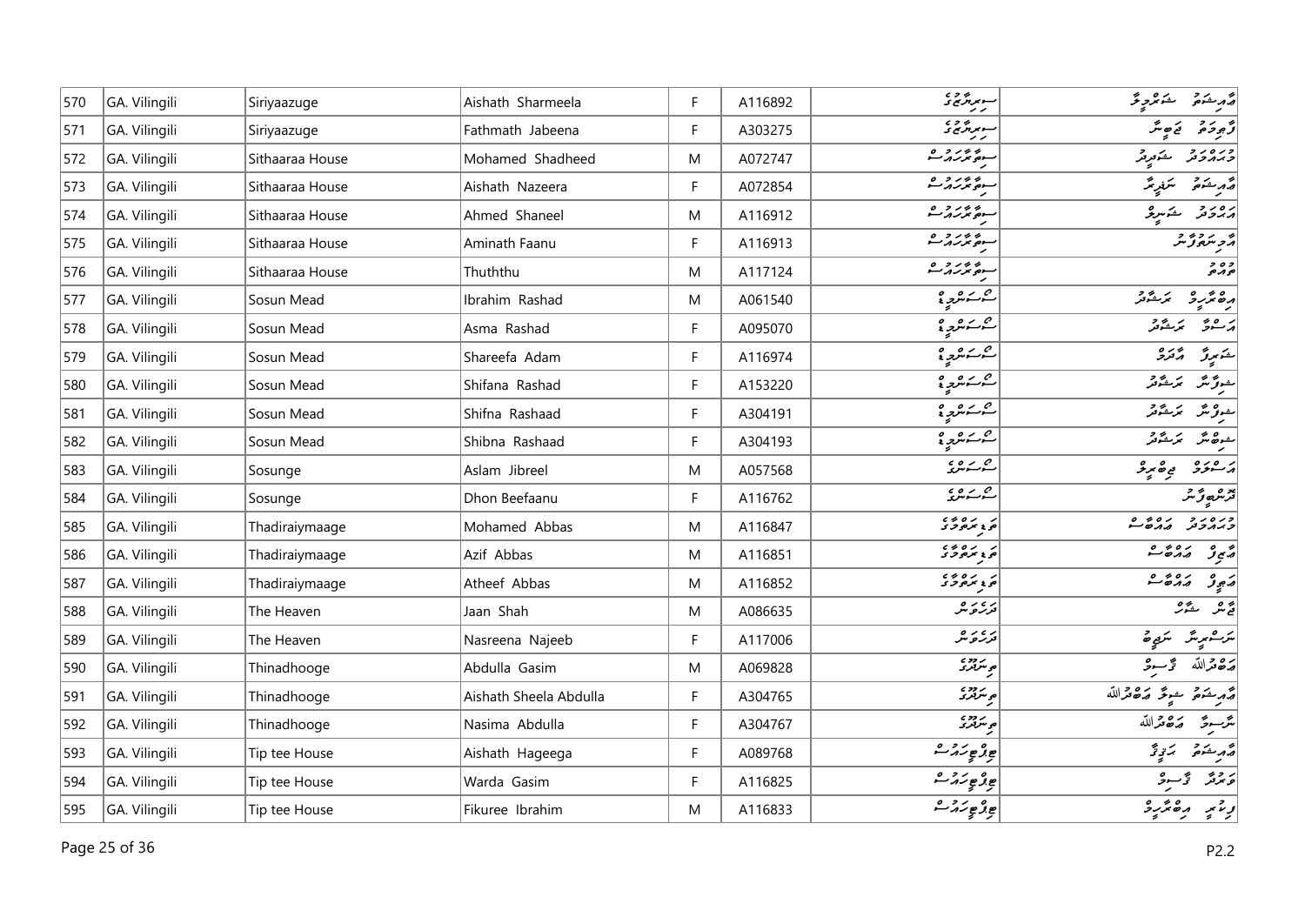| 570 | GA. Vilingili | Siriyaazuge | Aishath Sharmeela | F | A116892 | سوبرِدَّجَ ى | مَّەرشَەمْ شَەمَّرْجِدَّ |
|---|---|---|---|---|---|---|---|
| 571 | GA. Vilingili | Siriyaazuge | Fathmath Jabeena | F | A303275 | سوبرِدَّجَ ى | وَّجِوَدَمْ يَحْصِسَّ |
| 572 | GA. Vilingili | Sithaaraa House | Mohamed Shadheed | M | A072747 | سوِمَّجَرَدَرْ سْ | وَبَرْدَوَرْ شَوَمِرْ |
| 573 | GA. Vilingili | Sithaaraa House | Aishath Nazeera | F | A072854 | سوِمَّجَرَدَرْ سْ | مَّەرشَەمْ سَفِرِمَّ |
| 574 | GA. Vilingili | Sithaaraa House | Ahmed Shaneel | M | A116912 | سوِمَّجَرَدَرْ سْ | مَرْدَوَرْ شَسِرِوْ |
| 575 | GA. Vilingili | Sithaaraa House | Aminath Faanu | F | A116913 | سوِمَّجَرَدَرْ سْ | مَّوِسَمْوَّسْ |
| 576 | GA. Vilingili | Sithaaraa House | Thuththu | M | A117124 | سوِمَّجَرَدَرْ سْ | وْرْوْ |
| 577 | GA. Vilingili | Sosun Mead | Ibrahim Rashad | M | A061540 | سْسَسْرِدْ | مِرْصَمَّرِوْ بَرَشَّرْ |
| 578 | GA. Vilingili | Sosun Mead | Asma Rashad | F | A095070 | سْسَسْرِدْ | مَرْسْوَّ بَرَشَّرْ |
| 579 | GA. Vilingili | Sosun Mead | Shareefa Adam | F | A116974 | سْسَسْرِدْ | شَمِرِوَّ مَّرَمْ |
| 580 | GA. Vilingili | Sosun Mead | Shifana Rashad | F | A153220 | سْسَسْرِدْ | شِوَّسْ بَرَشَّرْ |
| 581 | GA. Vilingili | Sosun Mead | Shifna Rashaad | F | A304191 | سْسَسْرِدْ | شِوْسْ بَرَشَّرْ |
| 582 | GA. Vilingili | Sosun Mead | Shibna Rashaad | F | A304193 | سْسَسْرِدْ | شِصْسْ بَرَشَّرْ |
| 583 | GA. Vilingili | Sosunge | Aslam Jibreel | M | A057568 | سْسَسْرى | مَرْسْوَرْ مِصْمِرِوْ |
| 584 | GA. Vilingili | Sosunge | Dhon Beefaanu | F | A116762 | سْسَسْرى | مَرْسْصِوَّسْ |
| 585 | GA. Vilingili | Thadiraiymaage | Mohamed Abbas | M | A116847 | مَوِبَرْوَّى | وَبَرْدَوَرْ مَرْمَصَّسْ |
| 586 | GA. Vilingili | Thadiraiymaage | Azif Abbas | M | A116851 | مَوِبَرْوَّى | مَّجِوْ مَرْمَصَّسْ |
| 587 | GA. Vilingili | Thadiraiymaage | Atheef Abbas | M | A116852 | مَوِبَرْوَّى | مَجِوْ مَرْمَصَّسْ |
| 588 | GA. Vilingili | The Heaven | Jaan Shah | M | A086635 | مَرْرَوَسْ | مَّسْ شَّرْ |
| 589 | GA. Vilingili | The Heaven | Nasreena Najeeb | F | A117006 | مَرْرَوَسْ | سَرَسْمِرِسَّ سَمِمِصْ |
| 590 | GA. Vilingili | Thinadhooge | Abdulla Gasim | M | A069828 | مِسَرْمْرى | مَرْصْمْرُاللّه مَّسِوْ |
| 591 | GA. Vilingili | Thinadhooge | Aishath Sheela Abdulla | F | A304765 | مِسَرْمْرى | مَّەرشَەمْ شِوَّ مَرْصْمْرُاللّه |
| 592 | GA. Vilingili | Thinadhooge | Nasima Abdulla | F | A304767 | مِسَرْمْرى | سَّرْسِوَّ مَرْصْمْرُاللّه |
| 593 | GA. Vilingili | Tip tee House | Aishath Hageega | F | A089768 | مِوْمِرَدَرْ سْ | مَّەرشَەمْ بَرَمِرِمَّ |
| 594 | GA. Vilingili | Tip tee House | Warda Gasim | F | A116825 | مِوْمِرَدَرْ سْ | وَمْرَمَّ مَّسِوْ |
| 595 | GA. Vilingili | Tip tee House | Fikuree Ibrahim | M | A116833 | مِوْمِرَدَرْ سْ | وِرْمِرِ مِرْصَمَّرِوْ |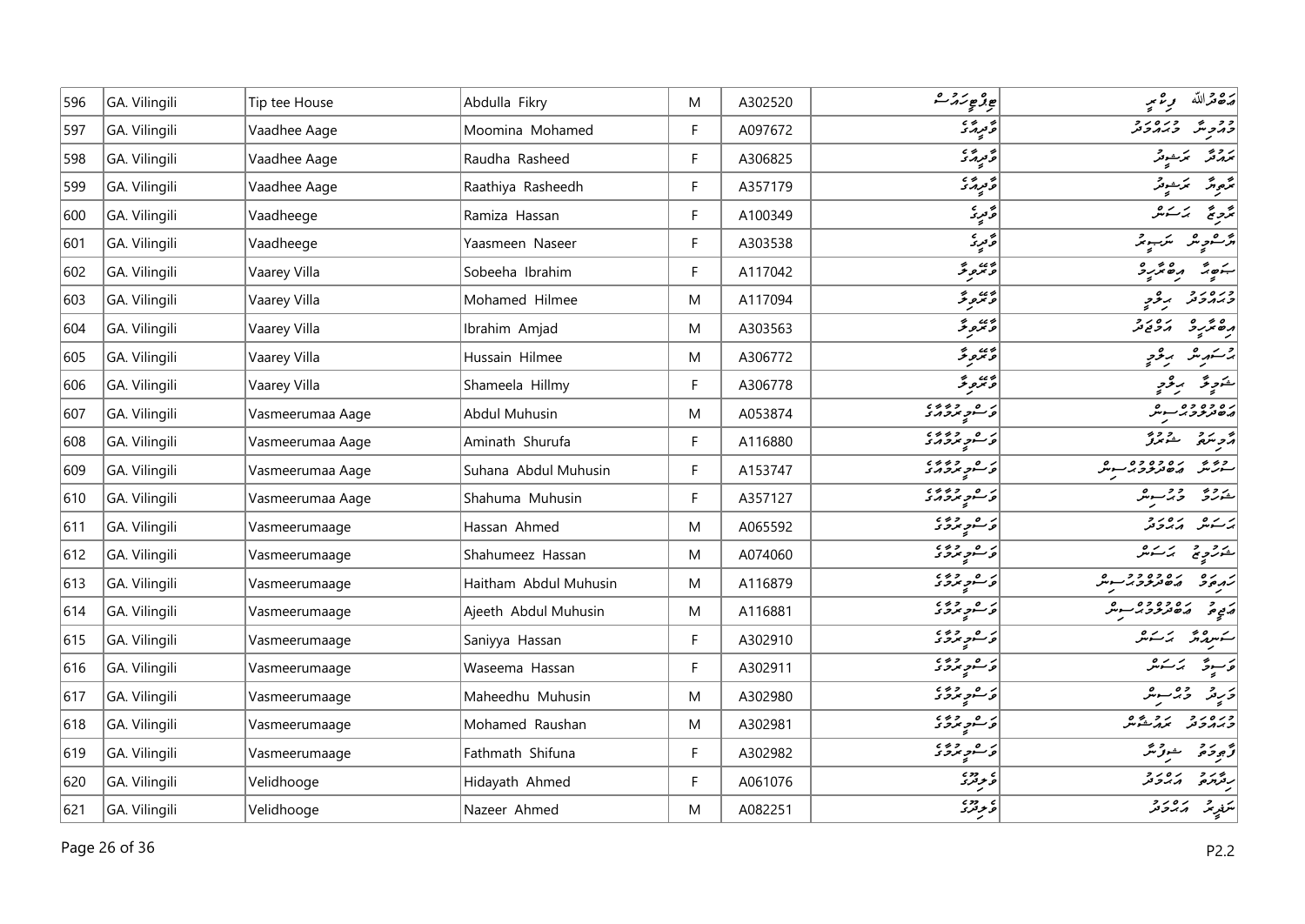| 596 | GA. Vilingili | Tip tee House | Abdulla Fikry | M | A302520 | ھِوْھِرَمْرْ | رَھْدُاللہ وِرْعْبِر |
|---|---|---|---|---|---|---|---|
| 597 | GA. Vilingili | Vaadhee Aage | Moomina Mohamed | F | A097672 | وَّمِرِمَّرَ | دُمْرِسَّ دِبَرْمُدَدِرْ |
| 598 | GA. Vilingili | Vaadhee Aage | Raudha Rasheed | F | A306825 | وَّمِرِمَّرَ | بَرَدُّ بَرَشِيْدُ |
| 599 | GA. Vilingili | Vaadhee Aage | Raathiya Rasheedh | F | A357179 | وَّمِرِمَّرَ | بَّرْهُوَّ بَرَشِيْدُ |
| 600 | GA. Vilingili | Vaadheege | Ramiza Hassan | F | A100349 | وَّمِرِيْ | بَّرْدِجَّ بَرَسَرْ |
| 601 | GA. Vilingili | Vaadheege | Yaasmeen Naseer | F | A303538 | وَّمِرِيْ | بَرْسْمُوِيْرْ سَرَسِيْرُ |
| 602 | GA. Vilingili | Vaarey Villa | Sobeeha Ibrahim | F | A117042 | وَّبَرْهِوَّ | بَرَهِبَرْ دِرْھَبَرِرُ |
| 603 | GA. Vilingili | Vaarey Villa | Mohamed Hilmee | M | A117094 | وَّبَرْهِوَّ | دِبَرْمُدَدِرْ بِرْوُرِ |
| 604 | GA. Vilingili | Vaarey Villa | Ibrahim Amjad | M | A303563 | وَّبَرْهِوَّ | دِرْھَبَرِرُ رَدْوُدَرْ |
| 605 | GA. Vilingili | Vaarey Villa | Hussain Hilmee | M | A306772 | وَّبَرْهِوَّ | بُرْسَہِرِسْ بِرْوُرِ |
| 606 | GA. Vilingili | Vaarey Villa | Shameela Hillmy | F | A306778 | وَّبَرْهِوَّ | شَوَرِوَّ بِرْوُرِ |
| 607 | GA. Vilingili | Vasmeerumaa Aage | Abdul Muhusin | M | A053874 | وَسْمِرِبُرْدَمَّرَ | رَھْدُرْوُدُرْسِرْ |
| 608 | GA. Vilingili | Vasmeerumaa Aage | Aminath Shurufa | F | A116880 | وَسْمِرِبُرْدَمَّرَ | دُّرِسَرْهُ شُبُرُوَّ |
| 609 | GA. Vilingili | Vasmeerumaa Aage | Suhana Abdul Muhusin | F | A153747 | وَسْمِرِبُرْدَمَّرَ | سُرَّسَّ رَھْدُرْوُدُرْسِرْ |
| 610 | GA. Vilingili | Vasmeerumaa Aage | Shahuma Muhusin | F | A357127 | وَسْمِرِبُرْدَمَّرَ | شَرُدَّ دُرْسِرْ |
| 611 | GA. Vilingili | Vasmeerumaage | Hassan Ahmed | M | A065592 | وَسْمِرِبُرْدَرَ | بَرَسَرْ رَبْرُدَرْ |
| 612 | GA. Vilingili | Vasmeerumaage | Shahumeez Hassan | M | A074060 | وَسْمِرِبُرْدَرَ | شَرُدِجْ بَرَسَرْ |
| 613 | GA. Vilingili | Vasmeerumaage | Haitham Abdul Muhusin | M | A116879 | وَسْمِرِبُرْدَرَ | رَہِرَوْ رَھْدُرْوُدُرْسِرْ |
| 614 | GA. Vilingili | Vasmeerumaage | Ajeeth Abdul Muhusin | M | A116881 | وَسْمِرِبُرْدَرَ | رَبِهِ رَھْدُرْوُدُرْسِرْ |
| 615 | GA. Vilingili | Vasmeerumaage | Saniyya Hassan | F | A302910 | وَسْمِرِبُرْدَرَ | سَسِرْدَّ بَرَسَرْ |
| 616 | GA. Vilingili | Vasmeerumaage | Waseema Hassan | F | A302911 | وَسْمِرِبُرْدَرَ | وَسِوَّ بَرَسَرْ |
| 617 | GA. Vilingili | Vasmeerumaage | Maheedhu Muhusin | M | A302980 | وَسْمِرِبُرْدَرَ | دَرِدْ دُرْسِرْ |
| 618 | GA. Vilingili | Vasmeerumaage | Mohamed Raushan | M | A302981 | وَسْمِرِبُرْدَرَ | دِبَرْمُدَدِرْ بَرَدْشَسْ |
| 619 | GA. Vilingili | Vasmeerumaage | Fathmath Shifuna | F | A302982 | وَسْمِرِبُرْدَرَ | وَّجِرَدْ شِوَّسَّ |
| 620 | GA. Vilingili | Velidhooge | Hidayath Ahmed | F | A061076 | وِوِدُرَ | رِدَّبَرْهُ رَبْرُدَرْ |
| 621 | GA. Vilingili | Velidhooge | Nazeer Ahmed | M | A082251 | وِوِدُرَ | سَرِبِرْ رَبْرُدَرْ |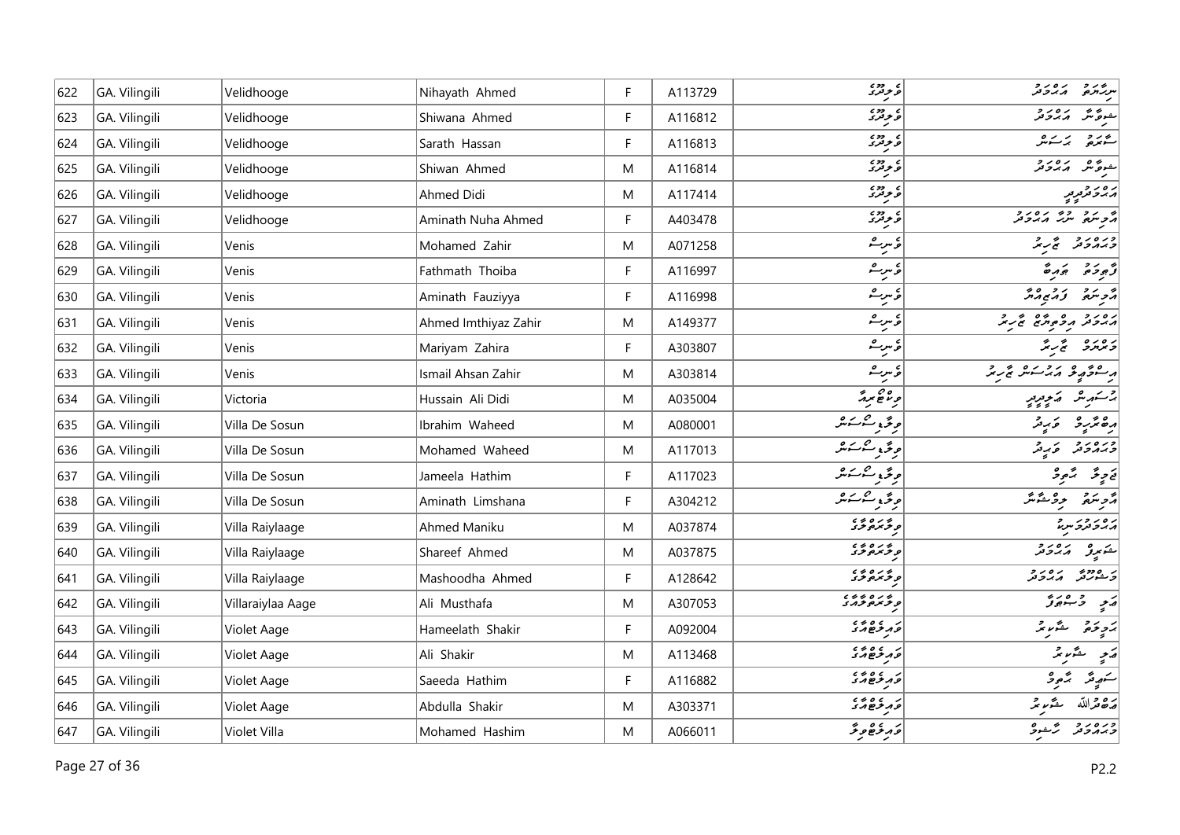| 622 | GA. Vilingili | Velidhooge | Nihayath Ahmed | F | A113729 | ءُ وِ ترىء | سِرَّتَرَمْ مَرْدَوَتْرَ |
|---|---|---|---|---|---|---|---|
| 623 | GA. Vilingili | Velidhooge | Shiwana Ahmed | F | A116812 | ءُ وِ ترىء | شِوَگْسَّ مَرْدَوَتْرَ |
| 624 | GA. Vilingili | Velidhooge | Sarath Hassan | F | A116813 | ءُ وِ ترىء | سِمَرَ بَرَسَسْ |
| 625 | GA. Vilingili | Velidhooge | Shiwan Ahmed | M | A116814 | ءُ وِ ترىء | شِوَگْسْ مَرْدَوَتْرَ |
| 626 | GA. Vilingili | Velidhooge | Ahmed Didi | M | A117414 | ءُ وِ ترىء | مَرْدَوَتْرَ تِرِيرِ |
| 627 | GA. Vilingili | Velidhooge | Aminath Nuha Ahmed | F | A403478 | ءُ وِ ترىء | مَرْحِ سَرَمْ سَرَّ مَرْدَوَتْرَ |
| 628 | GA. Vilingili | Venis | Mohamed Zahir | M | A071258 | ءُ سِرِ سْ | وَبَرْمَرْوَتْرَ نَجَرِ بَرْ |
| 629 | GA. Vilingili | Venis | Fathmath Thoiba | F | A116997 | ءُ سِرِ سْ | تَرْجِوَمْ جَوَرِ صَّ |
| 630 | GA. Vilingili | Venis | Aminath Fauziyya | F | A116998 | ءُ سِرِ سْ | مَرْحِ سَرَمْ زَمَرَبِرْ مَرَّ |
| 631 | GA. Vilingili | Venis | Ahmed Imthiyaz Zahir | M | A149377 | ءُ سِرِ سْ | مَرْدَوَتْرَ مِرْحِمَرَجْ نَجَرِ بَرْ |
| 632 | GA. Vilingili | Venis | Mariyam Zahira | F | A303807 | ءُ سِرِ سْ | وَمَرْمَرْوَ نَجَرِ بَرَّ |
| 633 | GA. Vilingili | Venis | Ismail Ahsan Zahir | M | A303814 | ءُ سِرِ سْ | مِرْسَوَّمِرِ وَ مَرْبَرْسَسْ نَجَرِ بَرْ |
| 634 | GA. Vilingili | Victoria | Hussain Ali Didi | M | A035004 | وِ سْعْ مِرَّ | بِرْسَمَرِ سْ مَرْحِ تِرِيرِ |
| 635 | GA. Vilingili | Villa De Sosun | Ibrahim Waheed | M | A080001 | وِ تَرْعِ سْ سْ سَرْ | مِرْحِ تَرْبَرِ وَ وَبِرِ تَرْ |
| 636 | GA. Vilingili | Villa De Sosun | Mohamed Waheed | M | A117013 | وِ تَرْعِ سْ سْ سَرْ | وَبَرْمَرْوَتْرَ وَبِرِ تَرْ |
| 637 | GA. Vilingili | Villa De Sosun | Jameela Hathim | F | A117023 | وِ تَرْعِ سْ سْ سَرْ | نَجَوِ تَرْ رَّجِوَ |
| 638 | GA. Vilingili | Villa De Sosun | Aminath Limshana | F | A304212 | وِ تَرْعِ سْ سْ سَرْ | مَرْحِ سَرَمْ مِرْوَشَسَّ |
| 639 | GA. Vilingili | Villa Raiylaage | Ahmed Maniku | M | A037874 | وِ تَرْبَرْمَرْوَتْرَىء | مَرْدَوَتْرَ وَسِرِ تِ |
| 640 | GA. Vilingili | Villa Raiylaage | Shareef Ahmed | M | A037875 | وِ تَرْبَرْمَرْوَتْرَىء | شَمَبِرِ وَ مَرْدَوَتْرَ |
| 641 | GA. Vilingili | Villa Raiylaage | Mashoodha Ahmed | F | A128642 | وِ تَرْبَرْمَرْوَتْرَىء | وَشْتَرْتَرَ مَرْدَوَتْرَ |
| 642 | GA. Vilingili | Villaraiylaa Aage | Ali Musthafa | M | A307053 | وِ تَرْبَرْمَرْوَتْرَ مَرْىء | مَرَحِ وَسْجْهَوَّ |
| 643 | GA. Vilingili | Violet Aage | Hameelath Shakir | F | A092004 | وَمِ وَعْهْ مَرْىء | بَرَحِ وَمْ شَتَّرِ بَرْ |
| 644 | GA. Vilingili | Violet Aage | Ali Shakir | M | A113468 | وَمِ وَعْهْ مَرْىء | مَرَحِ شَتَّرِ بَرْ |
| 645 | GA. Vilingili | Violet Aage | Saeeda Hathim | F | A116882 | وَمِ وَعْهْ مَرْىء | سَمَرِ تَرَّ رَّجِوَ |
| 646 | GA. Vilingili | Violet Aage | Abdulla Shakir | M | A303371 | وَمِ وَعْهْ مَرْىء | مَرْھْتَرْاللّٰهْ شَتَّرِ بَرْ |
| 647 | GA. Vilingili | Violet Villa | Mohamed Hashim | M | A066011 | وَمِ وَعْهْ وِ تَرَّ | وَبَرْمَرْوَتْرَ رَّشِوَ |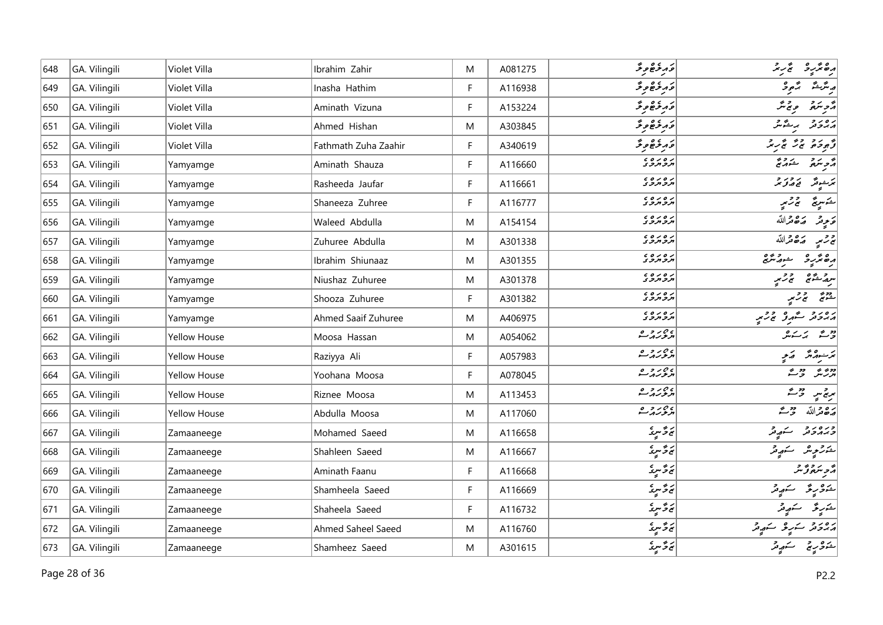| 648 | GA. Vilingili | Violet Villa | Ibrahim Zahir | M | A081275 | ޥައިލެޓްވިލާ | އިބްރާހީމް ޒާހިރު |
|---|---|---|---|---|---|---|---|
| 649 | GA. Vilingili | Violet Villa | Inasha Hathim | F | A116938 | ޥައިލެޓްވިލާ | އިނާޝާ ހާތިމް |
| 650 | GA. Vilingili | Violet Villa | Aminath Vizuna | F | A153224 | ޥައިލެޓްވިލާ | އާމިނަތު ވިޒުނާ |
| 651 | GA. Vilingili | Violet Villa | Ahmed Hishan | M | A303845 | ޥައިލެޓްވިލާ | އަހްމަދު ހިޝާން |
| 652 | GA. Vilingili | Violet Villa | Fathmath Zuha Zaahir | F | A340619 | ޥައިލެޓްވިލާ | ފާތިމަތު ޒުހާ ޒާހިރު |
| 653 | GA. Vilingili | Yamyamge | Aminath Shauza | F | A116660 | ޔަމްޔަމްގެ | އާމިނަތު ޝައުޒާ |
| 654 | GA. Vilingili | Yamyamge | Rasheeda Jaufar | F | A116661 | ޔަމްޔަމްގެ | ރަޝީދާ ޖައުފަރު |
| 655 | GA. Vilingili | Yamyamge | Shaneeza Zuhree | F | A116777 | ޔަމްޔަމްގެ | ޝަނީޒާ ޒުހުރީ |
| 656 | GA. Vilingili | Yamyamge | Waleed Abdulla | M | A154154 | ޔަމްޔަމްގެ | ވަލީދު އަބްދުﷲ |
| 657 | GA. Vilingili | Yamyamge | Zuhuree Abdulla | M | A301338 | ޔަމްޔަމްގެ | ޒުހުރީ އަބްދުﷲ |
| 658 | GA. Vilingili | Yamyamge | Ibrahim Shiunaaz | M | A301355 | ޔަމްޔަމްގެ | އިބްރާހީމް ޝިއުނާޒް |
| 659 | GA. Vilingili | Yamyamge | Niushaz Zuhuree | M | A301378 | ޔަމްޔަމްގެ | ނިއުޝާޒް ޒުހުރީ |
| 660 | GA. Vilingili | Yamyamge | Shooza Zuhuree | F | A301382 | ޔަމްޔަމްގެ | ޝޫޒާ ޒުހުރީ |
| 661 | GA. Vilingili | Yamyamge | Ahmed Saaif Zuhuree | M | A406975 | ޔަމްޔަމްގެ | އަހްމަދު ސާއިފް ޒުހުރީ |
| 662 | GA. Vilingili | Yellow House | Moosa Hassan | M | A054062 | ޔެލޯހައުސް | މޫސާ ހަސަން |
| 663 | GA. Vilingili | Yellow House | Raziyya Ali | F | A057983 | ޔެލޯހައުސް | ރަޒިއްޔާ ޢަލީ |
| 664 | GA. Vilingili | Yellow House | Yoohana Moosa | F | A078045 | ޔެލޯހައުސް | ޔޫހަނާ މޫސާ |
| 665 | GA. Vilingili | Yellow House | Riznee Moosa | M | A113453 | ޔެލޯހައުސް | ރިޒްނީ މޫސާ |
| 666 | GA. Vilingili | Yellow House | Abdulla Moosa | M | A117060 | ޔެލޯހައުސް | އަބްދުﷲ މޫސާ |
| 667 | GA. Vilingili | Zamaaneege | Mohamed Saeed | M | A116658 | ޒަމާނީގެ | މުޙައްމަދު ސަޢީދު |
| 668 | GA. Vilingili | Zamaaneege | Shahleen Saeed | M | A116667 | ޒަމާނީގެ | ޝަހްލީން ސަޢީދު |
| 669 | GA. Vilingili | Zamaaneege | Aminath Faanu | F | A116668 | ޒަމާނީގެ | އާމިނަތުފާނު |
| 670 | GA. Vilingili | Zamaaneege | Shamheela Saeed | F | A116669 | ޒަމާނީގެ | ޝަމްހީލާ ސަޢީދު |
| 671 | GA. Vilingili | Zamaaneege | Shaheela Saeed | F | A116732 | ޒަމާނީގެ | ޝަހީލާ ސަޢީދު |
| 672 | GA. Vilingili | Zamaaneege | Ahmed Saheel Saeed | M | A116760 | ޒަމާނީގެ | އަހްމަދު ސަހީލް ސަޢީދު |
| 673 | GA. Vilingili | Zamaaneege | Shamheez Saeed | M | A301615 | ޒަމާނީގެ | ޝަމްހީޒް ސަޢީދު |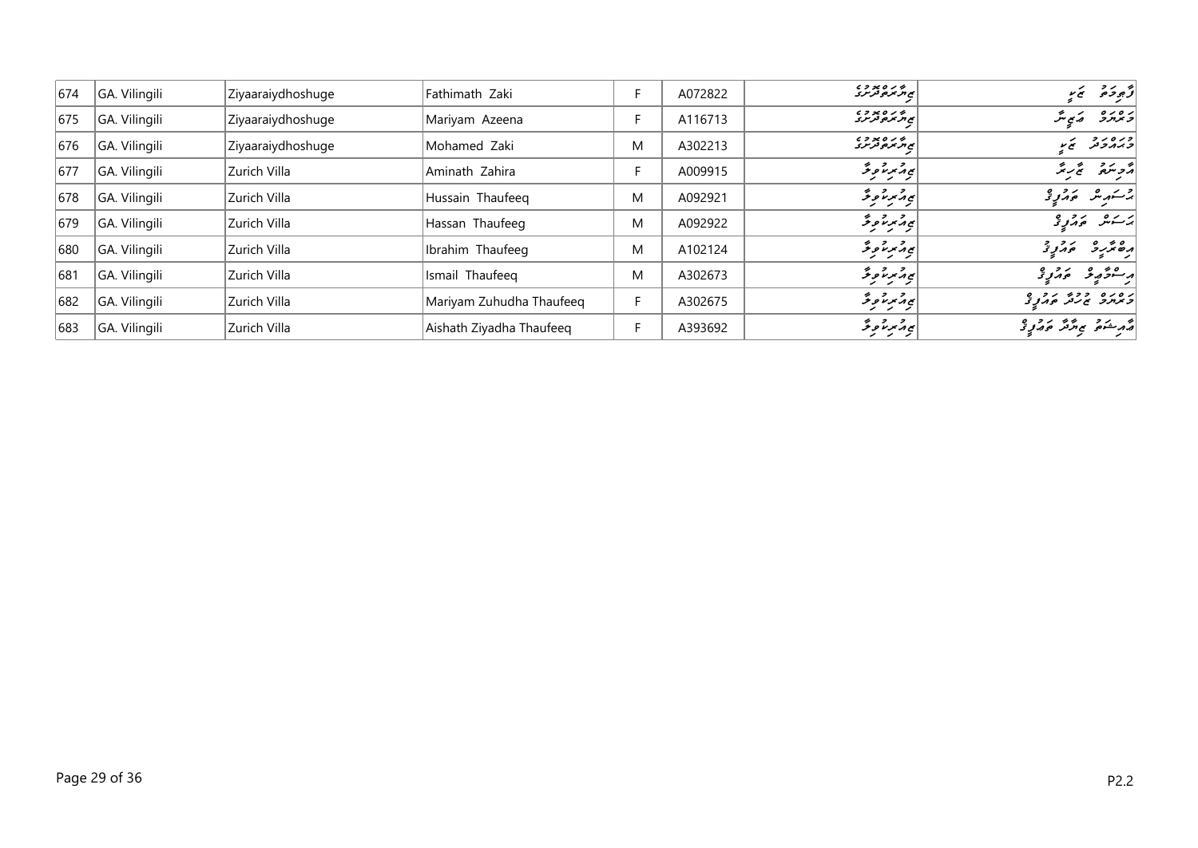| 674 | GA. Vilingili | Ziyaaraiydhoshuge | Fathimath Zaki | F | A072822 | ސިޔާރައިދޮށުގެ | ފާތިމަތު ޒަކީ |
|---|---|---|---|---|---|---|---|
| 675 | GA. Vilingili | Ziyaaraiydhoshuge | Mariyam Azeena | F | A116713 | ސިޔާރައިދޮށުގެ | މަރިޔަމް އަޒީނާ |
| 676 | GA. Vilingili | Ziyaaraiydhoshuge | Mohamed Zaki | M | A302213 | ސިޔާރައިދޮށުގެ | މުހައްމަދު ޒަކީ |
| 677 | GA. Vilingili | Zurich Villa | Aminath Zahira | F | A009915 | ޒިއުރިކްވިލާ | އާމިނަތު ޒާހިރާ |
| 678 | GA. Vilingili | Zurich Villa | Hussain Thaufeeq | M | A092921 | ޒިއުރިކްވިލާ | ހުސައިން ތައުފީގު |
| 679 | GA. Vilingili | Zurich Villa | Hassan Thaufeeg | M | A092922 | ޒިއުރިކްވިލާ | ހަސަން ތައުފީގު |
| 680 | GA. Vilingili | Zurich Villa | Ibrahim Thaufeeg | M | A102124 | ޒިއުރިކްވިލާ | އިބްރާހީމް ތައުފީގު |
| 681 | GA. Vilingili | Zurich Villa | Ismail Thaufeeq | M | A302673 | ޒިއުރިކްވިލާ | އިސްމާޢީލް ތައުފީގު |
| 682 | GA. Vilingili | Zurich Villa | Mariyam Zuhudha Thaufeeq | F | A302675 | ޒިއުރިކްވިލާ | މަރިޔަމް ޒުހުދާ ތައުފީގު |
| 683 | GA. Vilingili | Zurich Villa | Aishath Ziyadha Thaufeeq | F | A393692 | ޒިއުރިކްވިލާ | އާއިޝަތު ޒިޔާދާ ތައުފީގު |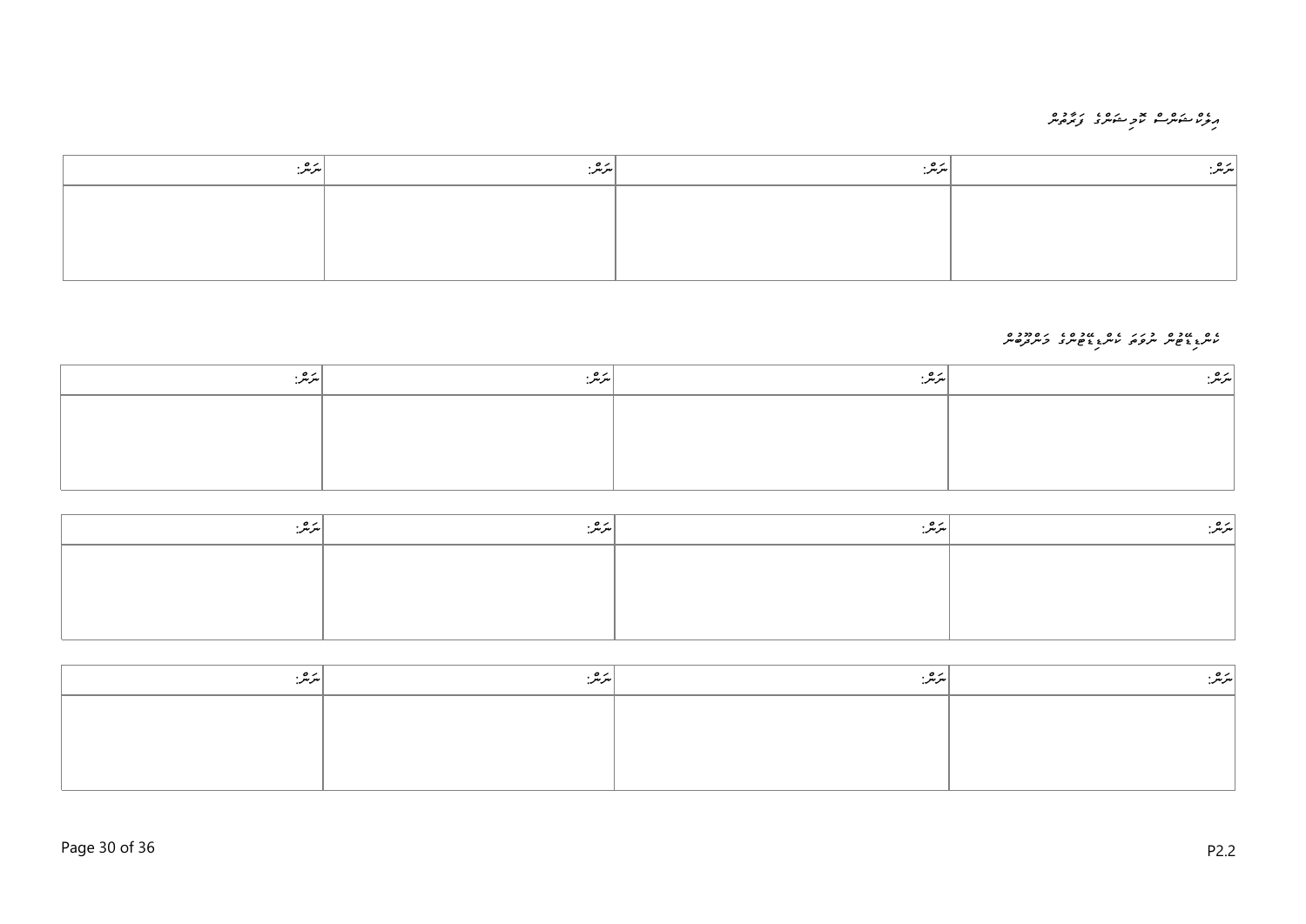# ދިވެހި ބަސްބުނާ ގޮތް

| ނަން: | ނަން: | ނަން: | ނަން: |
|---|---|---|---|
| | | | |

## ކުއްޖާގެ ނުވަތަ ކުއްޖާގެ މަޢުލޫމާތު

| ނަން: | ނަން: | ނަން: | ނަން: |
|---|---|---|---|
| | | | |

| ނަން: | ނަން: | ނަން: | ނަން: |
|---|---|---|---|
| | | | |

| ނަން: | ނަން: | ނަން: | ނަން: |
|---|---|---|---|
| | | | |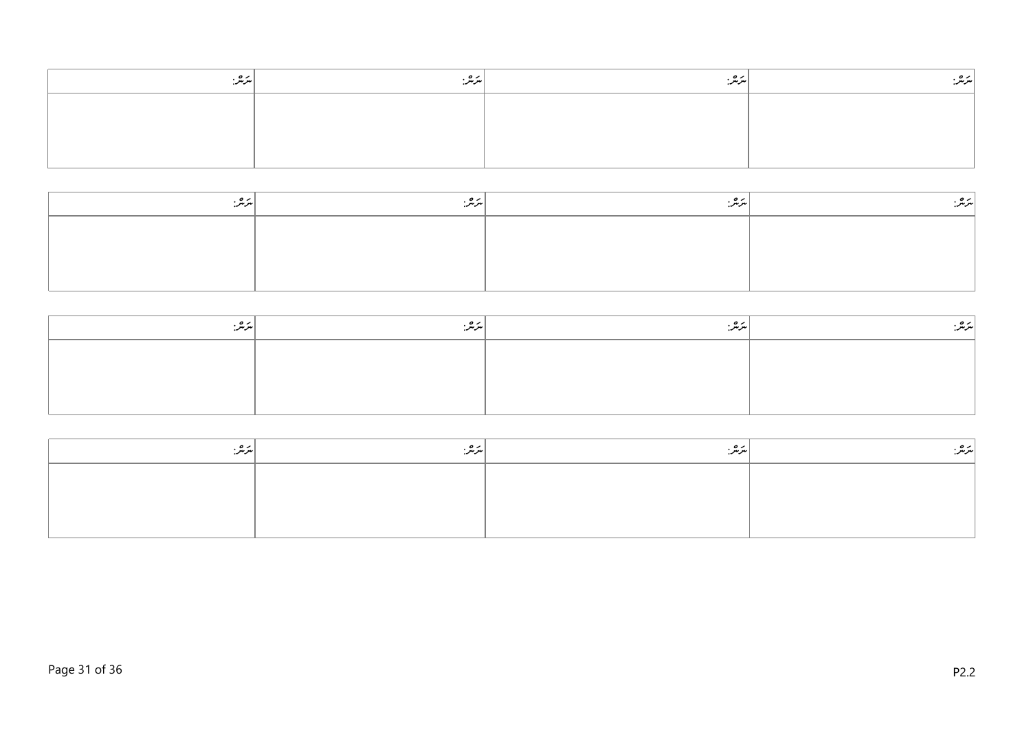| ނަރުދ: | ނަރުދ: | ނަރުދ: | ނަރުދ: |
| --- | --- | --- | --- |
| | | | |

| ނަރުދ: | ނަރުދ: | ނަރުދ: | ނަރުދ: |
| --- | --- | --- | --- |
| | | | |

| ނަރުދ: | ނަރުދ: | ނަރުދ: | ނަރުދ: |
| --- | --- | --- | --- |
| | | | |

| ނަރުދ: | ނަރުދ: | ނަރުދ: | ނަރުދ: |
| --- | --- | --- | --- |
| | | | |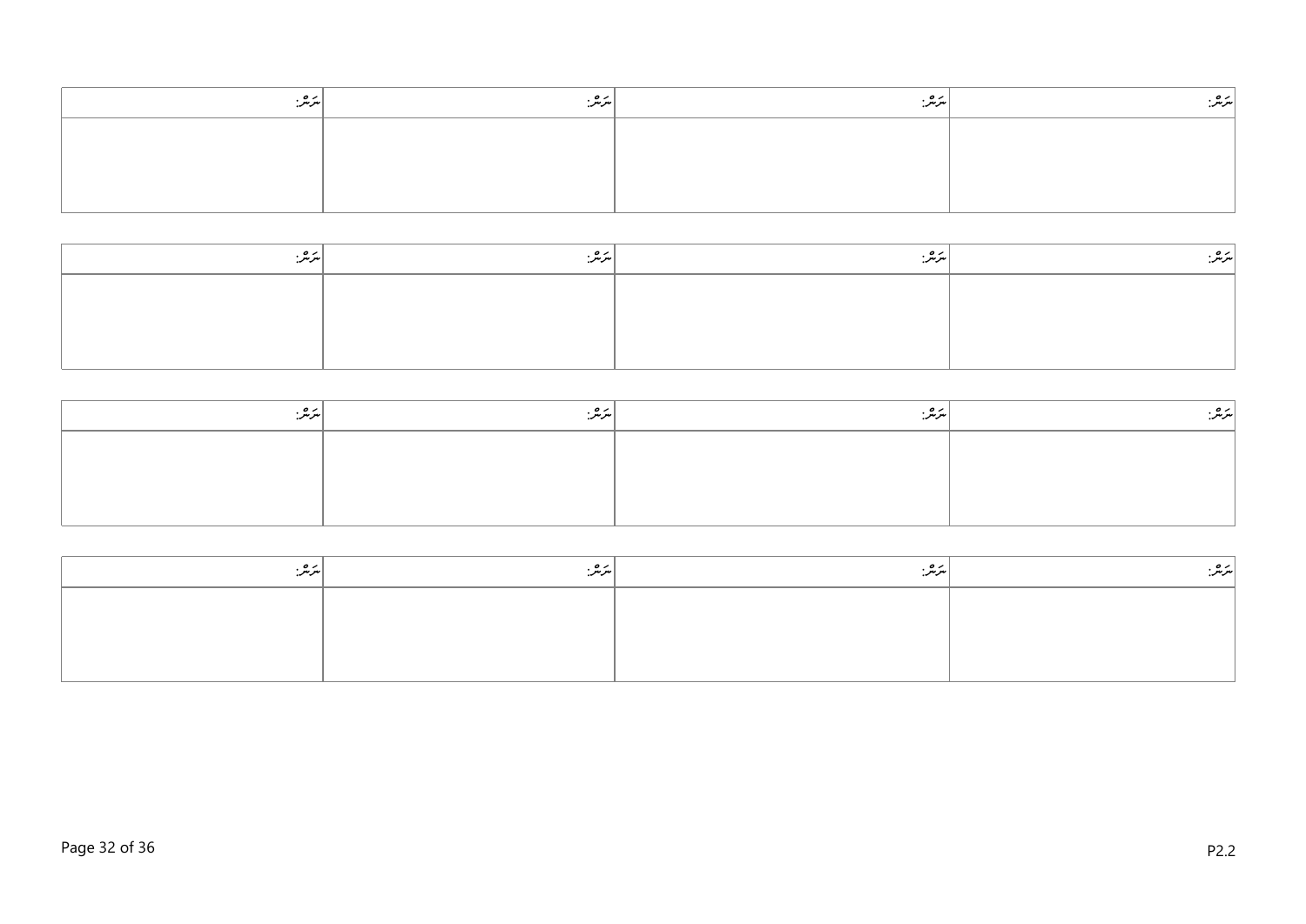| ނަރުދ: | ނަރުދ: | ނަރުދ: | ނަރުދ: |
| --- | --- | --- | --- |
| | | | |

| ނަރުދ: | ނަރުދ: | ނަރުދ: | ނަރުދ: |
| --- | --- | --- | --- |
| | | | |

| ނަރުދ: | ނަރުދ: | ނަރުދ: | ނަރުދ: |
| --- | --- | --- | --- |
| | | | |

| ނަރުދ: | ނަރުދ: | ނަރުދ: | ނަރުދ: |
| --- | --- | --- | --- |
| | | | |

P2.2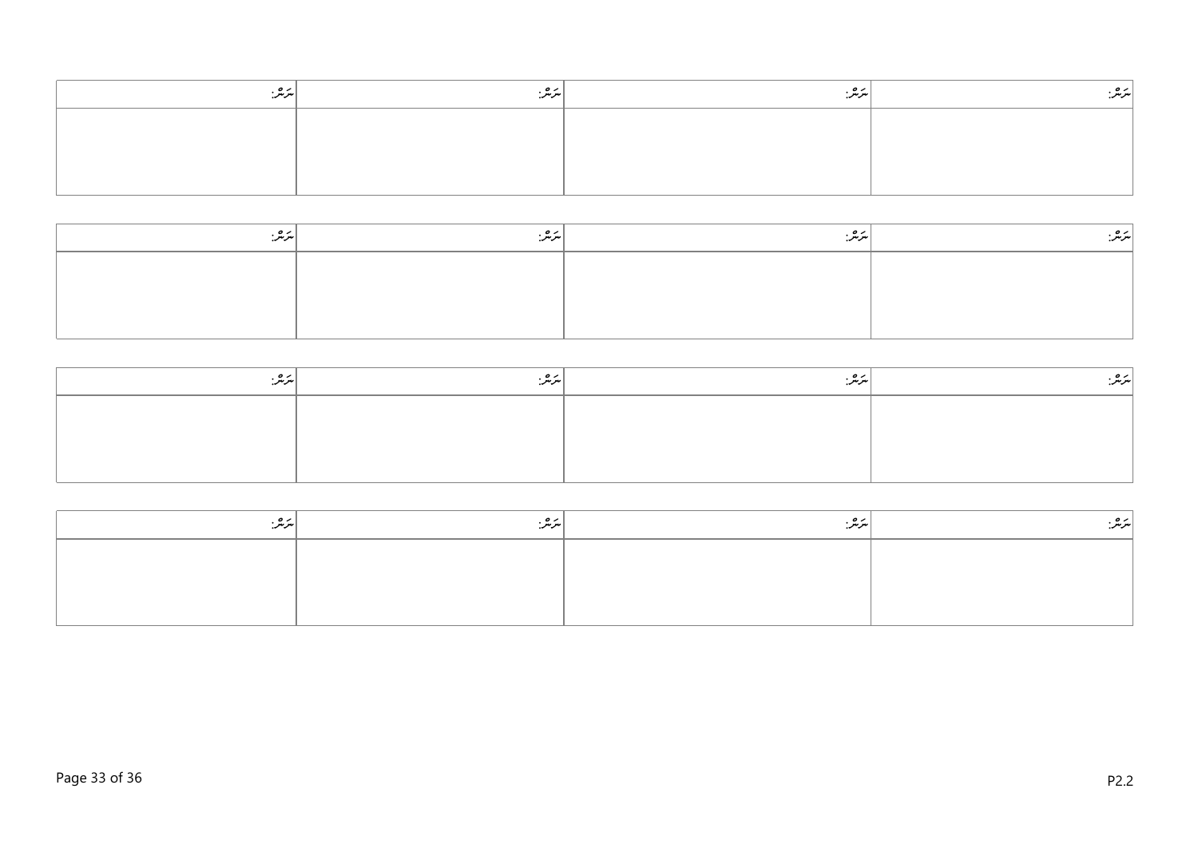| ނަންބަރު: | ނަންބަރު: | ނަންބަރު: | ނަންބަރު: |
| --- | --- | --- | --- |
| | | | |

| ނަންބަރު: | ނަންބަރު: | ނަންބަރު: | ނަންބަރު: |
| --- | --- | --- | --- |
| | | | |

| ނަންބަރު: | ނަންބަރު: | ނަންބަރު: | ނަންބަރު: |
| --- | --- | --- | --- |
| | | | |

| ނަންބަރު: | ނަންބަރު: | ނަންބަރު: | ނަންބަރު: |
| --- | --- | --- | --- |
| | | | |

P2.2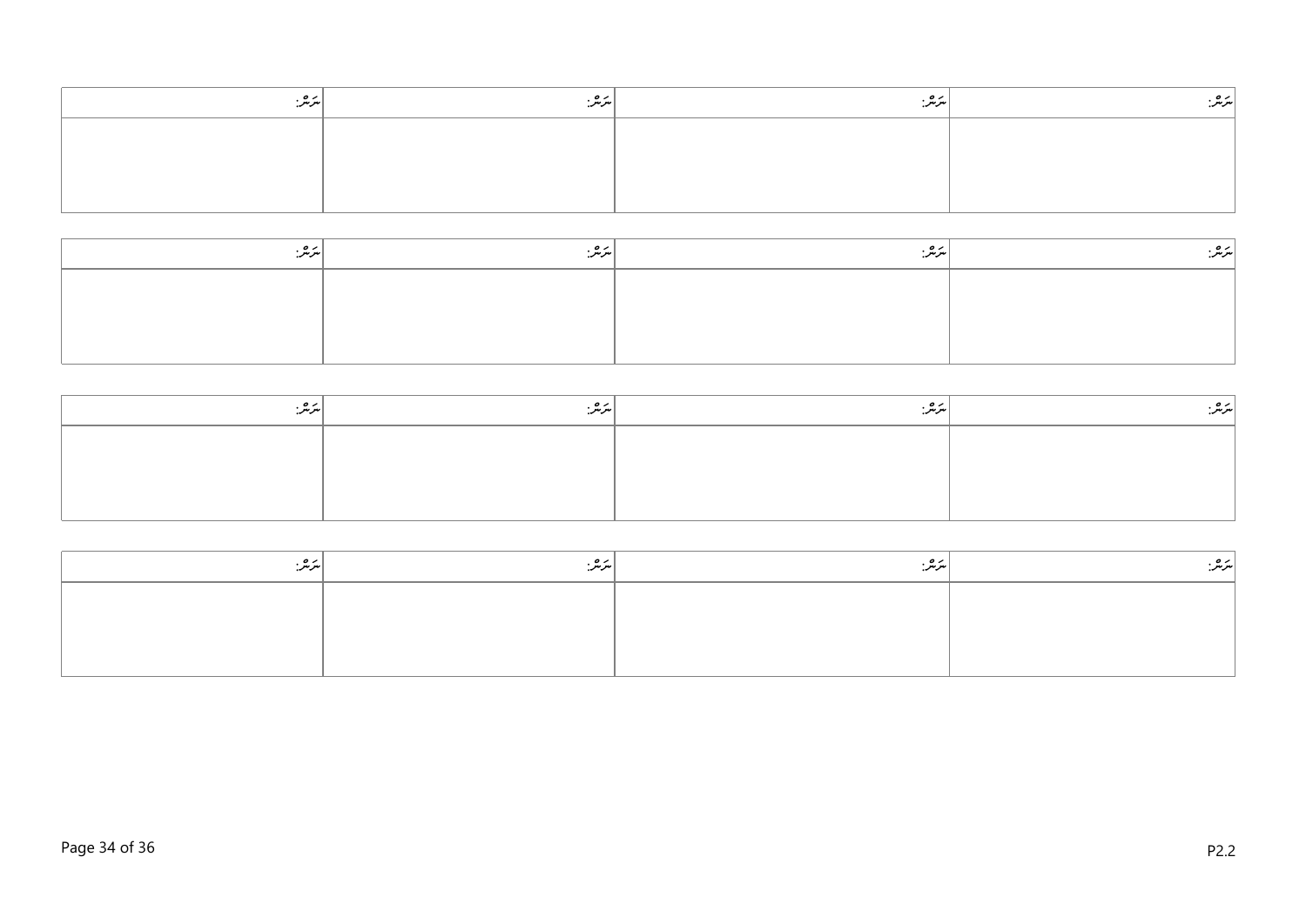| ނަންބަރު: | ނަންބަރު: | ނަންބަރު: | ނަންބަރު: |
|---|---|---|---|
| | | | |

| ނަންބަރު: | ނަންބަރު: | ނަންބަރު: | ނަންބަރު: |
|---|---|---|---|
| | | | |

| ނަންބަރު: | ނަންބަރު: | ނަންބަރު: | ނަންބަރު: |
|---|---|---|---|
| | | | |

| ނަންބަރު: | ނަންބަރު: | ނަންބަރު: | ނަންބަރު: |
|---|---|---|---|
| | | | |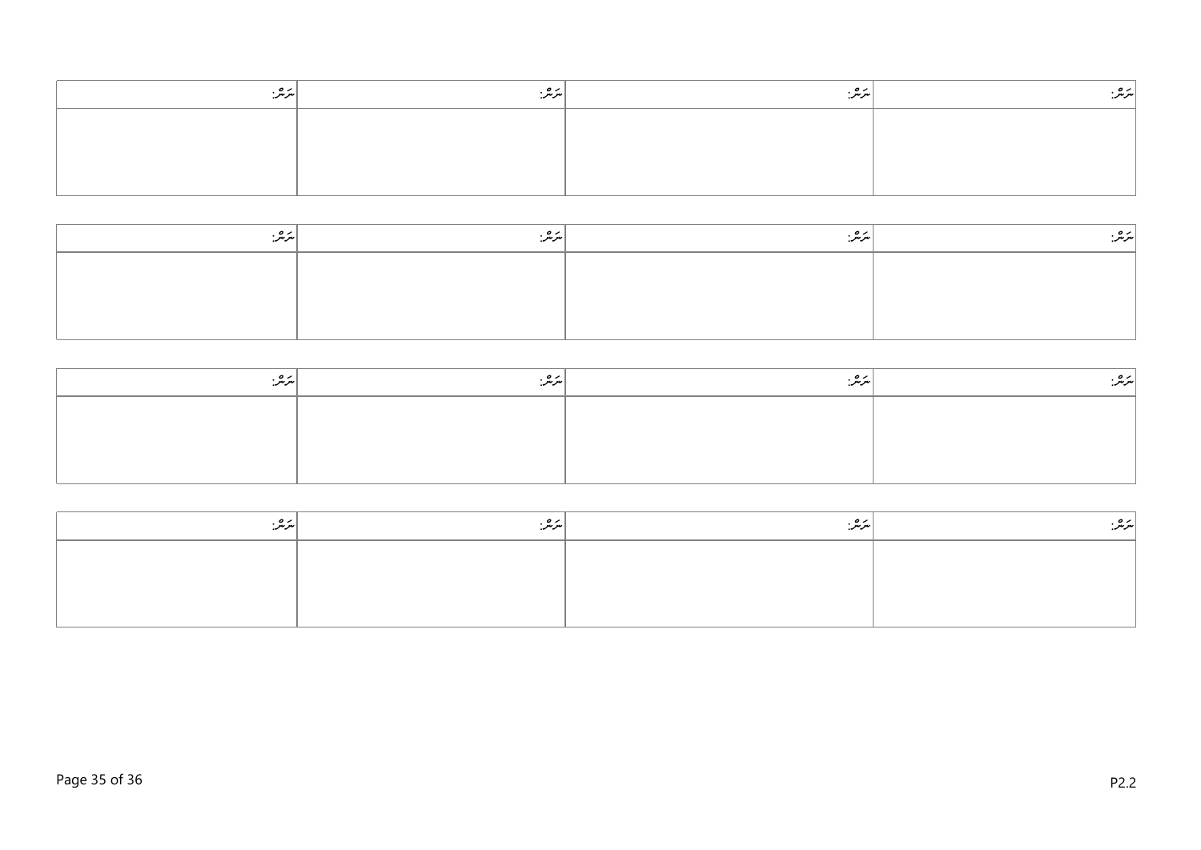| ނަރުދ: | ނަރުދ: | ނަރުދ: | ނަރުދ: |
| --- | --- | --- | --- |
| | | | |

| ނަރުދ: | ނަރުދ: | ނަރުދ: | ނަރުދ: |
| --- | --- | --- | --- |
| | | | |

| ނަރުދ: | ނަރުދ: | ނަރުދ: | ނަރުދ: |
| --- | --- | --- | --- |
| | | | |

| ނަރުދ: | ނަރުދ: | ނަރުދ: | ނަރުދ: |
| --- | --- | --- | --- |
| | | | |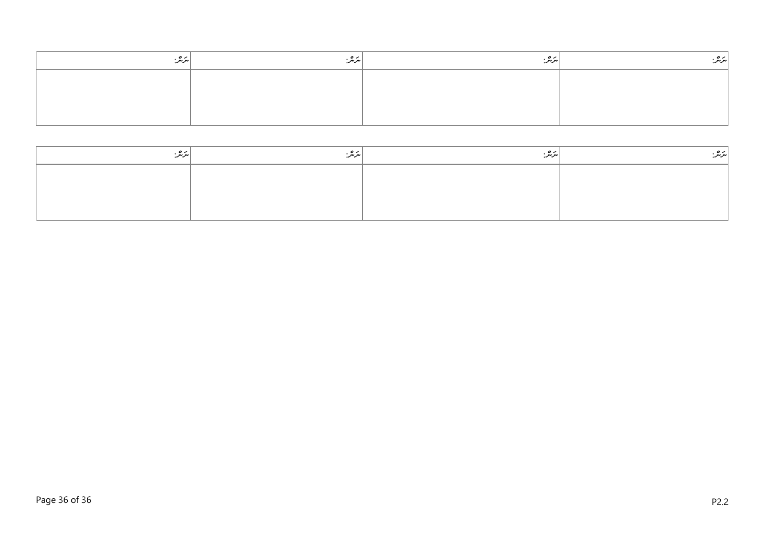| ނަރުދ: | ނަރުދ: | ނަރުދ: | ނަރުދ: |
| --- | --- | --- | --- |
| | | | |

| ނަރުދ: | ނަރުދ: | ނަރުދ: | ނަރުދ: |
| --- | --- | --- | --- |
| | | | |

P2.2